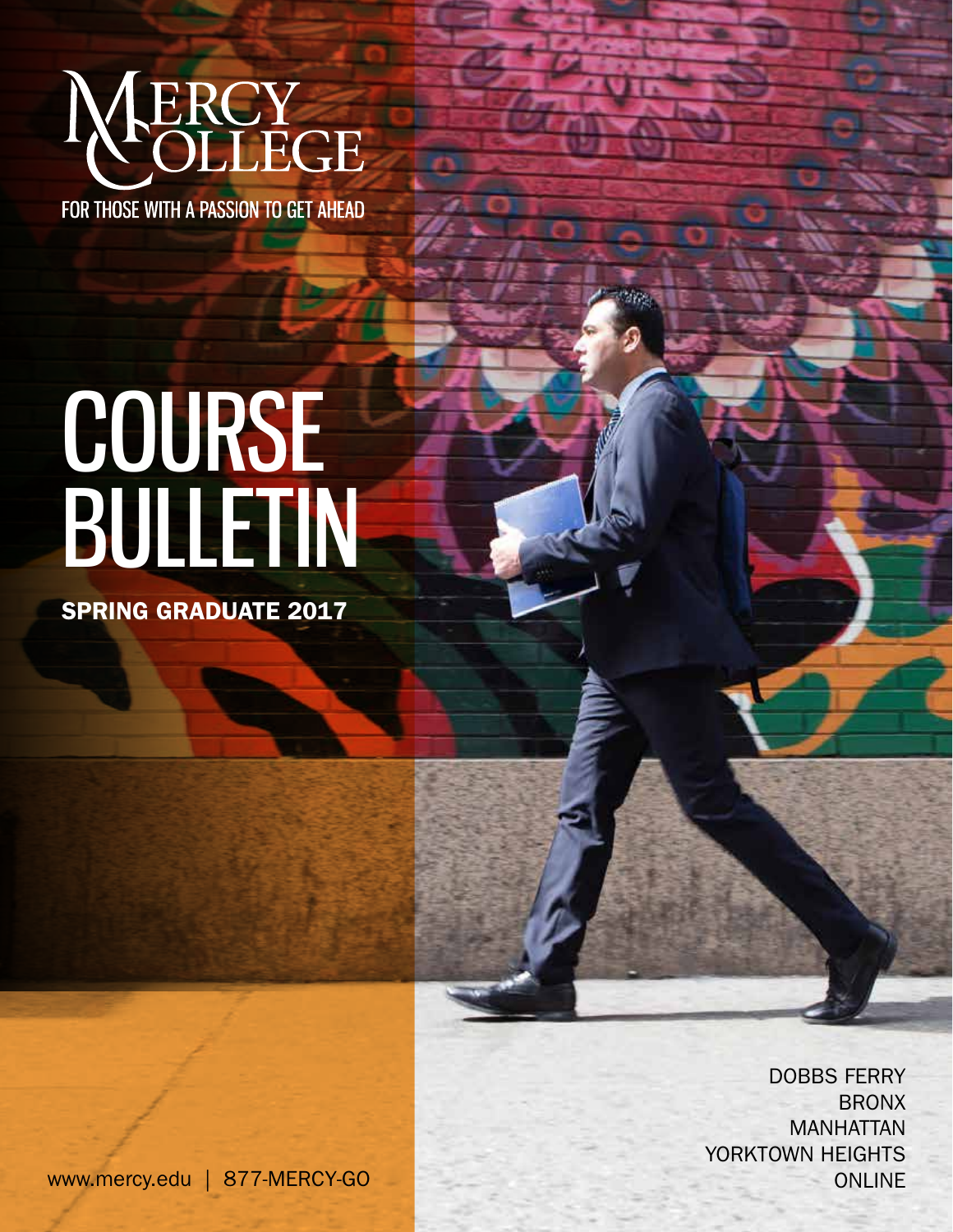# MERCY COLLEGE

FOR THOSE WITH A PASSION TO GET AHEAD

# COURSE BULLETIN

**SPRING GRADUATE 2017**

DOBBS FERRY
BRONX
MANHATTAN
YORKTOWN HEIGHTS
ONLINE

www.mercy.edu | 877-MERCY-GO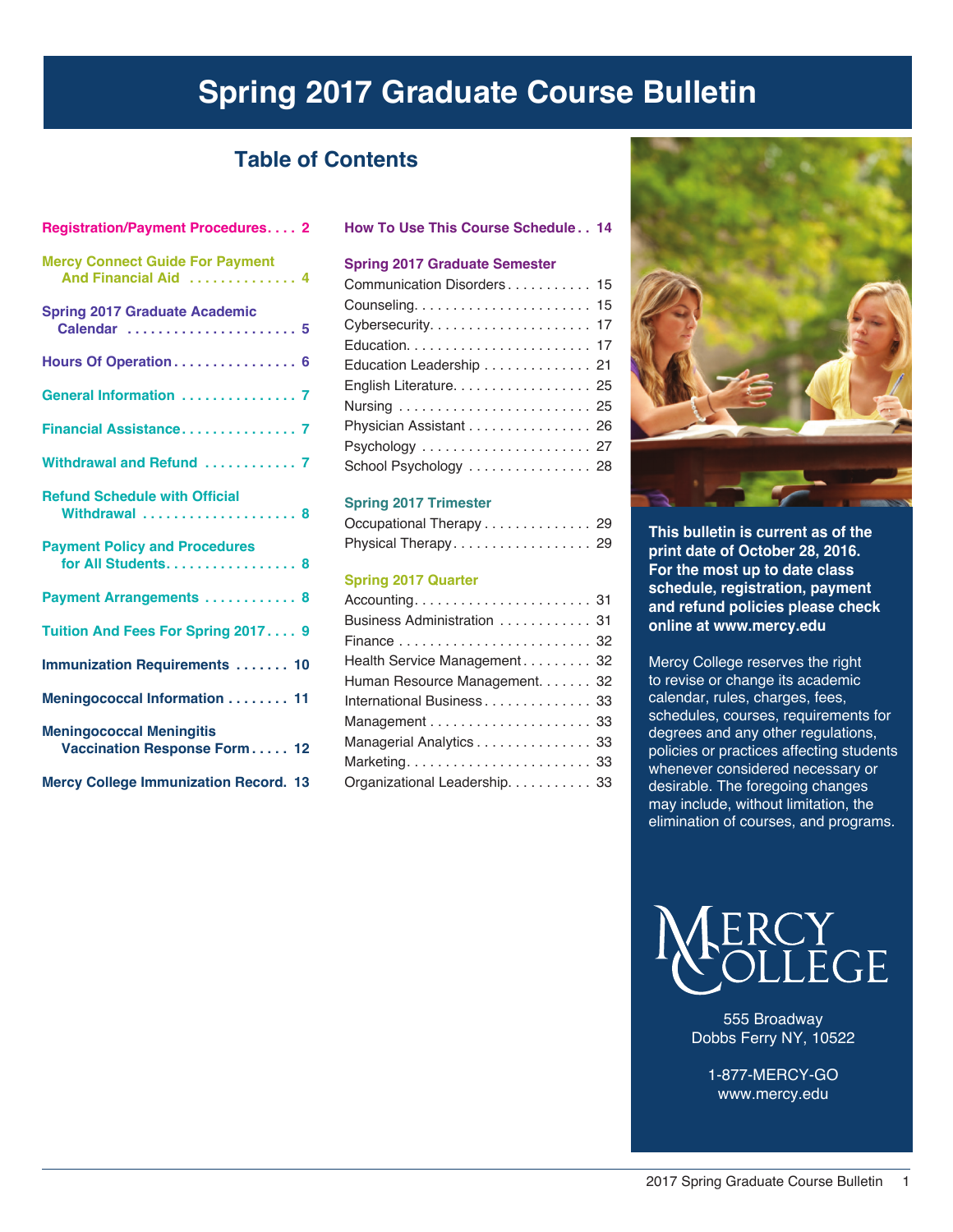# Spring 2017 Graduate Course Bulletin

## Table of Contents

**Registration/Payment Procedures.... 2**

**Mercy Connect Guide For Payment And Financial Aid .............. 4**

**Spring 2017 Graduate Academic Calendar ....................... 5**

**Hours Of Operation................ 6**

**General Information ............... 7**

**Financial Assistance............... 7**

**Withdrawal and Refund ............ 7**

**Refund Schedule with Official Withdrawal .................... 8**

**Payment Policy and Procedures for All Students................. 8**

**Payment Arrangements ............ 8**

**Tuition And Fees For Spring 2017.... 9**

**Immunization Requirements ....... 10**

**Meningococcal Information ........ 11**

**Meningococcal Meningitis Vaccination Response Form..... 12**

**Mercy College Immunization Record. 13**

**How To Use This Course Schedule.. 14**

**Spring 2017 Graduate Semester**

Communication Disorders........... 15
Counseling....................... 15
Cybersecurity..................... 17
Education........................ 17
Education Leadership .............. 21
English Literature.................. 25
Nursing ......................... 25
Physician Assistant ................ 26
Psychology ...................... 27
School Psychology ................ 28

**Spring 2017 Trimester**

Occupational Therapy.............. 29
Physical Therapy.................. 29

**Spring 2017 Quarter**

Accounting....................... 31
Business Administration ............ 31
Finance ......................... 32
Health Service Management......... 32
Human Resource Management....... 32
International Business.............. 33
Management ..................... 33
Managerial Analytics............... 33
Marketing........................ 33
Organizational Leadership........... 33

**This bulletin is current as of the print date of October 28, 2016. For the most up to date class schedule, registration, payment and refund policies please check online at www.mercy.edu**

Mercy College reserves the right to revise or change its academic calendar, rules, charges, fees, schedules, courses, requirements for degrees and any other regulations, policies or practices affecting students whenever considered necessary or desirable. The foregoing changes may include, without limitation, the elimination of courses, and programs.

MERCY COLLEGE

555 Broadway
Dobbs Ferry NY, 10522

1-877-MERCY-GO
www.mercy.edu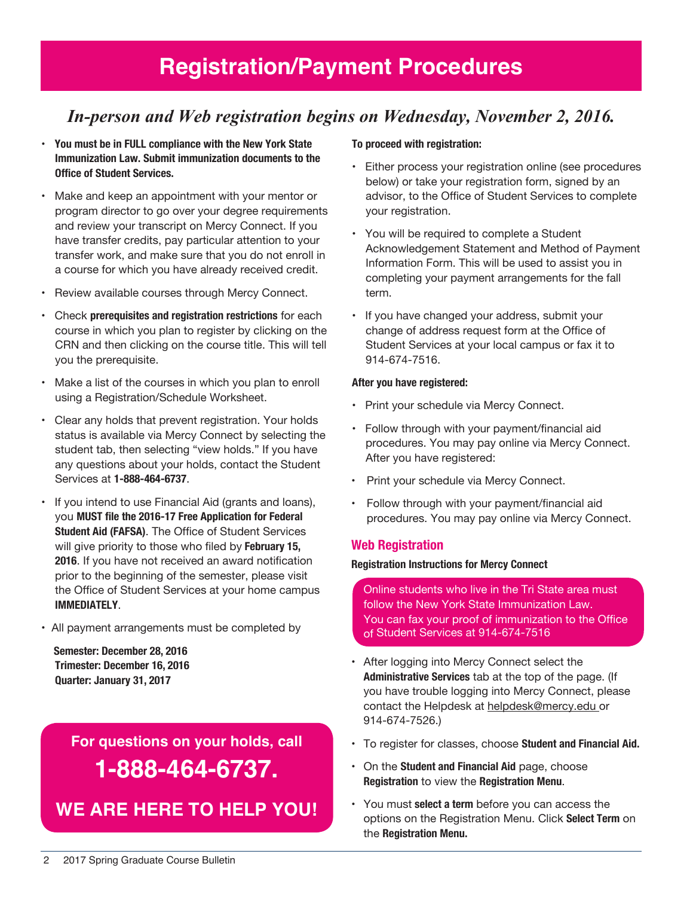# Registration/Payment Procedures

## *In-person and Web registration begins on Wednesday, November 2, 2016.*

- **You must be in FULL compliance with the New York State Immunization Law. Submit immunization documents to the Office of Student Services.**
- Make and keep an appointment with your mentor or program director to go over your degree requirements and review your transcript on Mercy Connect. If you have transfer credits, pay particular attention to your transfer work, and make sure that you do not enroll in a course for which you have already received credit.
- Review available courses through Mercy Connect.
- Check **prerequisites and registration restrictions** for each course in which you plan to register by clicking on the CRN and then clicking on the course title. This will tell you the prerequisite.
- Make a list of the courses in which you plan to enroll using a Registration/Schedule Worksheet.
- Clear any holds that prevent registration. Your holds status is available via Mercy Connect by selecting the student tab, then selecting "view holds." If you have any questions about your holds, contact the Student Services at **1-888-464-6737**.
- If you intend to use Financial Aid (grants and loans), you **MUST file the 2016-17 Free Application for Federal Student Aid (FAFSA)**. The Office of Student Services will give priority to those who filed by **February 15, 2016**. If you have not received an award notification prior to the beginning of the semester, please visit the Office of Student Services at your home campus **IMMEDIATELY**.
- All payment arrangements must be completed by

**Semester: December 28, 2016**
**Trimester: December 16, 2016**
**Quarter: January 31, 2017**

**For questions on your holds, call**

**1-888-464-6737.**

**WE ARE HERE TO HELP YOU!**

**To proceed with registration:**

- Either process your registration online (see procedures below) or take your registration form, signed by an advisor, to the Office of Student Services to complete your registration.
- You will be required to complete a Student Acknowledgement Statement and Method of Payment Information Form. This will be used to assist you in completing your payment arrangements for the fall term.
- If you have changed your address, submit your change of address request form at the Office of Student Services at your local campus or fax it to 914-674-7516.

**After you have registered:**

- Print your schedule via Mercy Connect.
- Follow through with your payment/financial aid procedures. You may pay online via Mercy Connect. After you have registered:
- Print your schedule via Mercy Connect.
- Follow through with your payment/financial aid procedures. You may pay online via Mercy Connect.

### Web Registration

**Registration Instructions for Mercy Connect**

Online students who live in the Tri State area must follow the New York State Immunization Law. You can fax your proof of immunization to the Office of Student Services at 914-674-7516

- After logging into Mercy Connect select the **Administrative Services** tab at the top of the page. (If you have trouble logging into Mercy Connect, please contact the Helpdesk at helpdesk@mercy.edu or 914-674-7526.)
- To register for classes, choose **Student and Financial Aid.**
- On the **Student and Financial Aid** page, choose **Registration** to view the **Registration Menu**.
- You must **select a term** before you can access the options on the Registration Menu. Click **Select Term** on the **Registration Menu.**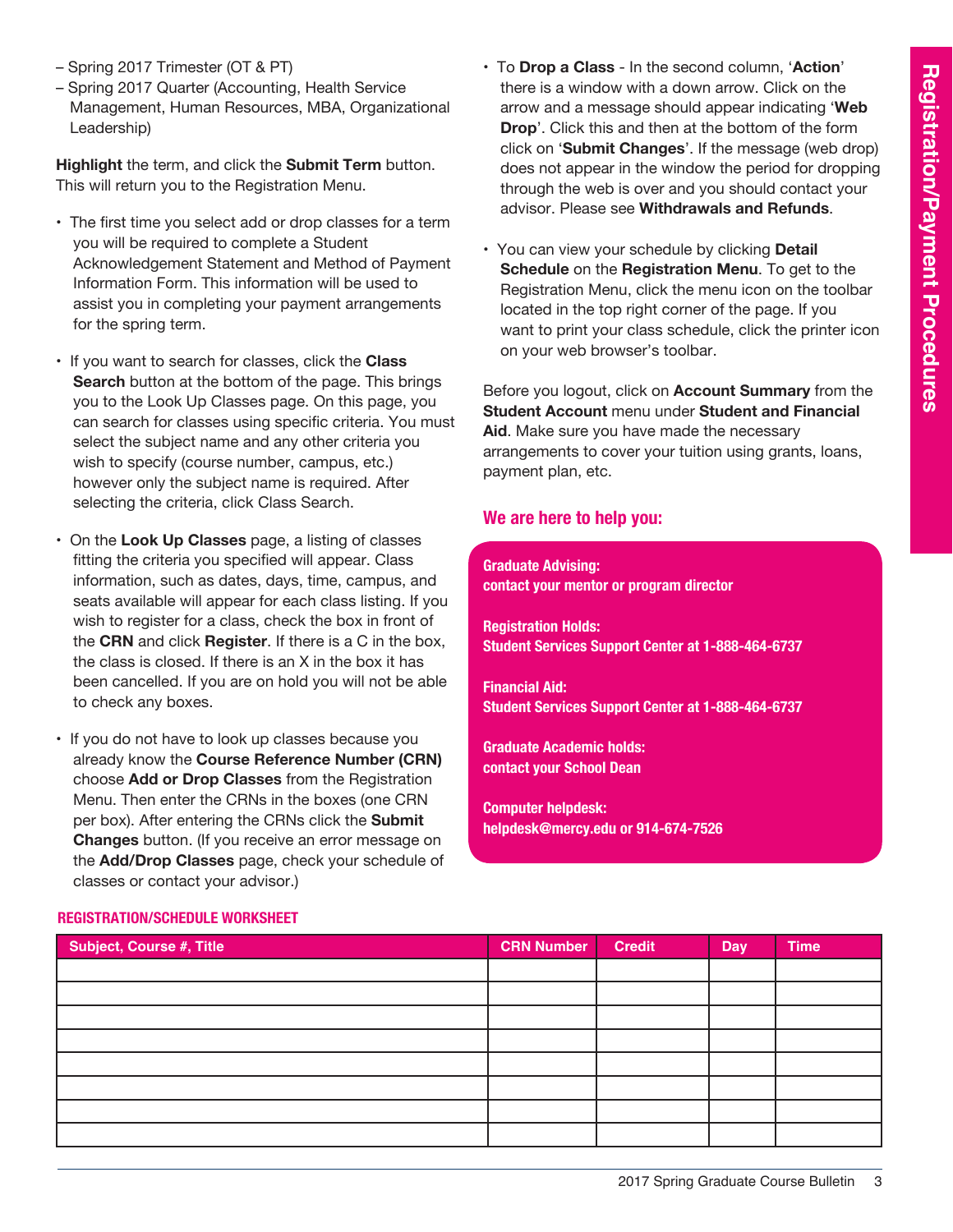– Spring 2017 Trimester (OT & PT)
– Spring 2017 Quarter (Accounting, Health Service Management, Human Resources, MBA, Organizational Leadership)

**Highlight** the term, and click the **Submit Term** button. This will return you to the Registration Menu.

- The first time you select add or drop classes for a term you will be required to complete a Student Acknowledgement Statement and Method of Payment Information Form. This information will be used to assist you in completing your payment arrangements for the spring term.
- If you want to search for classes, click the **Class Search** button at the bottom of the page. This brings you to the Look Up Classes page. On this page, you can search for classes using specific criteria. You must select the subject name and any other criteria you wish to specify (course number, campus, etc.) however only the subject name is required. After selecting the criteria, click Class Search.
- On the **Look Up Classes** page, a listing of classes fitting the criteria you specified will appear. Class information, such as dates, days, time, campus, and seats available will appear for each class listing. If you wish to register for a class, check the box in front of the **CRN** and click **Register**. If there is a C in the box, the class is closed. If there is an X in the box it has been cancelled. If you are on hold you will not be able to check any boxes.
- If you do not have to look up classes because you already know the **Course Reference Number (CRN)** choose **Add or Drop Classes** from the Registration Menu. Then enter the CRNs in the boxes (one CRN per box). After entering the CRNs click the **Submit Changes** button. (If you receive an error message on the **Add/Drop Classes** page, check your schedule of classes or contact your advisor.)
- To **Drop a Class** - In the second column, '**Action**' there is a window with a down arrow. Click on the arrow and a message should appear indicating '**Web Drop**'. Click this and then at the bottom of the form click on '**Submit Changes**'. If the message (web drop) does not appear in the window the period for dropping through the web is over and you should contact your advisor. Please see **Withdrawals and Refunds**.
- You can view your schedule by clicking **Detail Schedule** on the **Registration Menu**. To get to the Registration Menu, click the menu icon on the toolbar located in the top right corner of the page. If you want to print your class schedule, click the printer icon on your web browser's toolbar.

Before you logout, click on **Account Summary** from the **Student Account** menu under **Student and Financial Aid**. Make sure you have made the necessary arrangements to cover your tuition using grants, loans, payment plan, etc.

## We are here to help you:

**Graduate Advising:**
**contact your mentor or program director**

**Registration Holds:**
**Student Services Support Center at 1-888-464-6737**

**Financial Aid:**
**Student Services Support Center at 1-888-464-6737**

**Graduate Academic holds:**
**contact your School Dean**

**Computer helpdesk:**
**helpdesk@mercy.edu or 914-674-7526**

## REGISTRATION/SCHEDULE WORKSHEET

| Subject, Course #, Title | CRN Number | Credit | Day | Time |
|---|---|---|---|---|
| | | | | |
| | | | | |
| | | | | |
| | | | | |
| | | | | |
| | | | | |
| | | | | |
| | | | | |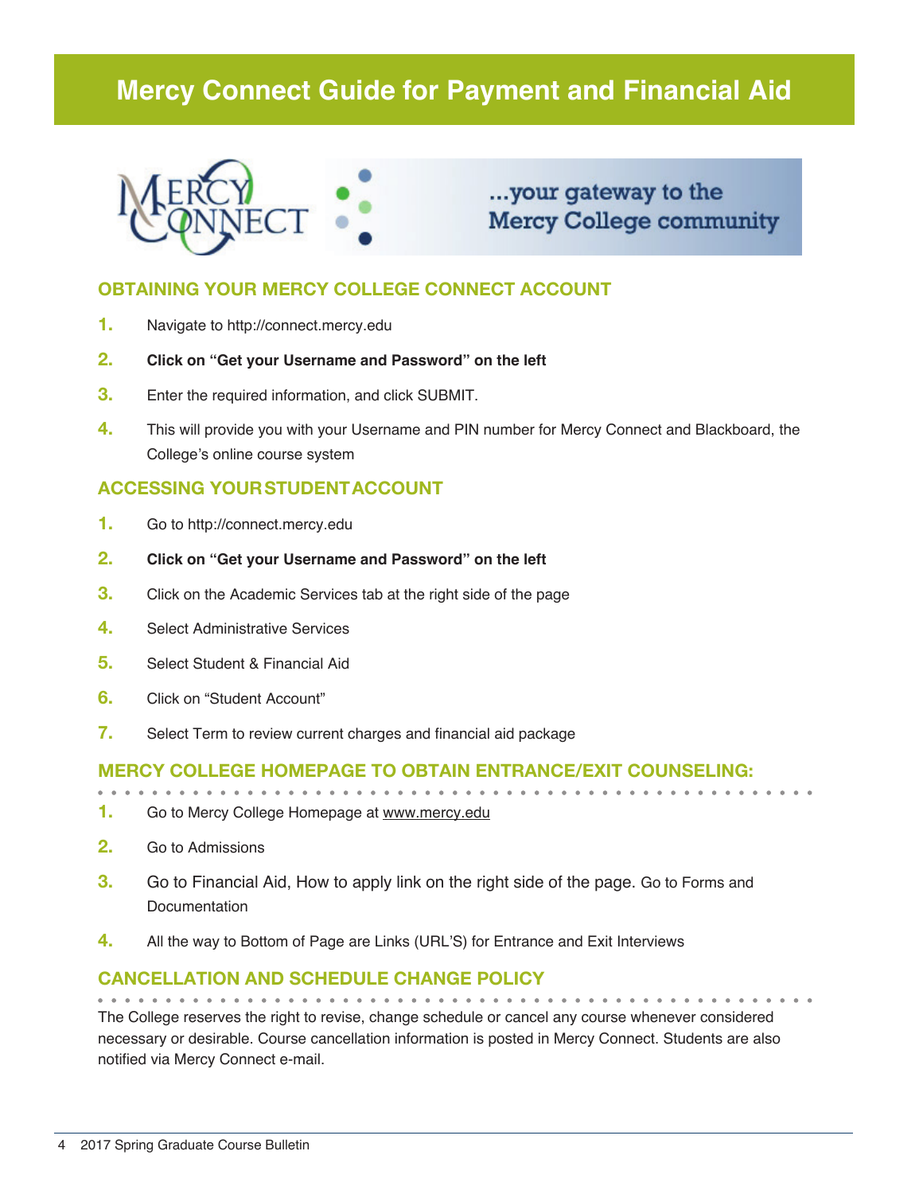# Mercy Connect Guide for Payment and Financial Aid

...your gateway to the Mercy College community

## OBTAINING YOUR MERCY COLLEGE CONNECT ACCOUNT

1. Navigate to http://connect.mercy.edu
2. **Click on "Get your Username and Password" on the left**
3. Enter the required information, and click SUBMIT.
4. This will provide you with your Username and PIN number for Mercy Connect and Blackboard, the College's online course system

## ACCESSING YOUR STUDENT ACCOUNT

1. Go to http://connect.mercy.edu
2. **Click on "Get your Username and Password" on the left**
3. Click on the Academic Services tab at the right side of the page
4. Select Administrative Services
5. Select Student & Financial Aid
6. Click on "Student Account"
7. Select Term to review current charges and financial aid package

## MERCY COLLEGE HOMEPAGE TO OBTAIN ENTRANCE/EXIT COUNSELING:

1. Go to Mercy College Homepage at www.mercy.edu
2. Go to Admissions
3. Go to Financial Aid, How to apply link on the right side of the page. Go to Forms and Documentation
4. All the way to Bottom of Page are Links (URL'S) for Entrance and Exit Interviews

## CANCELLATION AND SCHEDULE CHANGE POLICY

The College reserves the right to revise, change schedule or cancel any course whenever considered necessary or desirable. Course cancellation information is posted in Mercy Connect. Students are also notified via Mercy Connect e-mail.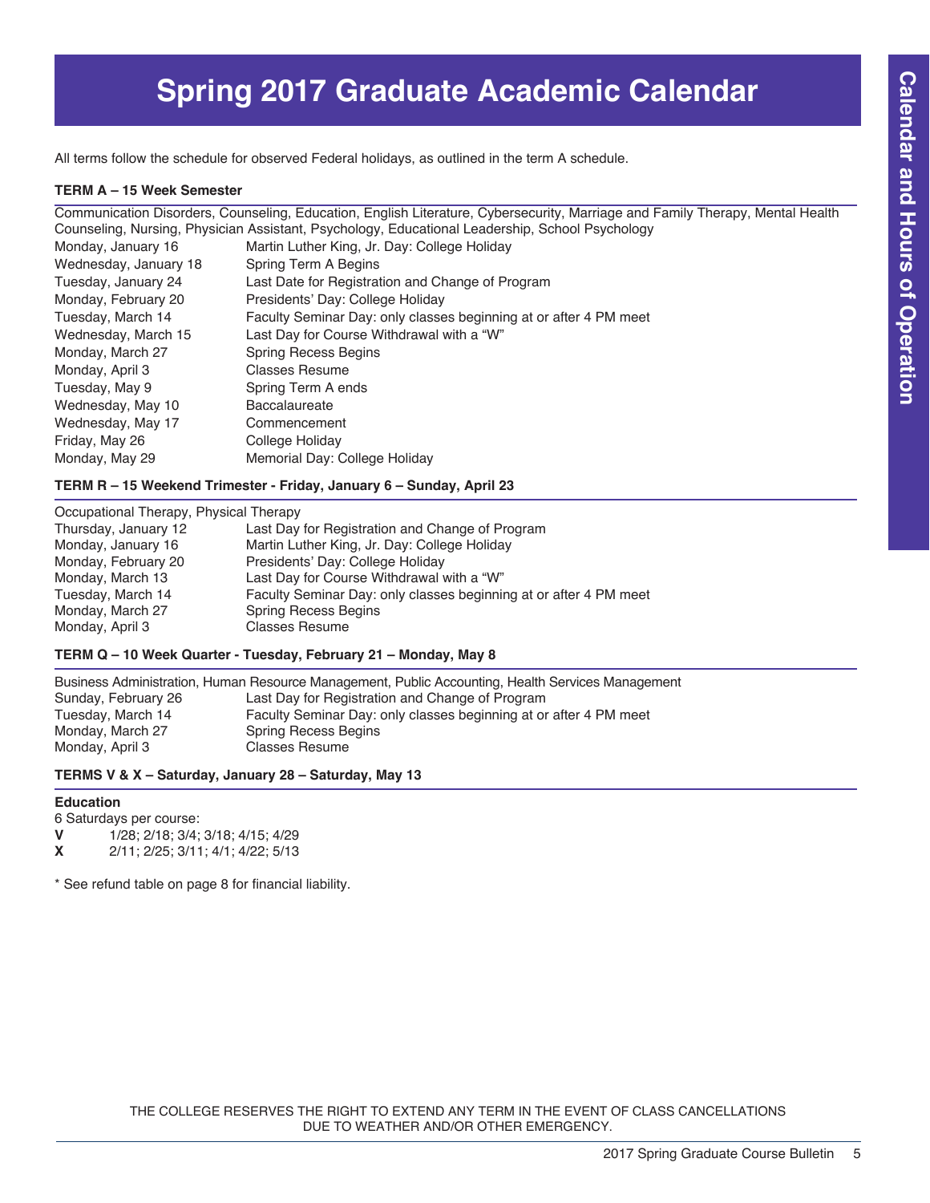# Spring 2017 Graduate Academic Calendar

All terms follow the schedule for observed Federal holidays, as outlined in the term A schedule.

### TERM A – 15 Week Semester

Communication Disorders, Counseling, Education, English Literature, Cybersecurity, Marriage and Family Therapy, Mental Health Counseling, Nursing, Physician Assistant, Psychology, Educational Leadership, School Psychology

| | |
|---|---|
| Monday, January 16 | Martin Luther King, Jr. Day: College Holiday |
| Wednesday, January 18 | Spring Term A Begins |
| Tuesday, January 24 | Last Date for Registration and Change of Program |
| Monday, February 20 | Presidents' Day: College Holiday |
| Tuesday, March 14 | Faculty Seminar Day: only classes beginning at or after 4 PM meet |
| Wednesday, March 15 | Last Day for Course Withdrawal with a "W" |
| Monday, March 27 | Spring Recess Begins |
| Monday, April 3 | Classes Resume |
| Tuesday, May 9 | Spring Term A ends |
| Wednesday, May 10 | Baccalaureate |
| Wednesday, May 17 | Commencement |
| Friday, May 26 | College Holiday |
| Monday, May 29 | Memorial Day: College Holiday |

### TERM R – 15 Weekend Trimester - Friday, January 6 – Sunday, April 23

Occupational Therapy, Physical Therapy

| | |
|---|---|
| Thursday, January 12 | Last Day for Registration and Change of Program |
| Monday, January 16 | Martin Luther King, Jr. Day: College Holiday |
| Monday, February 20 | Presidents' Day: College Holiday |
| Monday, March 13 | Last Day for Course Withdrawal with a "W" |
| Tuesday, March 14 | Faculty Seminar Day: only classes beginning at or after 4 PM meet |
| Monday, March 27 | Spring Recess Begins |
| Monday, April 3 | Classes Resume |

### TERM Q – 10 Week Quarter - Tuesday, February 21 – Monday, May 8

Business Administration, Human Resource Management, Public Accounting, Health Services Management

| | |
|---|---|
| Sunday, February 26 | Last Day for Registration and Change of Program |
| Tuesday, March 14 | Faculty Seminar Day: only classes beginning at or after 4 PM meet |
| Monday, March 27 | Spring Recess Begins |
| Monday, April 3 | Classes Resume |

### TERMS V & X – Saturday, January 28 – Saturday, May 13

**Education**

6 Saturdays per course:

**V** 1/28; 2/18; 3/4; 3/18; 4/15; 4/29

**X** 2/11; 2/25; 3/11; 4/1; 4/22; 5/13

* See refund table on page 8 for financial liability.

THE COLLEGE RESERVES THE RIGHT TO EXTEND ANY TERM IN THE EVENT OF CLASS CANCELLATIONS DUE TO WEATHER AND/OR OTHER EMERGENCY.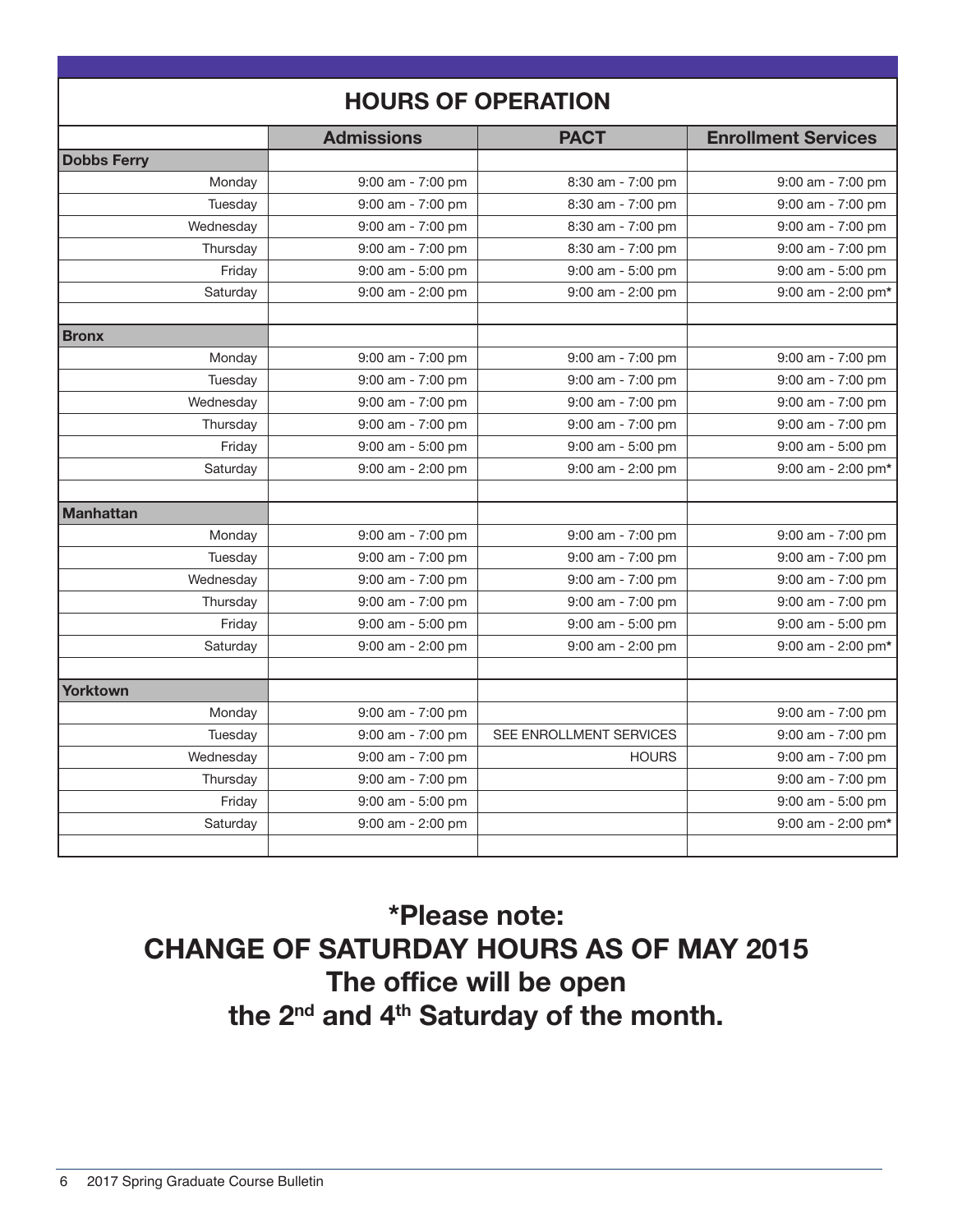## HOURS OF OPERATION

| | Admissions | PACT | Enrollment Services |
|---|---|---|---|
| **Dobbs Ferry** | | | |
| Monday | 9:00 am - 7:00 pm | 8:30 am - 7:00 pm | 9:00 am - 7:00 pm |
| Tuesday | 9:00 am - 7:00 pm | 8:30 am - 7:00 pm | 9:00 am - 7:00 pm |
| Wednesday | 9:00 am - 7:00 pm | 8:30 am - 7:00 pm | 9:00 am - 7:00 pm |
| Thursday | 9:00 am - 7:00 pm | 8:30 am - 7:00 pm | 9:00 am - 7:00 pm |
| Friday | 9:00 am - 5:00 pm | 9:00 am - 5:00 pm | 9:00 am - 5:00 pm |
| Saturday | 9:00 am - 2:00 pm | 9:00 am - 2:00 pm | 9:00 am - 2:00 pm* |
| | | | |
| **Bronx** | | | |
| Monday | 9:00 am - 7:00 pm | 9:00 am - 7:00 pm | 9:00 am - 7:00 pm |
| Tuesday | 9:00 am - 7:00 pm | 9:00 am - 7:00 pm | 9:00 am - 7:00 pm |
| Wednesday | 9:00 am - 7:00 pm | 9:00 am - 7:00 pm | 9:00 am - 7:00 pm |
| Thursday | 9:00 am - 7:00 pm | 9:00 am - 7:00 pm | 9:00 am - 7:00 pm |
| Friday | 9:00 am - 5:00 pm | 9:00 am - 5:00 pm | 9:00 am - 5:00 pm |
| Saturday | 9:00 am - 2:00 pm | 9:00 am - 2:00 pm | 9:00 am - 2:00 pm* |
| | | | |
| **Manhattan** | | | |
| Monday | 9:00 am - 7:00 pm | 9:00 am - 7:00 pm | 9:00 am - 7:00 pm |
| Tuesday | 9:00 am - 7:00 pm | 9:00 am - 7:00 pm | 9:00 am - 7:00 pm |
| Wednesday | 9:00 am - 7:00 pm | 9:00 am - 7:00 pm | 9:00 am - 7:00 pm |
| Thursday | 9:00 am - 7:00 pm | 9:00 am - 7:00 pm | 9:00 am - 7:00 pm |
| Friday | 9:00 am - 5:00 pm | 9:00 am - 5:00 pm | 9:00 am - 5:00 pm |
| Saturday | 9:00 am - 2:00 pm | 9:00 am - 2:00 pm | 9:00 am - 2:00 pm* |
| | | | |
| **Yorktown** | | | |
| Monday | 9:00 am - 7:00 pm | | 9:00 am - 7:00 pm |
| Tuesday | 9:00 am - 7:00 pm | SEE ENROLLMENT SERVICES | 9:00 am - 7:00 pm |
| Wednesday | 9:00 am - 7:00 pm | HOURS | 9:00 am - 7:00 pm |
| Thursday | 9:00 am - 7:00 pm | | 9:00 am - 7:00 pm |
| Friday | 9:00 am - 5:00 pm | | 9:00 am - 5:00 pm |
| Saturday | 9:00 am - 2:00 pm | | 9:00 am - 2:00 pm* |

**\*Please note:**
**CHANGE OF SATURDAY HOURS AS OF MAY 2015**
**The office will be open**
**the 2nd and 4th Saturday of the month.**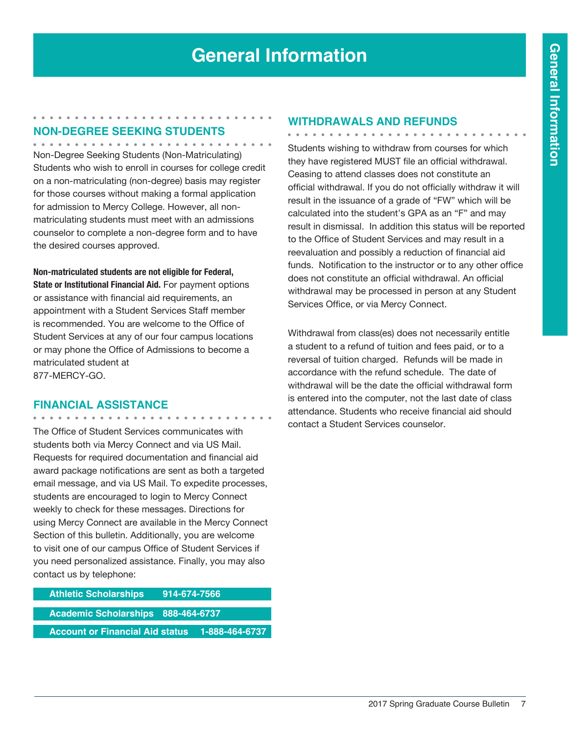# General Information

## NON-DEGREE SEEKING STUDENTS

Non-Degree Seeking Students (Non-Matriculating) Students who wish to enroll in courses for college credit on a non-matriculating (non-degree) basis may register for those courses without making a formal application for admission to Mercy College. However, all non-matriculating students must meet with an admissions counselor to complete a non-degree form and to have the desired courses approved.

**Non-matriculated students are not eligible for Federal, State or Institutional Financial Aid.** For payment options or assistance with financial aid requirements, an appointment with a Student Services Staff member is recommended. You are welcome to the Office of Student Services at any of our four campus locations or may phone the Office of Admissions to become a matriculated student at 877-MERCY-GO.

## FINANCIAL ASSISTANCE

The Office of Student Services communicates with students both via Mercy Connect and via US Mail. Requests for required documentation and financial aid award package notifications are sent as both a targeted email message, and via US Mail. To expedite processes, students are encouraged to login to Mercy Connect weekly to check for these messages. Directions for using Mercy Connect are available in the Mercy Connect Section of this bulletin. Additionally, you are welcome to visit one of our campus Office of Student Services if you need personalized assistance. Finally, you may also contact us by telephone:

| | |
|---|---|
| **Athletic Scholarships** | **914-674-7566** |
| **Academic Scholarships** | **888-464-6737** |
| **Account or Financial Aid status** | **1-888-464-6737** |

## WITHDRAWALS AND REFUNDS

Students wishing to withdraw from courses for which they have registered MUST file an official withdrawal. Ceasing to attend classes does not constitute an official withdrawal. If you do not officially withdraw it will result in the issuance of a grade of "FW" which will be calculated into the student's GPA as an "F" and may result in dismissal. In addition this status will be reported to the Office of Student Services and may result in a reevaluation and possibly a reduction of financial aid funds. Notification to the instructor or to any other office does not constitute an official withdrawal. An official withdrawal may be processed in person at any Student Services Office, or via Mercy Connect.

Withdrawal from class(es) does not necessarily entitle a student to a refund of tuition and fees paid, or to a reversal of tuition charged. Refunds will be made in accordance with the refund schedule. The date of withdrawal will be the date the official withdrawal form is entered into the computer, not the last date of class attendance. Students who receive financial aid should contact a Student Services counselor.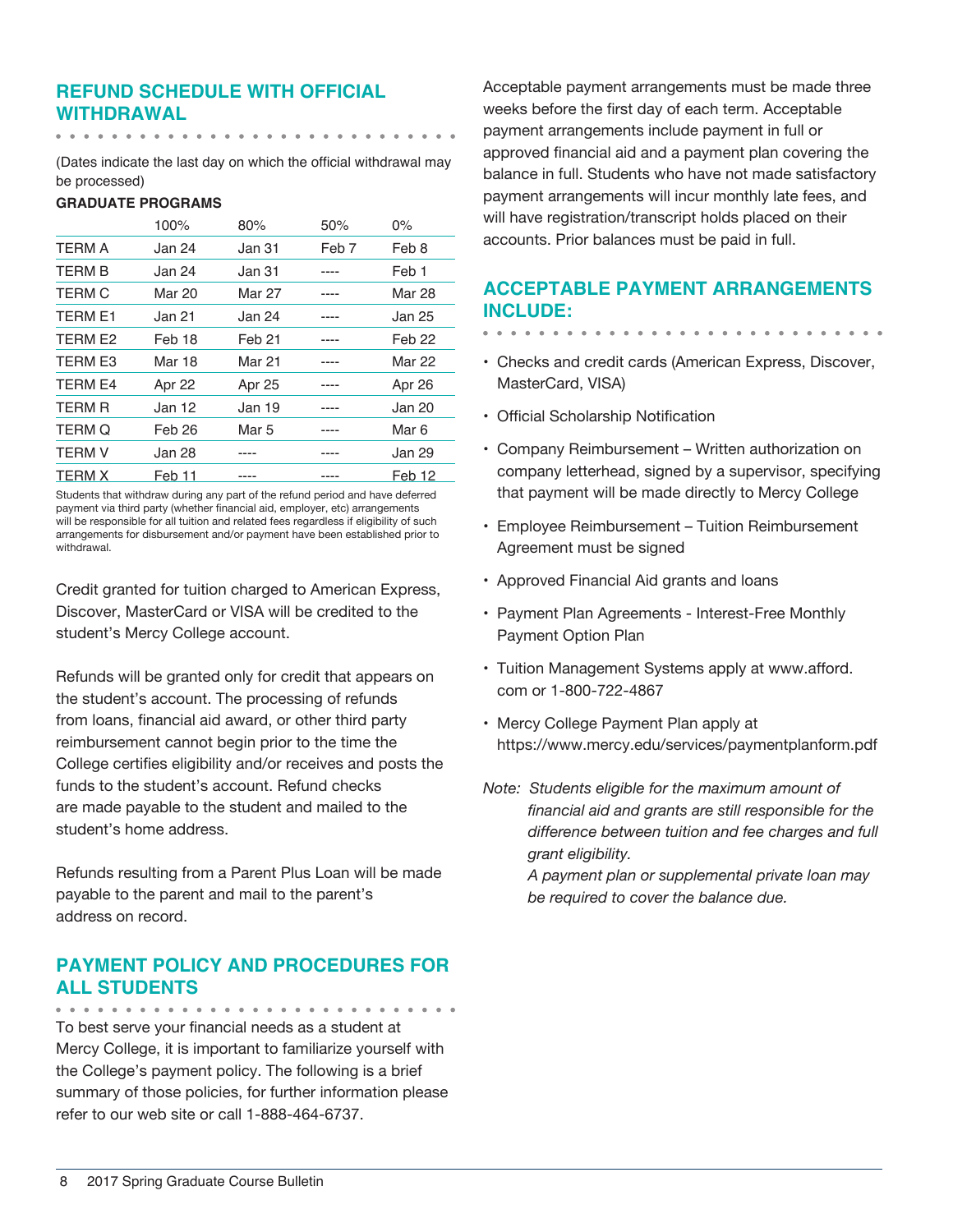## REFUND SCHEDULE WITH OFFICIAL WITHDRAWAL

(Dates indicate the last day on which the official withdrawal may be processed)

**GRADUATE PROGRAMS**

| | 100% | 80% | 50% | 0% |
|---|---|---|---|---|
| TERM A | Jan 24 | Jan 31 | Feb 7 | Feb 8 |
| TERM B | Jan 24 | Jan 31 | ---- | Feb 1 |
| TERM C | Mar 20 | Mar 27 | ---- | Mar 28 |
| TERM E1 | Jan 21 | Jan 24 | ---- | Jan 25 |
| TERM E2 | Feb 18 | Feb 21 | ---- | Feb 22 |
| TERM E3 | Mar 18 | Mar 21 | ---- | Mar 22 |
| TERM E4 | Apr 22 | Apr 25 | ---- | Apr 26 |
| TERM R | Jan 12 | Jan 19 | ---- | Jan 20 |
| TERM Q | Feb 26 | Mar 5 | ---- | Mar 6 |
| TERM V | Jan 28 | ---- | ---- | Jan 29 |
| TERM X | Feb 11 | ---- | ---- | Feb 12 |

Students that withdraw during any part of the refund period and have deferred payment via third party (whether financial aid, employer, etc) arrangements will be responsible for all tuition and related fees regardless if eligibility of such arrangements for disbursement and/or payment have been established prior to withdrawal.

Credit granted for tuition charged to American Express, Discover, MasterCard or VISA will be credited to the student's Mercy College account.

Refunds will be granted only for credit that appears on the student's account. The processing of refunds from loans, financial aid award, or other third party reimbursement cannot begin prior to the time the College certifies eligibility and/or receives and posts the funds to the student's account. Refund checks are made payable to the student and mailed to the student's home address.

Refunds resulting from a Parent Plus Loan will be made payable to the parent and mail to the parent's address on record.

## PAYMENT POLICY AND PROCEDURES FOR ALL STUDENTS

To best serve your financial needs as a student at Mercy College, it is important to familiarize yourself with the College's payment policy. The following is a brief summary of those policies, for further information please refer to our web site or call 1-888-464-6737.

Acceptable payment arrangements must be made three weeks before the first day of each term. Acceptable payment arrangements include payment in full or approved financial aid and a payment plan covering the balance in full. Students who have not made satisfactory payment arrangements will incur monthly late fees, and will have registration/transcript holds placed on their accounts. Prior balances must be paid in full.

## ACCEPTABLE PAYMENT ARRANGEMENTS INCLUDE:

- Checks and credit cards (American Express, Discover, MasterCard, VISA)
- Official Scholarship Notification
- Company Reimbursement – Written authorization on company letterhead, signed by a supervisor, specifying that payment will be made directly to Mercy College
- Employee Reimbursement – Tuition Reimbursement Agreement must be signed
- Approved Financial Aid grants and loans
- Payment Plan Agreements - Interest-Free Monthly Payment Option Plan
- Tuition Management Systems apply at www.afford.com or 1-800-722-4867
- Mercy College Payment Plan apply at https://www.mercy.edu/services/paymentplanform.pdf

*Note: Students eligible for the maximum amount of financial aid and grants are still responsible for the difference between tuition and fee charges and full grant eligibility.*

*A payment plan or supplemental private loan may be required to cover the balance due.*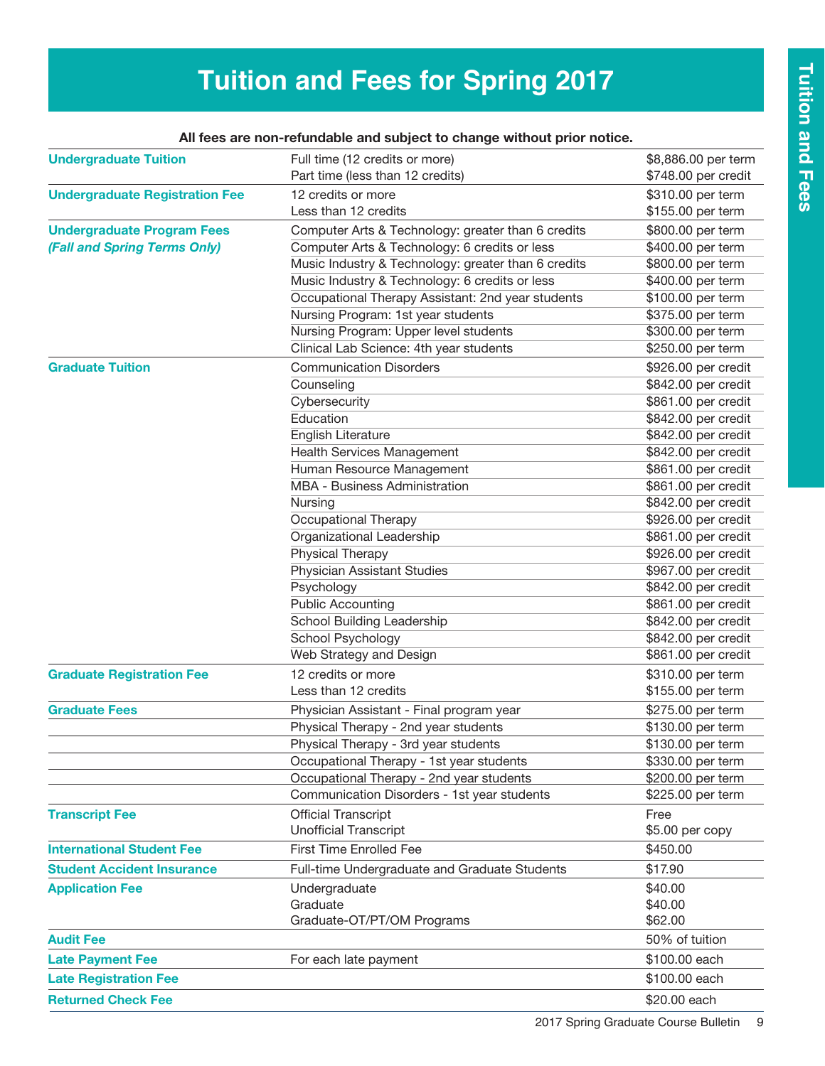# Tuition and Fees for Spring 2017

**All fees are non-refundable and subject to change without prior notice.**

| | | |
|---|---|---|
| **Undergraduate Tuition** | Full time (12 credits or more) | $8,886.00 per term |
| | Part time (less than 12 credits) | $748.00 per credit |
| **Undergraduate Registration Fee** | 12 credits or more | $310.00 per term |
| | Less than 12 credits | $155.00 per term |
| **Undergraduate Program Fees *(Fall and Spring Terms Only)*** | Computer Arts & Technology: greater than 6 credits | $800.00 per term |
| | Computer Arts & Technology: 6 credits or less | $400.00 per term |
| | Music Industry & Technology: greater than 6 credits | $800.00 per term |
| | Music Industry & Technology: 6 credits or less | $400.00 per term |
| | Occupational Therapy Assistant: 2nd year students | $100.00 per term |
| | Nursing Program: 1st year students | $375.00 per term |
| | Nursing Program: Upper level students | $300.00 per term |
| | Clinical Lab Science: 4th year students | $250.00 per term |
| **Graduate Tuition** | Communication Disorders | $926.00 per credit |
| | Counseling | $842.00 per credit |
| | Cybersecurity | $861.00 per credit |
| | Education | $842.00 per credit |
| | English Literature | $842.00 per credit |
| | Health Services Management | $842.00 per credit |
| | Human Resource Management | $861.00 per credit |
| | MBA - Business Administration | $861.00 per credit |
| | Nursing | $842.00 per credit |
| | Occupational Therapy | $926.00 per credit |
| | Organizational Leadership | $861.00 per credit |
| | Physical Therapy | $926.00 per credit |
| | Physician Assistant Studies | $967.00 per credit |
| | Psychology | $842.00 per credit |
| | Public Accounting | $861.00 per credit |
| | School Building Leadership | $842.00 per credit |
| | School Psychology | $842.00 per credit |
| | Web Strategy and Design | $861.00 per credit |
| **Graduate Registration Fee** | 12 credits or more | $310.00 per term |
| | Less than 12 credits | $155.00 per term |
| **Graduate Fees** | Physician Assistant - Final program year | $275.00 per term |
| | Physical Therapy - 2nd year students | $130.00 per term |
| | Physical Therapy - 3rd year students | $130.00 per term |
| | Occupational Therapy - 1st year students | $330.00 per term |
| | Occupational Therapy - 2nd year students | $200.00 per term |
| | Communication Disorders - 1st year students | $225.00 per term |
| **Transcript Fee** | Official Transcript | Free |
| | Unofficial Transcript | $5.00 per copy |
| **International Student Fee** | First Time Enrolled Fee | $450.00 |
| **Student Accident Insurance** | Full-time Undergraduate and Graduate Students | $17.90 |
| **Application Fee** | Undergraduate | $40.00 |
| | Graduate | $40.00 |
| | Graduate-OT/PT/OM Programs | $62.00 |
| **Audit Fee** | | 50% of tuition |
| **Late Payment Fee** | For each late payment | $100.00 each |
| **Late Registration Fee** | | $100.00 each |
| **Returned Check Fee** | | $20.00 each |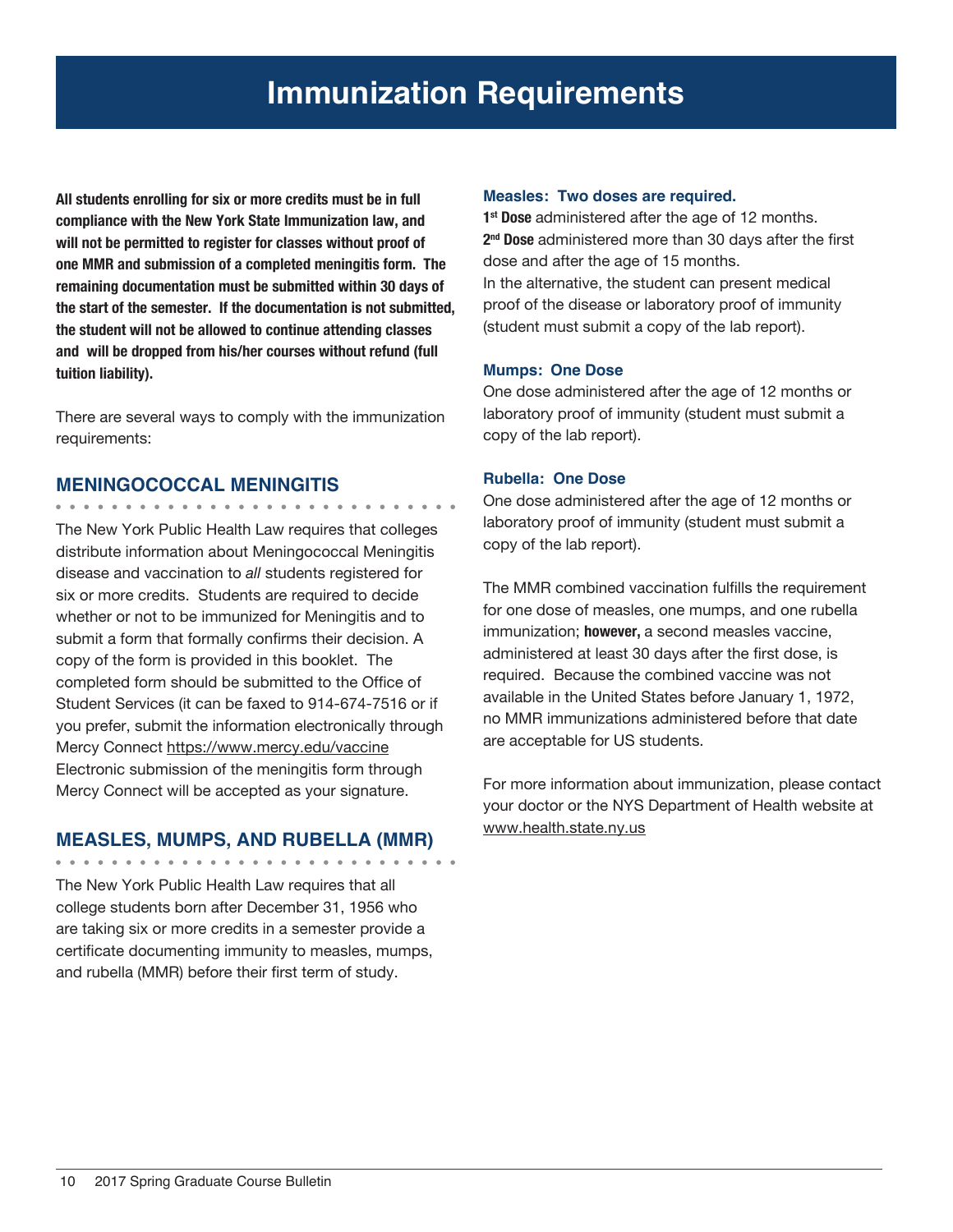# Immunization Requirements

**All students enrolling for six or more credits must be in full compliance with the New York State Immunization law, and will not be permitted to register for classes without proof of one MMR and submission of a completed meningitis form. The remaining documentation must be submitted within 30 days of the start of the semester. If the documentation is not submitted, the student will not be allowed to continue attending classes and will be dropped from his/her courses without refund (full tuition liability).**

There are several ways to comply with the immunization requirements:

## MENINGOCOCCAL MENINGITIS

The New York Public Health Law requires that colleges distribute information about Meningococcal Meningitis disease and vaccination to *all* students registered for six or more credits. Students are required to decide whether or not to be immunized for Meningitis and to submit a form that formally confirms their decision. A copy of the form is provided in this booklet. The completed form should be submitted to the Office of Student Services (it can be faxed to 914-674-7516 or if you prefer, submit the information electronically through Mercy Connect https://www.mercy.edu/vaccine Electronic submission of the meningitis form through Mercy Connect will be accepted as your signature.

## MEASLES, MUMPS, AND RUBELLA (MMR)

The New York Public Health Law requires that all college students born after December 31, 1956 who are taking six or more credits in a semester provide a certificate documenting immunity to measles, mumps, and rubella (MMR) before their first term of study.

### Measles: Two doses are required.

**1st Dose** administered after the age of 12 months.
**2nd Dose** administered more than 30 days after the first dose and after the age of 15 months.
In the alternative, the student can present medical proof of the disease or laboratory proof of immunity (student must submit a copy of the lab report).

### Mumps: One Dose

One dose administered after the age of 12 months or laboratory proof of immunity (student must submit a copy of the lab report).

### Rubella: One Dose

One dose administered after the age of 12 months or laboratory proof of immunity (student must submit a copy of the lab report).

The MMR combined vaccination fulfills the requirement for one dose of measles, one mumps, and one rubella immunization; **however,** a second measles vaccine, administered at least 30 days after the first dose, is required. Because the combined vaccine was not available in the United States before January 1, 1972, no MMR immunizations administered before that date are acceptable for US students.

For more information about immunization, please contact your doctor or the NYS Department of Health website at www.health.state.ny.us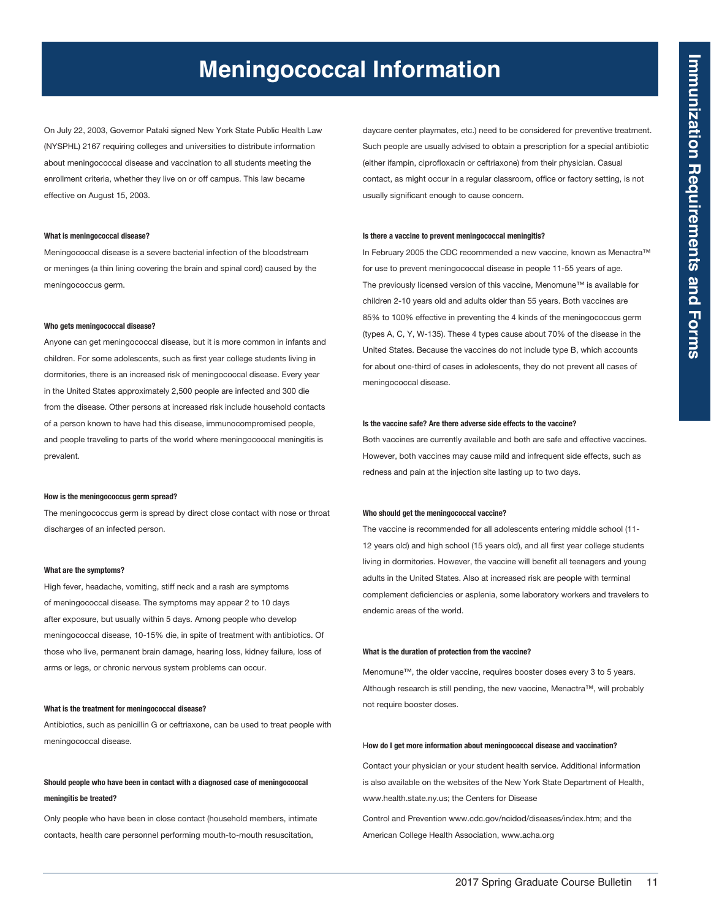# Meningococcal Information

On July 22, 2003, Governor Pataki signed New York State Public Health Law (NYSPHL) 2167 requiring colleges and universities to distribute information about meningococcal disease and vaccination to all students meeting the enrollment criteria, whether they live on or off campus. This law became effective on August 15, 2003.

**What is meningococcal disease?**

Meningococcal disease is a severe bacterial infection of the bloodstream or meninges (a thin lining covering the brain and spinal cord) caused by the meningococcus germ.

**Who gets meningococcal disease?**

Anyone can get meningococcal disease, but it is more common in infants and children. For some adolescents, such as first year college students living in dormitories, there is an increased risk of meningococcal disease. Every year in the United States approximately 2,500 people are infected and 300 die from the disease. Other persons at increased risk include household contacts of a person known to have had this disease, immunocompromised people, and people traveling to parts of the world where meningococcal meningitis is prevalent.

**How is the meningococcus germ spread?**

The meningococcus germ is spread by direct close contact with nose or throat discharges of an infected person.

**What are the symptoms?**

High fever, headache, vomiting, stiff neck and a rash are symptoms of meningococcal disease. The symptoms may appear 2 to 10 days after exposure, but usually within 5 days. Among people who develop meningococcal disease, 10-15% die, in spite of treatment with antibiotics. Of those who live, permanent brain damage, hearing loss, kidney failure, loss of arms or legs, or chronic nervous system problems can occur.

**What is the treatment for meningococcal disease?**

Antibiotics, such as penicillin G or ceftriaxone, can be used to treat people with meningococcal disease.

**Should people who have been in contact with a diagnosed case of meningococcal meningitis be treated?**

Only people who have been in close contact (household members, intimate contacts, health care personnel performing mouth-to-mouth resuscitation, daycare center playmates, etc.) need to be considered for preventive treatment. Such people are usually advised to obtain a prescription for a special antibiotic (either ifampin, ciprofloxacin or ceftriaxone) from their physician. Casual contact, as might occur in a regular classroom, office or factory setting, is not usually significant enough to cause concern.

**Is there a vaccine to prevent meningococcal meningitis?**

In February 2005 the CDC recommended a new vaccine, known as Menactra™ for use to prevent meningococcal disease in people 11-55 years of age. The previously licensed version of this vaccine, Menomune™ is available for children 2-10 years old and adults older than 55 years. Both vaccines are 85% to 100% effective in preventing the 4 kinds of the meningococcus germ (types A, C, Y, W-135). These 4 types cause about 70% of the disease in the United States. Because the vaccines do not include type B, which accounts for about one-third of cases in adolescents, they do not prevent all cases of meningococcal disease.

**Is the vaccine safe? Are there adverse side effects to the vaccine?**

Both vaccines are currently available and both are safe and effective vaccines. However, both vaccines may cause mild and infrequent side effects, such as redness and pain at the injection site lasting up to two days.

**Who should get the meningococcal vaccine?**

The vaccine is recommended for all adolescents entering middle school (11-12 years old) and high school (15 years old), and all first year college students living in dormitories. However, the vaccine will benefit all teenagers and young adults in the United States. Also at increased risk are people with terminal complement deficiencies or asplenia, some laboratory workers and travelers to endemic areas of the world.

**What is the duration of protection from the vaccine?**

Menomune™, the older vaccine, requires booster doses every 3 to 5 years. Although research is still pending, the new vaccine, Menactra™, will probably not require booster doses.

**How do I get more information about meningococcal disease and vaccination?**

Contact your physician or your student health service. Additional information is also available on the websites of the New York State Department of Health, www.health.state.ny.us; the Centers for Disease

Control and Prevention www.cdc.gov/ncidod/diseases/index.htm; and the American College Health Association, www.acha.org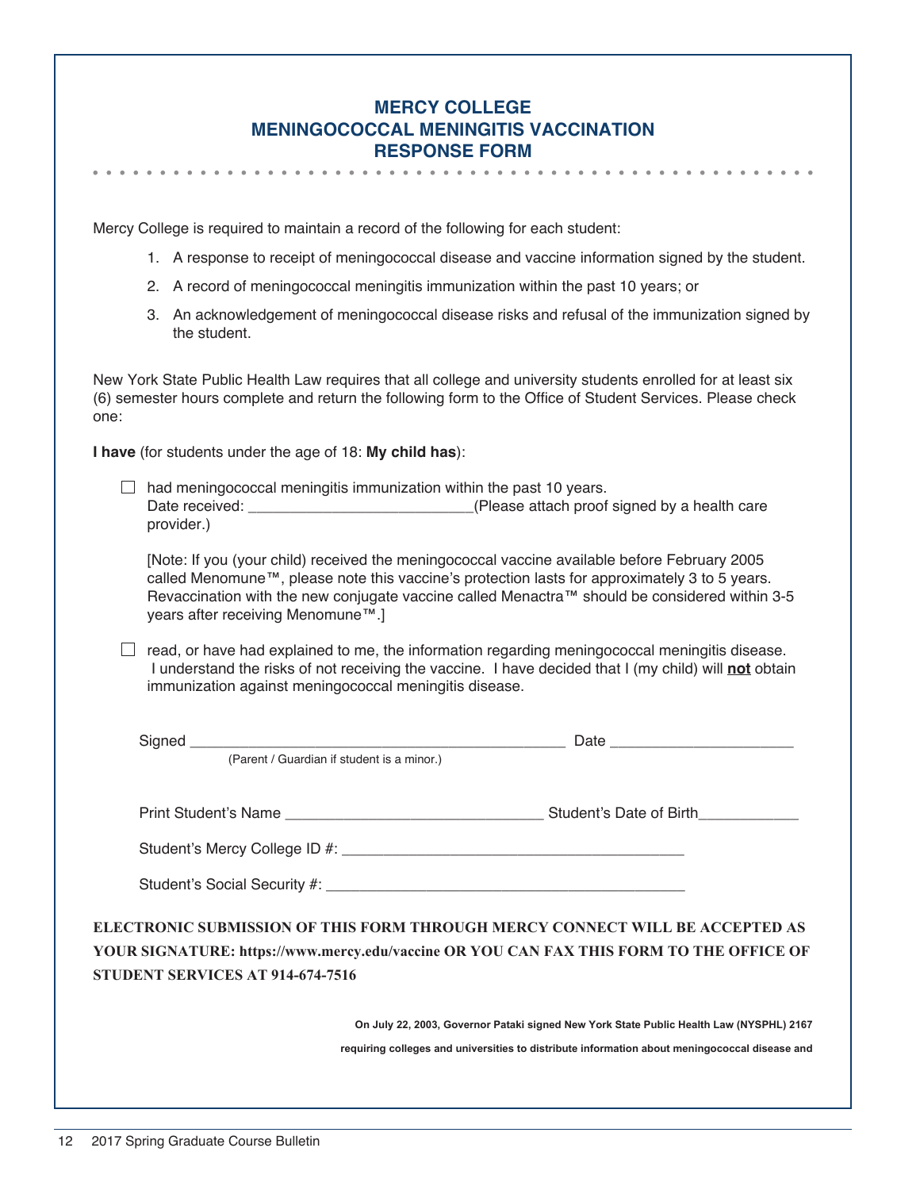# MERCY COLLEGE
# MENINGOCOCCAL MENINGITIS VACCINATION
# RESPONSE FORM

Mercy College is required to maintain a record of the following for each student:

1. A response to receipt of meningococcal disease and vaccine information signed by the student.
2. A record of meningococcal meningitis immunization within the past 10 years; or
3. An acknowledgement of meningococcal disease risks and refusal of the immunization signed by the student.

New York State Public Health Law requires that all college and university students enrolled for at least six (6) semester hours complete and return the following form to the Office of Student Services. Please check one:

**I have** (for students under the age of 18: **My child has**):

☐ had meningococcal meningitis immunization within the past 10 years.
Date received: ___________________________(Please attach proof signed by a health care provider.)

[Note: If you (your child) received the meningococcal vaccine available before February 2005 called Menomune™, please note this vaccine's protection lasts for approximately 3 to 5 years. Revaccination with the new conjugate vaccine called Menactra™ should be considered within 3-5 years after receiving Menomune™.]

☐ read, or have had explained to me, the information regarding meningococcal meningitis disease. I understand the risks of not receiving the vaccine. I have decided that I (my child) will **not** obtain immunization against meningococcal meningitis disease.

Signed _____________________________________________ Date ______________________
(Parent / Guardian if student is a minor.)

Print Student's Name _______________________________ Student's Date of Birth____________

Student's Mercy College ID #: _________________________________________

Student's Social Security #: ____________________________________________

**ELECTRONIC SUBMISSION OF THIS FORM THROUGH MERCY CONNECT WILL BE ACCEPTED AS YOUR SIGNATURE: https://www.mercy.edu/vaccine OR YOU CAN FAX THIS FORM TO THE OFFICE OF STUDENT SERVICES AT 914-674-7516**

**On July 22, 2003, Governor Pataki signed New York State Public Health Law (NYSPHL) 2167 requiring colleges and universities to distribute information about meningococcal disease and**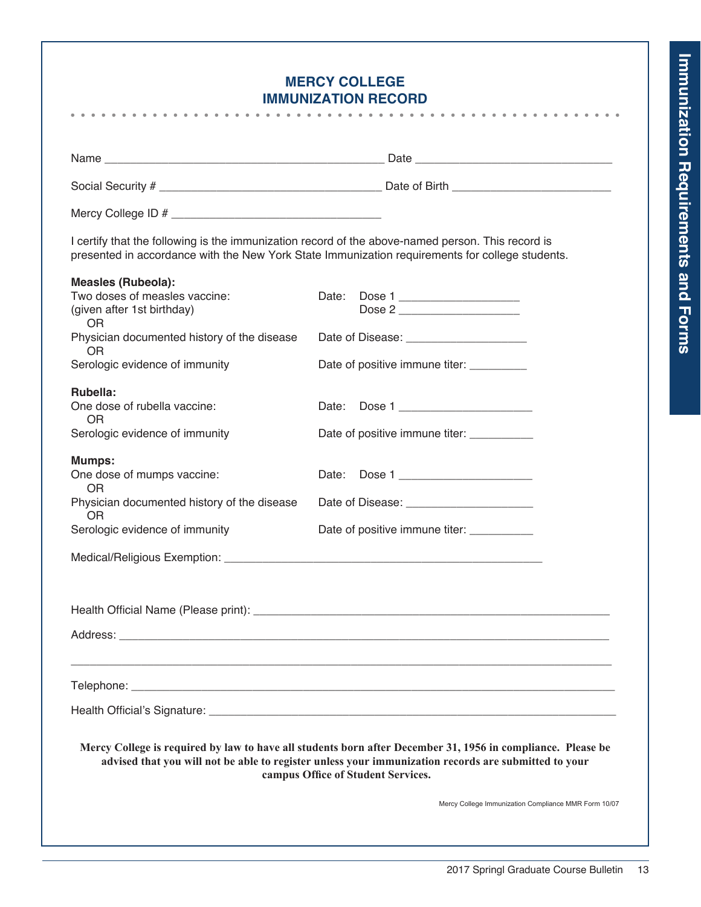# MERCY COLLEGE
# IMMUNIZATION RECORD

Name ___________________________________________ Date ______________________________

Social Security # __________________________________ Date of Birth ________________________

Mercy College ID # ________________________________

I certify that the following is the immunization record of the above-named person. This record is presented in accordance with the New York State Immunization requirements for college students.

**Measles (Rubeola):**

| | |
|---|---|
| Two doses of measles vaccine: (given after 1st birthday) | Date: Dose 1 __________________ <br> Dose 2 __________________ |
| OR | |
| Physician documented history of the disease | Date of Disease: __________________ |
| OR | |
| Serologic evidence of immunity | Date of positive immune titer: _________ |

**Rubella:**

| | |
|---|---|
| One dose of rubella vaccine: | Date: Dose 1 ____________________ |
| OR | |
| Serologic evidence of immunity | Date of positive immune titer: __________ |

**Mumps:**

| | |
|---|---|
| One dose of mumps vaccine: | Date: Dose 1 ____________________ |
| OR | |
| Physician documented history of the disease | Date of Disease: ____________________ |
| OR | |
| Serologic evidence of immunity | Date of positive immune titer: __________ |

Medical/Religious Exemption: _________________________________________________

Health Official Name (Please print): _______________________________________________________

Address: __________________________________________________________________________

___________________________________________________________________________________

Telephone: _________________________________________________________________________

Health Official's Signature: ___________________________________________________________

**Mercy College is required by law to have all students born after December 31, 1956 in compliance. Please be advised that you will not be able to register unless your immunization records are submitted to your campus Office of Student Services.**

Mercy College Immunization Compliance MMR Form 10/07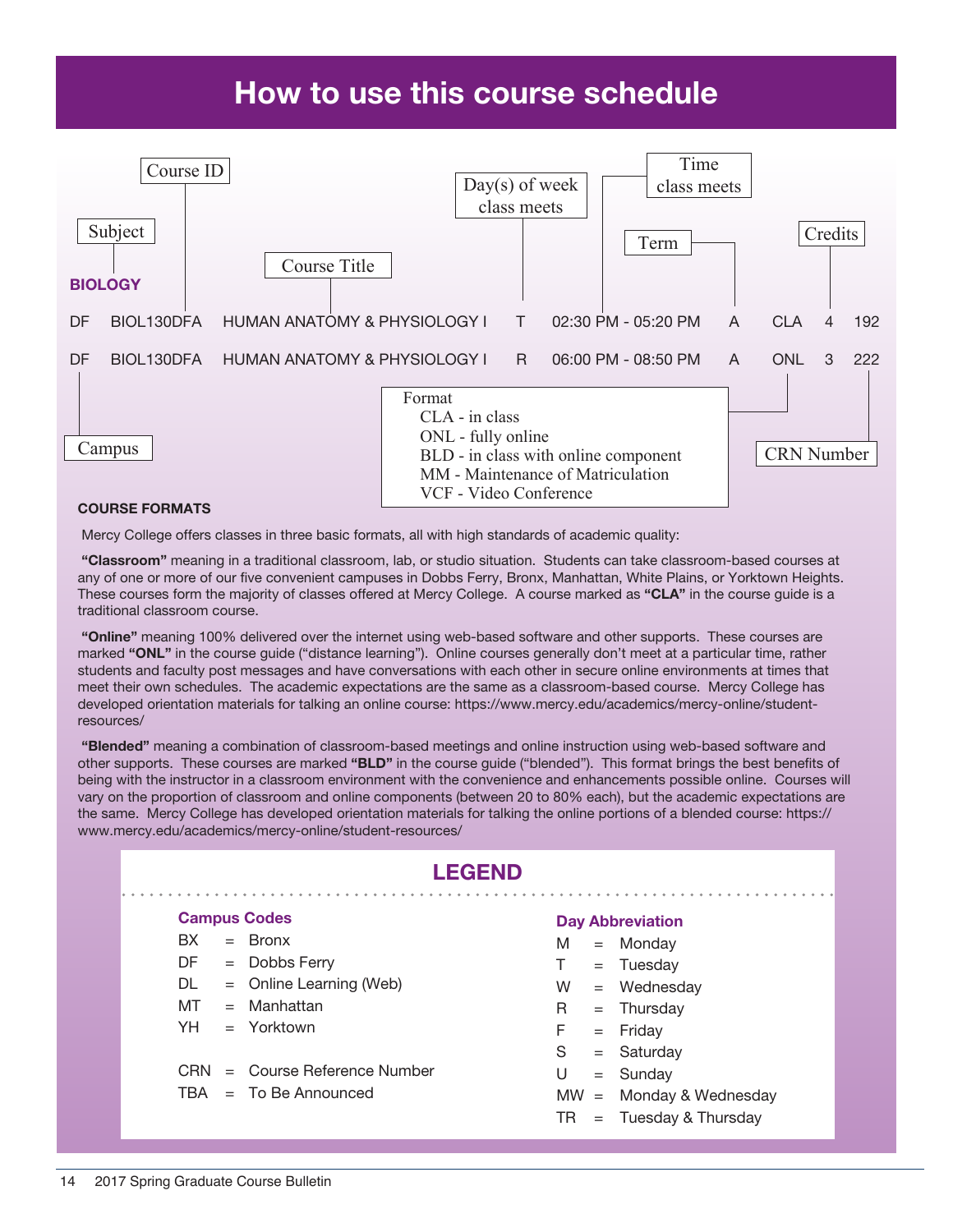// How to use this course schedule

The diagram shows an annotated sample schedule entry:

**BIOLOGY**

| Campus | Course ID | Course Title | Day(s) of week class meets | Time class meets | Term | Format | Credits | CRN Number |
|---|---|---|---|---|---|---|---|---|
| DF | BIOL130DFA | HUMAN ANATOMY & PHYSIOLOGY I | T | 02:30 PM - 05:20 PM | A | CLA | 4 | 192 |
| DF | BIOL130DFA | HUMAN ANATOMY & PHYSIOLOGY I | R | 06:00 PM - 08:50 PM | A | ONL | 3 | 222 |

"BIOLOGY" is labeled as the Subject.

Format:
- CLA - in class
- ONL - fully online
- BLD - in class with online component
- MM - Maintenance of Matriculation
- VCF - Video Conference

**COURSE FORMATS**

Mercy College offers classes in three basic formats, all with high standards of academic quality:

**"Classroom"** meaning in a traditional classroom, lab, or studio situation. Students can take classroom-based courses at any of one or more of our five convenient campuses in Dobbs Ferry, Bronx, Manhattan, White Plains, or Yorktown Heights. These courses form the majority of classes offered at Mercy College. A course marked as **"CLA"** in the course guide is a traditional classroom course.

**"Online"** meaning 100% delivered over the internet using web-based software and other supports. These courses are marked **"ONL"** in the course guide ("distance learning"). Online courses generally don't meet at a particular time, rather students and faculty post messages and have conversations with each other in secure online environments at times that meet their own schedules. The academic expectations are the same as a classroom-based course. Mercy College has developed orientation materials for talking an online course: https://www.mercy.edu/academics/mercy-online/student-resources/

**"Blended"** meaning a combination of classroom-based meetings and online instruction using web-based software and other supports. These courses are marked **"BLD"** in the course guide ("blended"). This format brings the best benefits of being with the instructor in a classroom environment with the convenience and enhancements possible online. Courses will vary on the proportion of classroom and online components (between 20 to 80% each), but the academic expectations are the same. Mercy College has developed orientation materials for talking the online portions of a blended course: https://www.mercy.edu/academics/mercy-online/student-resources/

## LEGEND

**Campus Codes**

- BX = Bronx
- DF = Dobbs Ferry
- DL = Online Learning (Web)
- MT = Manhattan
- YH = Yorktown

- CRN = Course Reference Number
- TBA = To Be Announced

**Day Abbreviation**

- M = Monday
- T = Tuesday
- W = Wednesday
- R = Thursday
- F = Friday
- S = Saturday
- U = Sunday
- MW = Monday & Wednesday
- TR = Tuesday & Thursday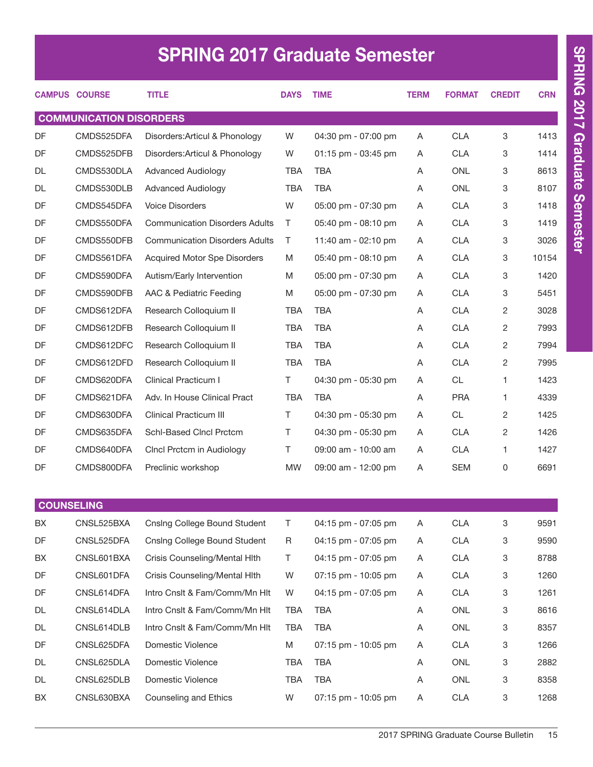# SPRING 2017 Graduate Semester

| CAMPUS | COURSE | TITLE | DAYS | TIME | TERM | FORMAT | CREDIT | CRN |
|---|---|---|---|---|---|---|---|---|
| **COMMUNICATION DISORDERS** | | | | | | | | |
| DF | CMDS525DFA | Disorders:Articul & Phonology | W | 04:30 pm - 07:00 pm | A | CLA | 3 | 1413 |
| DF | CMDS525DFB | Disorders:Articul & Phonology | W | 01:15 pm - 03:45 pm | A | CLA | 3 | 1414 |
| DL | CMDS530DLA | Advanced Audiology | TBA | TBA | A | ONL | 3 | 8613 |
| DL | CMDS530DLB | Advanced Audiology | TBA | TBA | A | ONL | 3 | 8107 |
| DF | CMDS545DFA | Voice Disorders | W | 05:00 pm - 07:30 pm | A | CLA | 3 | 1418 |
| DF | CMDS550DFA | Communication Disorders Adults | T | 05:40 pm - 08:10 pm | A | CLA | 3 | 1419 |
| DF | CMDS550DFB | Communication Disorders Adults | T | 11:40 am - 02:10 pm | A | CLA | 3 | 3026 |
| DF | CMDS561DFA | Acquired Motor Spe Disorders | M | 05:40 pm - 08:10 pm | A | CLA | 3 | 10154 |
| DF | CMDS590DFA | Autism/Early Intervention | M | 05:00 pm - 07:30 pm | A | CLA | 3 | 1420 |
| DF | CMDS590DFB | AAC & Pediatric Feeding | M | 05:00 pm - 07:30 pm | A | CLA | 3 | 5451 |
| DF | CMDS612DFA | Research Colloquium II | TBA | TBA | A | CLA | 2 | 3028 |
| DF | CMDS612DFB | Research Colloquium II | TBA | TBA | A | CLA | 2 | 7993 |
| DF | CMDS612DFC | Research Colloquium II | TBA | TBA | A | CLA | 2 | 7994 |
| DF | CMDS612DFD | Research Colloquium II | TBA | TBA | A | CLA | 2 | 7995 |
| DF | CMDS620DFA | Clinical Practicum I | T | 04:30 pm - 05:30 pm | A | CL | 1 | 1423 |
| DF | CMDS621DFA | Adv. In House Clinical Pract | TBA | TBA | A | PRA | 1 | 4339 |
| DF | CMDS630DFA | Clinical Practicum III | T | 04:30 pm - 05:30 pm | A | CL | 2 | 1425 |
| DF | CMDS635DFA | Schl-Based Clncl Prctcm | T | 04:30 pm - 05:30 pm | A | CLA | 2 | 1426 |
| DF | CMDS640DFA | Clncl Prctcm in Audiology | T | 09:00 am - 10:00 am | A | CLA | 1 | 1427 |
| DF | CMDS800DFA | Preclinic workshop | MW | 09:00 am - 12:00 pm | A | SEM | 0 | 6691 |
| **COUNSELING** | | | | | | | | |
| BX | CNSL525BXA | Cnslng College Bound Student | T | 04:15 pm - 07:05 pm | A | CLA | 3 | 9591 |
| DF | CNSL525DFA | Cnslng College Bound Student | R | 04:15 pm - 07:05 pm | A | CLA | 3 | 9590 |
| BX | CNSL601BXA | Crisis Counseling/Mental Hlth | T | 04:15 pm - 07:05 pm | A | CLA | 3 | 8788 |
| DF | CNSL601DFA | Crisis Counseling/Mental Hlth | W | 07:15 pm - 10:05 pm | A | CLA | 3 | 1260 |
| DF | CNSL614DFA | Intro Cnslt & Fam/Comm/Mn Hlt | W | 04:15 pm - 07:05 pm | A | CLA | 3 | 1261 |
| DL | CNSL614DLA | Intro Cnslt & Fam/Comm/Mn Hlt | TBA | TBA | A | ONL | 3 | 8616 |
| DL | CNSL614DLB | Intro Cnslt & Fam/Comm/Mn Hlt | TBA | TBA | A | ONL | 3 | 8357 |
| DF | CNSL625DFA | Domestic Violence | M | 07:15 pm - 10:05 pm | A | CLA | 3 | 1266 |
| DL | CNSL625DLA | Domestic Violence | TBA | TBA | A | ONL | 3 | 2882 |
| DL | CNSL625DLB | Domestic Violence | TBA | TBA | A | ONL | 3 | 8358 |
| BX | CNSL630BXA | Counseling and Ethics | W | 07:15 pm - 10:05 pm | A | CLA | 3 | 1268 |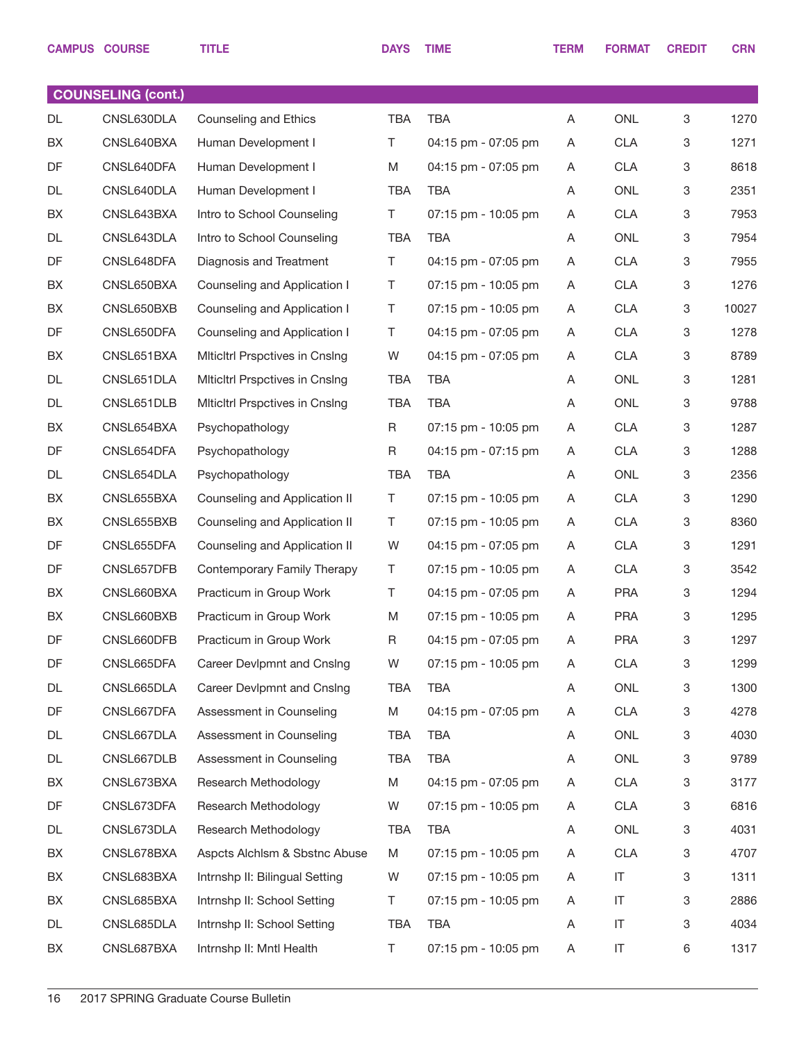| CAMPUS | COURSE | TITLE | DAYS | TIME | TERM | FORMAT | CREDIT | CRN |
|---|---|---|---|---|---|---|---|---|
| **COUNSELING (cont.)** | | | | | | | | |
| DL | CNSL630DLA | Counseling and Ethics | TBA | TBA | A | ONL | 3 | 1270 |
| BX | CNSL640BXA | Human Development I | T | 04:15 pm - 07:05 pm | A | CLA | 3 | 1271 |
| DF | CNSL640DFA | Human Development I | M | 04:15 pm - 07:05 pm | A | CLA | 3 | 8618 |
| DL | CNSL640DLA | Human Development I | TBA | TBA | A | ONL | 3 | 2351 |
| BX | CNSL643BXA | Intro to School Counseling | T | 07:15 pm - 10:05 pm | A | CLA | 3 | 7953 |
| DL | CNSL643DLA | Intro to School Counseling | TBA | TBA | A | ONL | 3 | 7954 |
| DF | CNSL648DFA | Diagnosis and Treatment | T | 04:15 pm - 07:05 pm | A | CLA | 3 | 7955 |
| BX | CNSL650BXA | Counseling and Application I | T | 07:15 pm - 10:05 pm | A | CLA | 3 | 1276 |
| BX | CNSL650BXB | Counseling and Application I | T | 07:15 pm - 10:05 pm | A | CLA | 3 | 10027 |
| DF | CNSL650DFA | Counseling and Application I | T | 04:15 pm - 07:05 pm | A | CLA | 3 | 1278 |
| BX | CNSL651BXA | Mlticltrl Prspctives in Cnslng | W | 04:15 pm - 07:05 pm | A | CLA | 3 | 8789 |
| DL | CNSL651DLA | Mlticltrl Prspctives in Cnslng | TBA | TBA | A | ONL | 3 | 1281 |
| DL | CNSL651DLB | Mlticltrl Prspctives in Cnslng | TBA | TBA | A | ONL | 3 | 9788 |
| BX | CNSL654BXA | Psychopathology | R | 07:15 pm - 10:05 pm | A | CLA | 3 | 1287 |
| DF | CNSL654DFA | Psychopathology | R | 04:15 pm - 07:15 pm | A | CLA | 3 | 1288 |
| DL | CNSL654DLA | Psychopathology | TBA | TBA | A | ONL | 3 | 2356 |
| BX | CNSL655BXA | Counseling and Application II | T | 07:15 pm - 10:05 pm | A | CLA | 3 | 1290 |
| BX | CNSL655BXB | Counseling and Application II | T | 07:15 pm - 10:05 pm | A | CLA | 3 | 8360 |
| DF | CNSL655DFA | Counseling and Application II | W | 04:15 pm - 07:05 pm | A | CLA | 3 | 1291 |
| DF | CNSL657DFB | Contemporary Family Therapy | T | 07:15 pm - 10:05 pm | A | CLA | 3 | 3542 |
| BX | CNSL660BXA | Practicum in Group Work | T | 04:15 pm - 07:05 pm | A | PRA | 3 | 1294 |
| BX | CNSL660BXB | Practicum in Group Work | M | 07:15 pm - 10:05 pm | A | PRA | 3 | 1295 |
| DF | CNSL660DFB | Practicum in Group Work | R | 04:15 pm - 07:05 pm | A | PRA | 3 | 1297 |
| DF | CNSL665DFA | Career Devlpmnt and Cnslng | W | 07:15 pm - 10:05 pm | A | CLA | 3 | 1299 |
| DL | CNSL665DLA | Career Devlpmnt and Cnslng | TBA | TBA | A | ONL | 3 | 1300 |
| DF | CNSL667DFA | Assessment in Counseling | M | 04:15 pm - 07:05 pm | A | CLA | 3 | 4278 |
| DL | CNSL667DLA | Assessment in Counseling | TBA | TBA | A | ONL | 3 | 4030 |
| DL | CNSL667DLB | Assessment in Counseling | TBA | TBA | A | ONL | 3 | 9789 |
| BX | CNSL673BXA | Research Methodology | M | 04:15 pm - 07:05 pm | A | CLA | 3 | 3177 |
| DF | CNSL673DFA | Research Methodology | W | 07:15 pm - 10:05 pm | A | CLA | 3 | 6816 |
| DL | CNSL673DLA | Research Methodology | TBA | TBA | A | ONL | 3 | 4031 |
| BX | CNSL678BXA | Aspcts Alchlsm & Sbstnc Abuse | M | 07:15 pm - 10:05 pm | A | CLA | 3 | 4707 |
| BX | CNSL683BXA | Intrnshp II: Bilingual Setting | W | 07:15 pm - 10:05 pm | A | IT | 3 | 1311 |
| BX | CNSL685BXA | Intrnshp II: School Setting | T | 07:15 pm - 10:05 pm | A | IT | 3 | 2886 |
| DL | CNSL685DLA | Intrnshp II: School Setting | TBA | TBA | A | IT | 3 | 4034 |
| BX | CNSL687BXA | Intrnshp II: Mntl Health | T | 07:15 pm - 10:05 pm | A | IT | 6 | 1317 |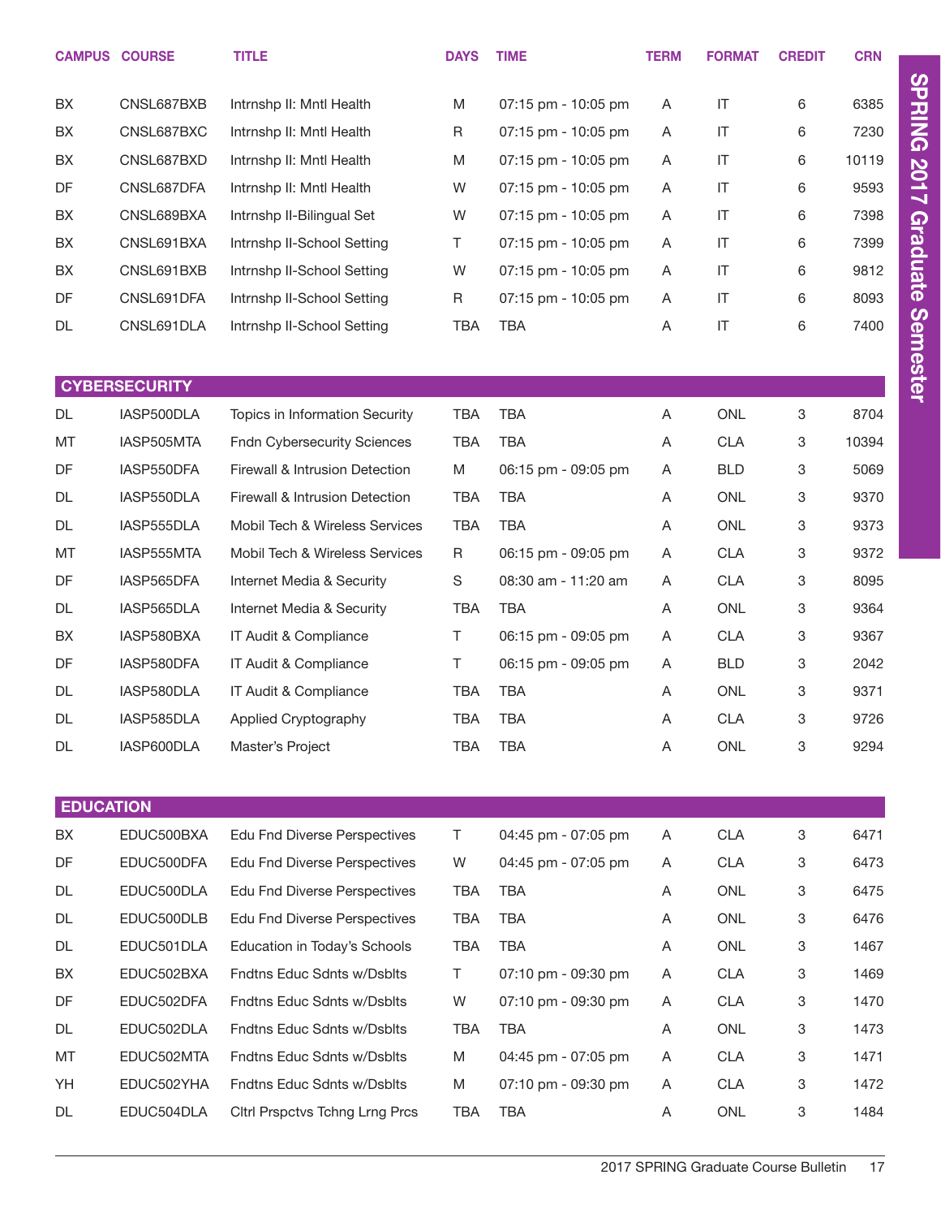| CAMPUS | COURSE | TITLE | DAYS | TIME | TERM | FORMAT | CREDIT | CRN |
|---|---|---|---|---|---|---|---|---|
| BX | CNSL687BXB | Intrnshp II: Mntl Health | M | 07:15 pm - 10:05 pm | A | IT | 6 | 6385 |
| BX | CNSL687BXC | Intrnshp II: Mntl Health | R | 07:15 pm - 10:05 pm | A | IT | 6 | 7230 |
| BX | CNSL687BXD | Intrnshp II: Mntl Health | M | 07:15 pm - 10:05 pm | A | IT | 6 | 10119 |
| DF | CNSL687DFA | Intrnshp II: Mntl Health | W | 07:15 pm - 10:05 pm | A | IT | 6 | 9593 |
| BX | CNSL689BXA | Intrnshp II-Bilingual Set | W | 07:15 pm - 10:05 pm | A | IT | 6 | 7398 |
| BX | CNSL691BXA | Intrnshp II-School Setting | T | 07:15 pm - 10:05 pm | A | IT | 6 | 7399 |
| BX | CNSL691BXB | Intrnshp II-School Setting | W | 07:15 pm - 10:05 pm | A | IT | 6 | 9812 |
| DF | CNSL691DFA | Intrnshp II-School Setting | R | 07:15 pm - 10:05 pm | A | IT | 6 | 8093 |
| DL | CNSL691DLA | Intrnshp II-School Setting | TBA | TBA | A | IT | 6 | 7400 |

## CYBERSECURITY

| CAMPUS | COURSE | TITLE | DAYS | TIME | TERM | FORMAT | CREDIT | CRN |
|---|---|---|---|---|---|---|---|---|
| DL | IASP500DLA | Topics in Information Security | TBA | TBA | A | ONL | 3 | 8704 |
| MT | IASP505MTA | Fndn Cybersecurity Sciences | TBA | TBA | A | CLA | 3 | 10394 |
| DF | IASP550DFA | Firewall & Intrusion Detection | M | 06:15 pm - 09:05 pm | A | BLD | 3 | 5069 |
| DL | IASP550DLA | Firewall & Intrusion Detection | TBA | TBA | A | ONL | 3 | 9370 |
| DL | IASP555DLA | Mobil Tech & Wireless Services | TBA | TBA | A | ONL | 3 | 9373 |
| MT | IASP555MTA | Mobil Tech & Wireless Services | R | 06:15 pm - 09:05 pm | A | CLA | 3 | 9372 |
| DF | IASP565DFA | Internet Media & Security | S | 08:30 am - 11:20 am | A | CLA | 3 | 8095 |
| DL | IASP565DLA | Internet Media & Security | TBA | TBA | A | ONL | 3 | 9364 |
| BX | IASP580BXA | IT Audit & Compliance | T | 06:15 pm - 09:05 pm | A | CLA | 3 | 9367 |
| DF | IASP580DFA | IT Audit & Compliance | T | 06:15 pm - 09:05 pm | A | BLD | 3 | 2042 |
| DL | IASP580DLA | IT Audit & Compliance | TBA | TBA | A | ONL | 3 | 9371 |
| DL | IASP585DLA | Applied Cryptography | TBA | TBA | A | CLA | 3 | 9726 |
| DL | IASP600DLA | Master's Project | TBA | TBA | A | ONL | 3 | 9294 |

## EDUCATION

| CAMPUS | COURSE | TITLE | DAYS | TIME | TERM | FORMAT | CREDIT | CRN |
|---|---|---|---|---|---|---|---|---|
| BX | EDUC500BXA | Edu Fnd Diverse Perspectives | T | 04:45 pm - 07:05 pm | A | CLA | 3 | 6471 |
| DF | EDUC500DFA | Edu Fnd Diverse Perspectives | W | 04:45 pm - 07:05 pm | A | CLA | 3 | 6473 |
| DL | EDUC500DLA | Edu Fnd Diverse Perspectives | TBA | TBA | A | ONL | 3 | 6475 |
| DL | EDUC500DLB | Edu Fnd Diverse Perspectives | TBA | TBA | A | ONL | 3 | 6476 |
| DL | EDUC501DLA | Education in Today's Schools | TBA | TBA | A | ONL | 3 | 1467 |
| BX | EDUC502BXA | Fndtns Educ Sdnts w/Dsblts | T | 07:10 pm - 09:30 pm | A | CLA | 3 | 1469 |
| DF | EDUC502DFA | Fndtns Educ Sdnts w/Dsblts | W | 07:10 pm - 09:30 pm | A | CLA | 3 | 1470 |
| DL | EDUC502DLA | Fndtns Educ Sdnts w/Dsblts | TBA | TBA | A | ONL | 3 | 1473 |
| MT | EDUC502MTA | Fndtns Educ Sdnts w/Dsblts | M | 04:45 pm - 07:05 pm | A | CLA | 3 | 1471 |
| YH | EDUC502YHA | Fndtns Educ Sdnts w/Dsblts | M | 07:10 pm - 09:30 pm | A | CLA | 3 | 1472 |
| DL | EDUC504DLA | Cltrl Prspctvs Tchng Lrng Prcs | TBA | TBA | A | ONL | 3 | 1484 |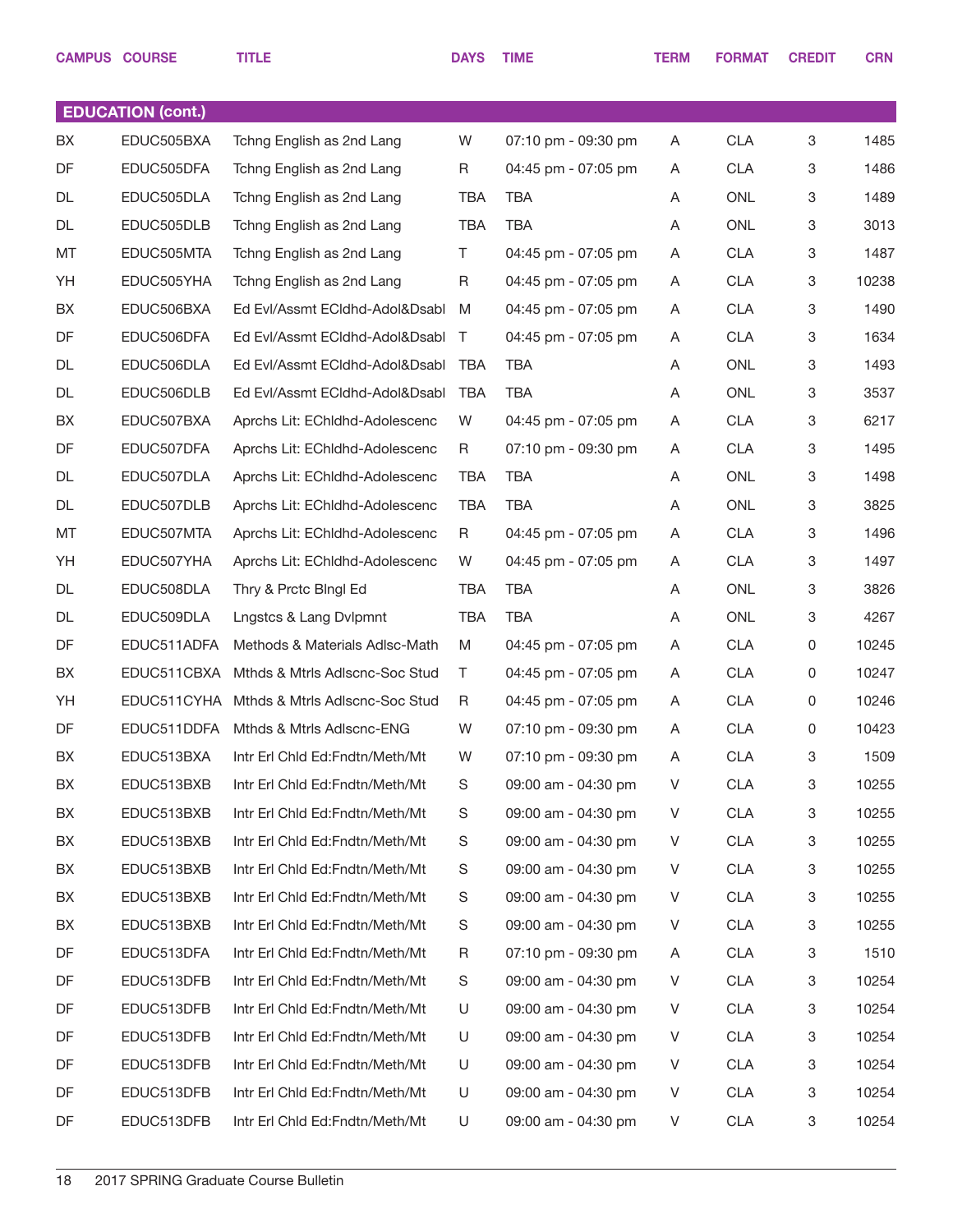| CAMPUS | COURSE | TITLE | DAYS | TIME | TERM | FORMAT | CREDIT | CRN |
|---|---|---|---|---|---|---|---|---|
| **EDUCATION (cont.)** | | | | | | | | |
| BX | EDUC505BXA | Tchng English as 2nd Lang | W | 07:10 pm - 09:30 pm | A | CLA | 3 | 1485 |
| DF | EDUC505DFA | Tchng English as 2nd Lang | R | 04:45 pm - 07:05 pm | A | CLA | 3 | 1486 |
| DL | EDUC505DLA | Tchng English as 2nd Lang | TBA | TBA | A | ONL | 3 | 1489 |
| DL | EDUC505DLB | Tchng English as 2nd Lang | TBA | TBA | A | ONL | 3 | 3013 |
| MT | EDUC505MTA | Tchng English as 2nd Lang | T | 04:45 pm - 07:05 pm | A | CLA | 3 | 1487 |
| YH | EDUC505YHA | Tchng English as 2nd Lang | R | 04:45 pm - 07:05 pm | A | CLA | 3 | 10238 |
| BX | EDUC506BXA | Ed Evl/Assmt ECldhd-Adol&Dsabl | M | 04:45 pm - 07:05 pm | A | CLA | 3 | 1490 |
| DF | EDUC506DFA | Ed Evl/Assmt ECldhd-Adol&Dsabl | T | 04:45 pm - 07:05 pm | A | CLA | 3 | 1634 |
| DL | EDUC506DLA | Ed Evl/Assmt ECldhd-Adol&Dsabl | TBA | TBA | A | ONL | 3 | 1493 |
| DL | EDUC506DLB | Ed Evl/Assmt ECldhd-Adol&Dsabl | TBA | TBA | A | ONL | 3 | 3537 |
| BX | EDUC507BXA | Aprchs Lit: EChldhd-Adolescenc | W | 04:45 pm - 07:05 pm | A | CLA | 3 | 6217 |
| DF | EDUC507DFA | Aprchs Lit: EChldhd-Adolescenc | R | 07:10 pm - 09:30 pm | A | CLA | 3 | 1495 |
| DL | EDUC507DLA | Aprchs Lit: EChldhd-Adolescenc | TBA | TBA | A | ONL | 3 | 1498 |
| DL | EDUC507DLB | Aprchs Lit: EChldhd-Adolescenc | TBA | TBA | A | ONL | 3 | 3825 |
| MT | EDUC507MTA | Aprchs Lit: EChldhd-Adolescenc | R | 04:45 pm - 07:05 pm | A | CLA | 3 | 1496 |
| YH | EDUC507YHA | Aprchs Lit: EChldhd-Adolescenc | W | 04:45 pm - 07:05 pm | A | CLA | 3 | 1497 |
| DL | EDUC508DLA | Thry & Prctc Blngl Ed | TBA | TBA | A | ONL | 3 | 3826 |
| DL | EDUC509DLA | Lngstcs & Lang Dvlpmnt | TBA | TBA | A | ONL | 3 | 4267 |
| DF | EDUC511ADFA | Methods & Materials Adlsc-Math | M | 04:45 pm - 07:05 pm | A | CLA | 0 | 10245 |
| BX | EDUC511CBXA | Mthds & Mtrls Adlscnc-Soc Stud | T | 04:45 pm - 07:05 pm | A | CLA | 0 | 10247 |
| YH | EDUC511CYHA | Mthds & Mtrls Adlscnc-Soc Stud | R | 04:45 pm - 07:05 pm | A | CLA | 0 | 10246 |
| DF | EDUC511DDFA | Mthds & Mtrls Adlscnc-ENG | W | 07:10 pm - 09:30 pm | A | CLA | 0 | 10423 |
| BX | EDUC513BXA | Intr Erl Chld Ed:Fndtn/Meth/Mt | W | 07:10 pm - 09:30 pm | A | CLA | 3 | 1509 |
| BX | EDUC513BXB | Intr Erl Chld Ed:Fndtn/Meth/Mt | S | 09:00 am - 04:30 pm | V | CLA | 3 | 10255 |
| BX | EDUC513BXB | Intr Erl Chld Ed:Fndtn/Meth/Mt | S | 09:00 am - 04:30 pm | V | CLA | 3 | 10255 |
| BX | EDUC513BXB | Intr Erl Chld Ed:Fndtn/Meth/Mt | S | 09:00 am - 04:30 pm | V | CLA | 3 | 10255 |
| BX | EDUC513BXB | Intr Erl Chld Ed:Fndtn/Meth/Mt | S | 09:00 am - 04:30 pm | V | CLA | 3 | 10255 |
| BX | EDUC513BXB | Intr Erl Chld Ed:Fndtn/Meth/Mt | S | 09:00 am - 04:30 pm | V | CLA | 3 | 10255 |
| BX | EDUC513BXB | Intr Erl Chld Ed:Fndtn/Meth/Mt | S | 09:00 am - 04:30 pm | V | CLA | 3 | 10255 |
| DF | EDUC513DFA | Intr Erl Chld Ed:Fndtn/Meth/Mt | R | 07:10 pm - 09:30 pm | A | CLA | 3 | 1510 |
| DF | EDUC513DFB | Intr Erl Chld Ed:Fndtn/Meth/Mt | S | 09:00 am - 04:30 pm | V | CLA | 3 | 10254 |
| DF | EDUC513DFB | Intr Erl Chld Ed:Fndtn/Meth/Mt | U | 09:00 am - 04:30 pm | V | CLA | 3 | 10254 |
| DF | EDUC513DFB | Intr Erl Chld Ed:Fndtn/Meth/Mt | U | 09:00 am - 04:30 pm | V | CLA | 3 | 10254 |
| DF | EDUC513DFB | Intr Erl Chld Ed:Fndtn/Meth/Mt | U | 09:00 am - 04:30 pm | V | CLA | 3 | 10254 |
| DF | EDUC513DFB | Intr Erl Chld Ed:Fndtn/Meth/Mt | U | 09:00 am - 04:30 pm | V | CLA | 3 | 10254 |
| DF | EDUC513DFB | Intr Erl Chld Ed:Fndtn/Meth/Mt | U | 09:00 am - 04:30 pm | V | CLA | 3 | 10254 |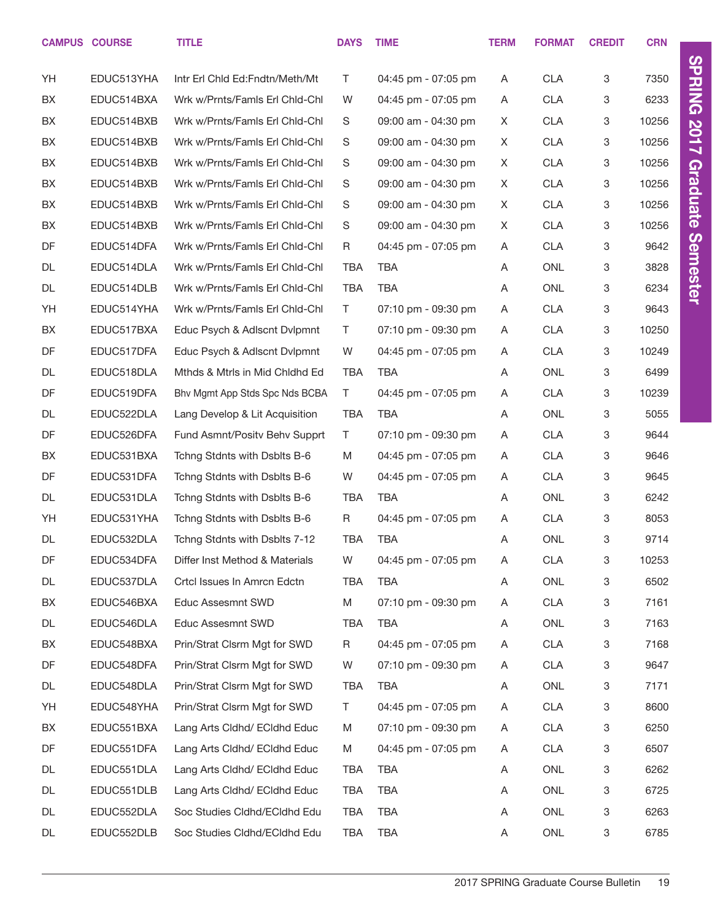| CAMPUS | COURSE | TITLE | DAYS | TIME | TERM | FORMAT | CREDIT | CRN |
|---|---|---|---|---|---|---|---|---|
| YH | EDUC513YHA | Intr Erl Chld Ed:Fndtn/Meth/Mt | T | 04:45 pm - 07:05 pm | A | CLA | 3 | 7350 |
| BX | EDUC514BXA | Wrk w/Prnts/Famls Erl Chld-Chl | W | 04:45 pm - 07:05 pm | A | CLA | 3 | 6233 |
| BX | EDUC514BXB | Wrk w/Prnts/Famls Erl Chld-Chl | S | 09:00 am - 04:30 pm | X | CLA | 3 | 10256 |
| BX | EDUC514BXB | Wrk w/Prnts/Famls Erl Chld-Chl | S | 09:00 am - 04:30 pm | X | CLA | 3 | 10256 |
| BX | EDUC514BXB | Wrk w/Prnts/Famls Erl Chld-Chl | S | 09:00 am - 04:30 pm | X | CLA | 3 | 10256 |
| BX | EDUC514BXB | Wrk w/Prnts/Famls Erl Chld-Chl | S | 09:00 am - 04:30 pm | X | CLA | 3 | 10256 |
| BX | EDUC514BXB | Wrk w/Prnts/Famls Erl Chld-Chl | S | 09:00 am - 04:30 pm | X | CLA | 3 | 10256 |
| BX | EDUC514BXB | Wrk w/Prnts/Famls Erl Chld-Chl | S | 09:00 am - 04:30 pm | X | CLA | 3 | 10256 |
| DF | EDUC514DFA | Wrk w/Prnts/Famls Erl Chld-Chl | R | 04:45 pm - 07:05 pm | A | CLA | 3 | 9642 |
| DL | EDUC514DLA | Wrk w/Prnts/Famls Erl Chld-Chl | TBA | TBA | A | ONL | 3 | 3828 |
| DL | EDUC514DLB | Wrk w/Prnts/Famls Erl Chld-Chl | TBA | TBA | A | ONL | 3 | 6234 |
| YH | EDUC514YHA | Wrk w/Prnts/Famls Erl Chld-Chl | T | 07:10 pm - 09:30 pm | A | CLA | 3 | 9643 |
| BX | EDUC517BXA | Educ Psych & Adlscnt Dvlpmnt | T | 07:10 pm - 09:30 pm | A | CLA | 3 | 10250 |
| DF | EDUC517DFA | Educ Psych & Adlscnt Dvlpmnt | W | 04:45 pm - 07:05 pm | A | CLA | 3 | 10249 |
| DL | EDUC518DLA | Mthds & Mtrls in Mid Chldhd Ed | TBA | TBA | A | ONL | 3 | 6499 |
| DF | EDUC519DFA | Bhv Mgmt App Stds Spc Nds BCBA | T | 04:45 pm - 07:05 pm | A | CLA | 3 | 10239 |
| DL | EDUC522DLA | Lang Develop & Lit Acquisition | TBA | TBA | A | ONL | 3 | 5055 |
| DF | EDUC526DFA | Fund Asmnt/Positv Behv Supprt | T | 07:10 pm - 09:30 pm | A | CLA | 3 | 9644 |
| BX | EDUC531BXA | Tchng Stdnts with Dsblts B-6 | M | 04:45 pm - 07:05 pm | A | CLA | 3 | 9646 |
| DF | EDUC531DFA | Tchng Stdnts with Dsblts B-6 | W | 04:45 pm - 07:05 pm | A | CLA | 3 | 9645 |
| DL | EDUC531DLA | Tchng Stdnts with Dsblts B-6 | TBA | TBA | A | ONL | 3 | 6242 |
| YH | EDUC531YHA | Tchng Stdnts with Dsblts B-6 | R | 04:45 pm - 07:05 pm | A | CLA | 3 | 8053 |
| DL | EDUC532DLA | Tchng Stdnts with Dsblts 7-12 | TBA | TBA | A | ONL | 3 | 9714 |
| DF | EDUC534DFA | Differ Inst Method & Materials | W | 04:45 pm - 07:05 pm | A | CLA | 3 | 10253 |
| DL | EDUC537DLA | Crtcl Issues In Amrcn Edctn | TBA | TBA | A | ONL | 3 | 6502 |
| BX | EDUC546BXA | Educ Assesmnt SWD | M | 07:10 pm - 09:30 pm | A | CLA | 3 | 7161 |
| DL | EDUC546DLA | Educ Assesmnt SWD | TBA | TBA | A | ONL | 3 | 7163 |
| BX | EDUC548BXA | Prin/Strat Clsrm Mgt for SWD | R | 04:45 pm - 07:05 pm | A | CLA | 3 | 7168 |
| DF | EDUC548DFA | Prin/Strat Clsrm Mgt for SWD | W | 07:10 pm - 09:30 pm | A | CLA | 3 | 9647 |
| DL | EDUC548DLA | Prin/Strat Clsrm Mgt for SWD | TBA | TBA | A | ONL | 3 | 7171 |
| YH | EDUC548YHA | Prin/Strat Clsrm Mgt for SWD | T | 04:45 pm - 07:05 pm | A | CLA | 3 | 8600 |
| BX | EDUC551BXA | Lang Arts Cldhd/ ECldhd Educ | M | 07:10 pm - 09:30 pm | A | CLA | 3 | 6250 |
| DF | EDUC551DFA | Lang Arts Cldhd/ ECldhd Educ | M | 04:45 pm - 07:05 pm | A | CLA | 3 | 6507 |
| DL | EDUC551DLA | Lang Arts Cldhd/ ECldhd Educ | TBA | TBA | A | ONL | 3 | 6262 |
| DL | EDUC551DLB | Lang Arts Cldhd/ ECldhd Educ | TBA | TBA | A | ONL | 3 | 6725 |
| DL | EDUC552DLA | Soc Studies Cldhd/ECldhd Edu | TBA | TBA | A | ONL | 3 | 6263 |
| DL | EDUC552DLB | Soc Studies Cldhd/ECldhd Edu | TBA | TBA | A | ONL | 3 | 6785 |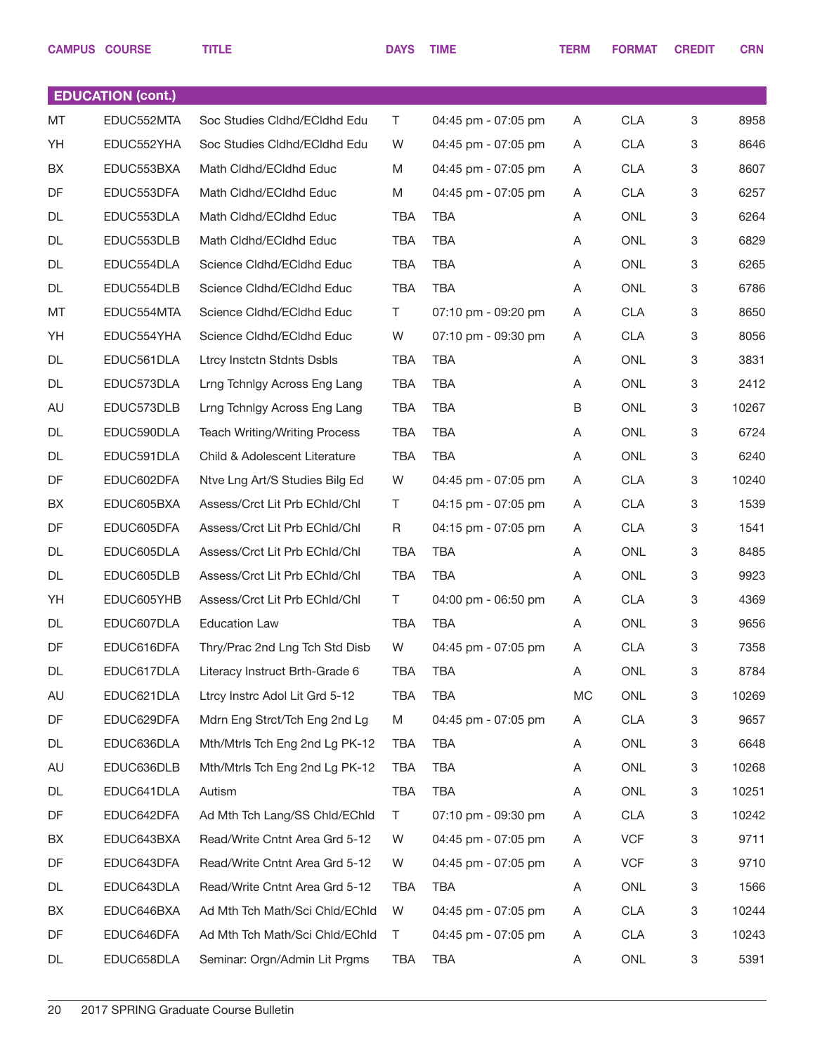| CAMPUS | COURSE | TITLE | DAYS | TIME | TERM | FORMAT | CREDIT | CRN |
|---|---|---|---|---|---|---|---|---|
| **EDUCATION (cont.)** | | | | | | | | |
| MT | EDUC552MTA | Soc Studies Cldhd/ECldhd Edu | T | 04:45 pm - 07:05 pm | A | CLA | 3 | 8958 |
| YH | EDUC552YHA | Soc Studies Cldhd/ECldhd Edu | W | 04:45 pm - 07:05 pm | A | CLA | 3 | 8646 |
| BX | EDUC553BXA | Math Cldhd/ECldhd Educ | M | 04:45 pm - 07:05 pm | A | CLA | 3 | 8607 |
| DF | EDUC553DFA | Math Cldhd/ECldhd Educ | M | 04:45 pm - 07:05 pm | A | CLA | 3 | 6257 |
| DL | EDUC553DLA | Math Cldhd/ECldhd Educ | TBA | TBA | A | ONL | 3 | 6264 |
| DL | EDUC553DLB | Math Cldhd/ECldhd Educ | TBA | TBA | A | ONL | 3 | 6829 |
| DL | EDUC554DLA | Science Cldhd/ECldhd Educ | TBA | TBA | A | ONL | 3 | 6265 |
| DL | EDUC554DLB | Science Cldhd/ECldhd Educ | TBA | TBA | A | ONL | 3 | 6786 |
| MT | EDUC554MTA | Science Cldhd/ECldhd Educ | T | 07:10 pm - 09:20 pm | A | CLA | 3 | 8650 |
| YH | EDUC554YHA | Science Cldhd/ECldhd Educ | W | 07:10 pm - 09:30 pm | A | CLA | 3 | 8056 |
| DL | EDUC561DLA | Ltrcy Instctn Stdnts Dsbls | TBA | TBA | A | ONL | 3 | 3831 |
| DL | EDUC573DLA | Lrng Tchnlgy Across Eng Lang | TBA | TBA | A | ONL | 3 | 2412 |
| AU | EDUC573DLB | Lrng Tchnlgy Across Eng Lang | TBA | TBA | B | ONL | 3 | 10267 |
| DL | EDUC590DLA | Teach Writing/Writing Process | TBA | TBA | A | ONL | 3 | 6724 |
| DL | EDUC591DLA | Child & Adolescent Literature | TBA | TBA | A | ONL | 3 | 6240 |
| DF | EDUC602DFA | Ntve Lng Art/S Studies Bilg Ed | W | 04:45 pm - 07:05 pm | A | CLA | 3 | 10240 |
| BX | EDUC605BXA | Assess/Crct Lit Prb EChld/Chl | T | 04:15 pm - 07:05 pm | A | CLA | 3 | 1539 |
| DF | EDUC605DFA | Assess/Crct Lit Prb EChld/Chl | R | 04:15 pm - 07:05 pm | A | CLA | 3 | 1541 |
| DL | EDUC605DLA | Assess/Crct Lit Prb EChld/Chl | TBA | TBA | A | ONL | 3 | 8485 |
| DL | EDUC605DLB | Assess/Crct Lit Prb EChld/Chl | TBA | TBA | A | ONL | 3 | 9923 |
| YH | EDUC605YHB | Assess/Crct Lit Prb EChld/Chl | T | 04:00 pm - 06:50 pm | A | CLA | 3 | 4369 |
| DL | EDUC607DLA | Education Law | TBA | TBA | A | ONL | 3 | 9656 |
| DF | EDUC616DFA | Thry/Prac 2nd Lng Tch Std Disb | W | 04:45 pm - 07:05 pm | A | CLA | 3 | 7358 |
| DL | EDUC617DLA | Literacy Instruct Brth-Grade 6 | TBA | TBA | A | ONL | 3 | 8784 |
| AU | EDUC621DLA | Ltrcy Instrc Adol Lit Grd 5-12 | TBA | TBA | MC | ONL | 3 | 10269 |
| DF | EDUC629DFA | Mdrn Eng Strct/Tch Eng 2nd Lg | M | 04:45 pm - 07:05 pm | A | CLA | 3 | 9657 |
| DL | EDUC636DLA | Mth/Mtrls Tch Eng 2nd Lg PK-12 | TBA | TBA | A | ONL | 3 | 6648 |
| AU | EDUC636DLB | Mth/Mtrls Tch Eng 2nd Lg PK-12 | TBA | TBA | A | ONL | 3 | 10268 |
| DL | EDUC641DLA | Autism | TBA | TBA | A | ONL | 3 | 10251 |
| DF | EDUC642DFA | Ad Mth Tch Lang/SS Chld/EChld | T | 07:10 pm - 09:30 pm | A | CLA | 3 | 10242 |
| BX | EDUC643BXA | Read/Write Cntnt Area Grd 5-12 | W | 04:45 pm - 07:05 pm | A | VCF | 3 | 9711 |
| DF | EDUC643DFA | Read/Write Cntnt Area Grd 5-12 | W | 04:45 pm - 07:05 pm | A | VCF | 3 | 9710 |
| DL | EDUC643DLA | Read/Write Cntnt Area Grd 5-12 | TBA | TBA | A | ONL | 3 | 1566 |
| BX | EDUC646BXA | Ad Mth Tch Math/Sci Chld/EChld | W | 04:45 pm - 07:05 pm | A | CLA | 3 | 10244 |
| DF | EDUC646DFA | Ad Mth Tch Math/Sci Chld/EChld | T | 04:45 pm - 07:05 pm | A | CLA | 3 | 10243 |
| DL | EDUC658DLA | Seminar: Orgn/Admin Lit Prgms | TBA | TBA | A | ONL | 3 | 5391 |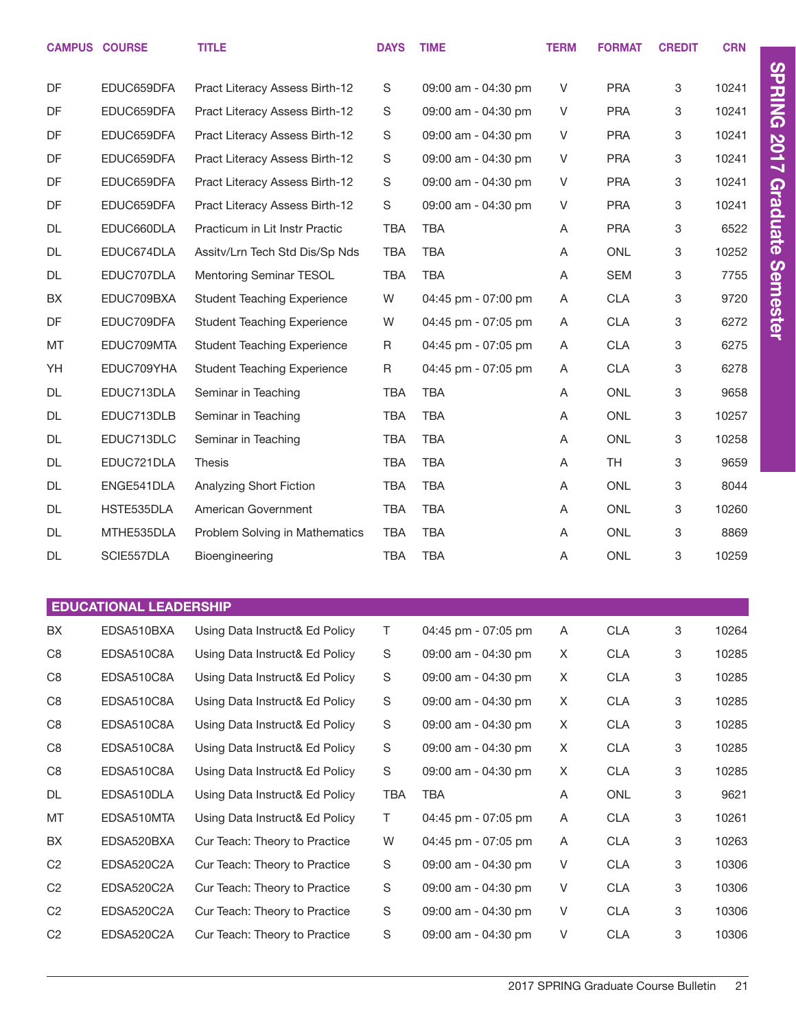| CAMPUS | COURSE | TITLE | DAYS | TIME | TERM | FORMAT | CREDIT | CRN |
|---|---|---|---|---|---|---|---|---|
| DF | EDUC659DFA | Pract Literacy Assess Birth-12 | S | 09:00 am - 04:30 pm | V | PRA | 3 | 10241 |
| DF | EDUC659DFA | Pract Literacy Assess Birth-12 | S | 09:00 am - 04:30 pm | V | PRA | 3 | 10241 |
| DF | EDUC659DFA | Pract Literacy Assess Birth-12 | S | 09:00 am - 04:30 pm | V | PRA | 3 | 10241 |
| DF | EDUC659DFA | Pract Literacy Assess Birth-12 | S | 09:00 am - 04:30 pm | V | PRA | 3 | 10241 |
| DF | EDUC659DFA | Pract Literacy Assess Birth-12 | S | 09:00 am - 04:30 pm | V | PRA | 3 | 10241 |
| DF | EDUC659DFA | Pract Literacy Assess Birth-12 | S | 09:00 am - 04:30 pm | V | PRA | 3 | 10241 |
| DL | EDUC660DLA | Practicum in Lit Instr Practic | TBA | TBA | A | PRA | 3 | 6522 |
| DL | EDUC674DLA | Assitv/Lrn Tech Std Dis/Sp Nds | TBA | TBA | A | ONL | 3 | 10252 |
| DL | EDUC707DLA | Mentoring Seminar TESOL | TBA | TBA | A | SEM | 3 | 7755 |
| BX | EDUC709BXA | Student Teaching Experience | W | 04:45 pm - 07:00 pm | A | CLA | 3 | 9720 |
| DF | EDUC709DFA | Student Teaching Experience | W | 04:45 pm - 07:05 pm | A | CLA | 3 | 6272 |
| MT | EDUC709MTA | Student Teaching Experience | R | 04:45 pm - 07:05 pm | A | CLA | 3 | 6275 |
| YH | EDUC709YHA | Student Teaching Experience | R | 04:45 pm - 07:05 pm | A | CLA | 3 | 6278 |
| DL | EDUC713DLA | Seminar in Teaching | TBA | TBA | A | ONL | 3 | 9658 |
| DL | EDUC713DLB | Seminar in Teaching | TBA | TBA | A | ONL | 3 | 10257 |
| DL | EDUC713DLC | Seminar in Teaching | TBA | TBA | A | ONL | 3 | 10258 |
| DL | EDUC721DLA | Thesis | TBA | TBA | A | TH | 3 | 9659 |
| DL | ENGE541DLA | Analyzing Short Fiction | TBA | TBA | A | ONL | 3 | 8044 |
| DL | HSTE535DLA | American Government | TBA | TBA | A | ONL | 3 | 10260 |
| DL | MTHE535DLA | Problem Solving in Mathematics | TBA | TBA | A | ONL | 3 | 8869 |
| DL | SCIE557DLA | Bioengineering | TBA | TBA | A | ONL | 3 | 10259 |

## EDUCATIONAL LEADERSHIP

| CAMPUS | COURSE | TITLE | DAYS | TIME | TERM | FORMAT | CREDIT | CRN |
|---|---|---|---|---|---|---|---|---|
| BX | EDSA510BXA | Using Data Instruct& Ed Policy | T | 04:45 pm - 07:05 pm | A | CLA | 3 | 10264 |
| C8 | EDSA510C8A | Using Data Instruct& Ed Policy | S | 09:00 am - 04:30 pm | X | CLA | 3 | 10285 |
| C8 | EDSA510C8A | Using Data Instruct& Ed Policy | S | 09:00 am - 04:30 pm | X | CLA | 3 | 10285 |
| C8 | EDSA510C8A | Using Data Instruct& Ed Policy | S | 09:00 am - 04:30 pm | X | CLA | 3 | 10285 |
| C8 | EDSA510C8A | Using Data Instruct& Ed Policy | S | 09:00 am - 04:30 pm | X | CLA | 3 | 10285 |
| C8 | EDSA510C8A | Using Data Instruct& Ed Policy | S | 09:00 am - 04:30 pm | X | CLA | 3 | 10285 |
| C8 | EDSA510C8A | Using Data Instruct& Ed Policy | S | 09:00 am - 04:30 pm | X | CLA | 3 | 10285 |
| DL | EDSA510DLA | Using Data Instruct& Ed Policy | TBA | TBA | A | ONL | 3 | 9621 |
| MT | EDSA510MTA | Using Data Instruct& Ed Policy | T | 04:45 pm - 07:05 pm | A | CLA | 3 | 10261 |
| BX | EDSA520BXA | Cur Teach: Theory to Practice | W | 04:45 pm - 07:05 pm | A | CLA | 3 | 10263 |
| C2 | EDSA520C2A | Cur Teach: Theory to Practice | S | 09:00 am - 04:30 pm | V | CLA | 3 | 10306 |
| C2 | EDSA520C2A | Cur Teach: Theory to Practice | S | 09:00 am - 04:30 pm | V | CLA | 3 | 10306 |
| C2 | EDSA520C2A | Cur Teach: Theory to Practice | S | 09:00 am - 04:30 pm | V | CLA | 3 | 10306 |
| C2 | EDSA520C2A | Cur Teach: Theory to Practice | S | 09:00 am - 04:30 pm | V | CLA | 3 | 10306 |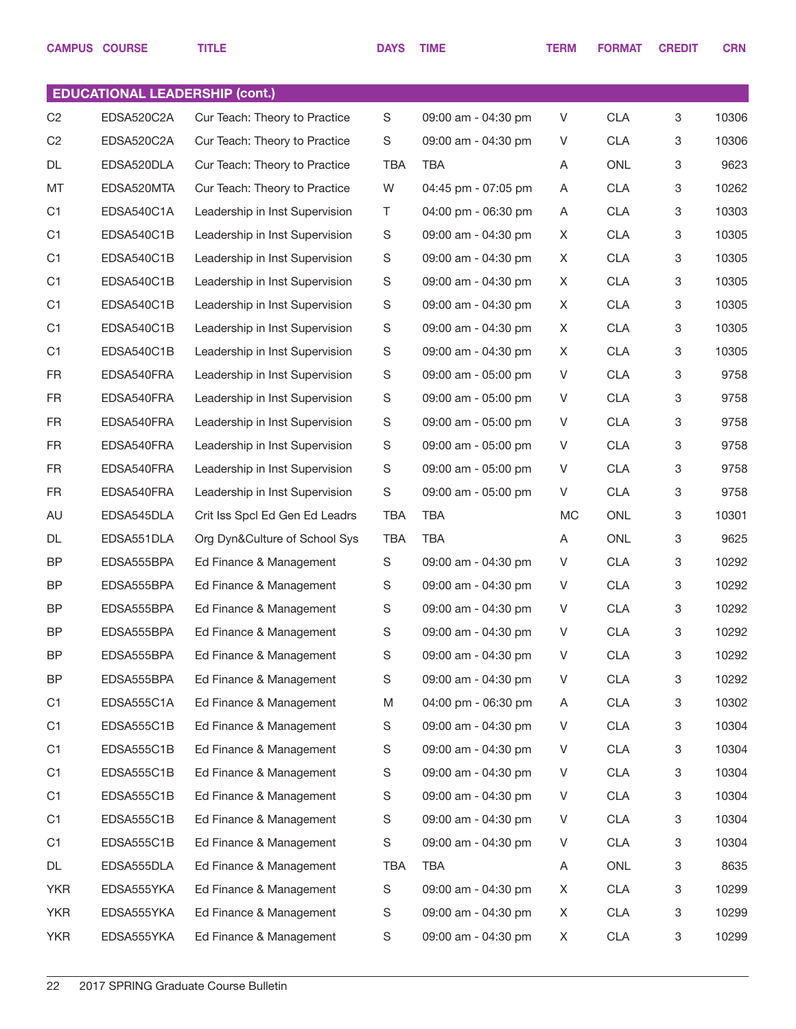| CAMPUS | COURSE | TITLE | DAYS | TIME | TERM | FORMAT | CREDIT | CRN |
|---|---|---|---|---|---|---|---|---|
| **EDUCATIONAL LEADERSHIP (cont.)** | | | | | | | | |
| C2 | EDSA520C2A | Cur Teach: Theory to Practice | S | 09:00 am - 04:30 pm | V | CLA | 3 | 10306 |
| C2 | EDSA520C2A | Cur Teach: Theory to Practice | S | 09:00 am - 04:30 pm | V | CLA | 3 | 10306 |
| DL | EDSA520DLA | Cur Teach: Theory to Practice | TBA | TBA | A | ONL | 3 | 9623 |
| MT | EDSA520MTA | Cur Teach: Theory to Practice | W | 04:45 pm - 07:05 pm | A | CLA | 3 | 10262 |
| C1 | EDSA540C1A | Leadership in Inst Supervision | T | 04:00 pm - 06:30 pm | A | CLA | 3 | 10303 |
| C1 | EDSA540C1B | Leadership in Inst Supervision | S | 09:00 am - 04:30 pm | X | CLA | 3 | 10305 |
| C1 | EDSA540C1B | Leadership in Inst Supervision | S | 09:00 am - 04:30 pm | X | CLA | 3 | 10305 |
| C1 | EDSA540C1B | Leadership in Inst Supervision | S | 09:00 am - 04:30 pm | X | CLA | 3 | 10305 |
| C1 | EDSA540C1B | Leadership in Inst Supervision | S | 09:00 am - 04:30 pm | X | CLA | 3 | 10305 |
| C1 | EDSA540C1B | Leadership in Inst Supervision | S | 09:00 am - 04:30 pm | X | CLA | 3 | 10305 |
| C1 | EDSA540C1B | Leadership in Inst Supervision | S | 09:00 am - 04:30 pm | X | CLA | 3 | 10305 |
| FR | EDSA540FRA | Leadership in Inst Supervision | S | 09:00 am - 05:00 pm | V | CLA | 3 | 9758 |
| FR | EDSA540FRA | Leadership in Inst Supervision | S | 09:00 am - 05:00 pm | V | CLA | 3 | 9758 |
| FR | EDSA540FRA | Leadership in Inst Supervision | S | 09:00 am - 05:00 pm | V | CLA | 3 | 9758 |
| FR | EDSA540FRA | Leadership in Inst Supervision | S | 09:00 am - 05:00 pm | V | CLA | 3 | 9758 |
| FR | EDSA540FRA | Leadership in Inst Supervision | S | 09:00 am - 05:00 pm | V | CLA | 3 | 9758 |
| FR | EDSA540FRA | Leadership in Inst Supervision | S | 09:00 am - 05:00 pm | V | CLA | 3 | 9758 |
| AU | EDSA545DLA | Crit Iss Spcl Ed Gen Ed Leadrs | TBA | TBA | MC | ONL | 3 | 10301 |
| DL | EDSA551DLA | Org Dyn&Culture of School Sys | TBA | TBA | A | ONL | 3 | 9625 |
| BP | EDSA555BPA | Ed Finance & Management | S | 09:00 am - 04:30 pm | V | CLA | 3 | 10292 |
| BP | EDSA555BPA | Ed Finance & Management | S | 09:00 am - 04:30 pm | V | CLA | 3 | 10292 |
| BP | EDSA555BPA | Ed Finance & Management | S | 09:00 am - 04:30 pm | V | CLA | 3 | 10292 |
| BP | EDSA555BPA | Ed Finance & Management | S | 09:00 am - 04:30 pm | V | CLA | 3 | 10292 |
| BP | EDSA555BPA | Ed Finance & Management | S | 09:00 am - 04:30 pm | V | CLA | 3 | 10292 |
| BP | EDSA555BPA | Ed Finance & Management | S | 09:00 am - 04:30 pm | V | CLA | 3 | 10292 |
| C1 | EDSA555C1A | Ed Finance & Management | M | 04:00 pm - 06:30 pm | A | CLA | 3 | 10302 |
| C1 | EDSA555C1B | Ed Finance & Management | S | 09:00 am - 04:30 pm | V | CLA | 3 | 10304 |
| C1 | EDSA555C1B | Ed Finance & Management | S | 09:00 am - 04:30 pm | V | CLA | 3 | 10304 |
| C1 | EDSA555C1B | Ed Finance & Management | S | 09:00 am - 04:30 pm | V | CLA | 3 | 10304 |
| C1 | EDSA555C1B | Ed Finance & Management | S | 09:00 am - 04:30 pm | V | CLA | 3 | 10304 |
| C1 | EDSA555C1B | Ed Finance & Management | S | 09:00 am - 04:30 pm | V | CLA | 3 | 10304 |
| C1 | EDSA555C1B | Ed Finance & Management | S | 09:00 am - 04:30 pm | V | CLA | 3 | 10304 |
| DL | EDSA555DLA | Ed Finance & Management | TBA | TBA | A | ONL | 3 | 8635 |
| YKR | EDSA555YKA | Ed Finance & Management | S | 09:00 am - 04:30 pm | X | CLA | 3 | 10299 |
| YKR | EDSA555YKA | Ed Finance & Management | S | 09:00 am - 04:30 pm | X | CLA | 3 | 10299 |
| YKR | EDSA555YKA | Ed Finance & Management | S | 09:00 am - 04:30 pm | X | CLA | 3 | 10299 |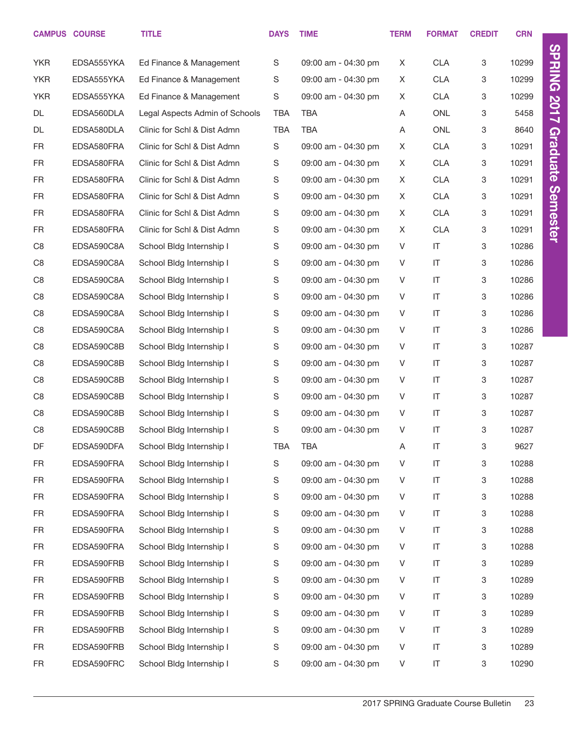| CAMPUS | COURSE | TITLE | DAYS | TIME | TERM | FORMAT | CREDIT | CRN |
|---|---|---|---|---|---|---|---|---|
| YKR | EDSA555YKA | Ed Finance & Management | S | 09:00 am - 04:30 pm | X | CLA | 3 | 10299 |
| YKR | EDSA555YKA | Ed Finance & Management | S | 09:00 am - 04:30 pm | X | CLA | 3 | 10299 |
| YKR | EDSA555YKA | Ed Finance & Management | S | 09:00 am - 04:30 pm | X | CLA | 3 | 10299 |
| DL | EDSA560DLA | Legal Aspects Admin of Schools | TBA | TBA | A | ONL | 3 | 5458 |
| DL | EDSA580DLA | Clinic for Schl & Dist Admn | TBA | TBA | A | ONL | 3 | 8640 |
| FR | EDSA580FRA | Clinic for Schl & Dist Admn | S | 09:00 am - 04:30 pm | X | CLA | 3 | 10291 |
| FR | EDSA580FRA | Clinic for Schl & Dist Admn | S | 09:00 am - 04:30 pm | X | CLA | 3 | 10291 |
| FR | EDSA580FRA | Clinic for Schl & Dist Admn | S | 09:00 am - 04:30 pm | X | CLA | 3 | 10291 |
| FR | EDSA580FRA | Clinic for Schl & Dist Admn | S | 09:00 am - 04:30 pm | X | CLA | 3 | 10291 |
| FR | EDSA580FRA | Clinic for Schl & Dist Admn | S | 09:00 am - 04:30 pm | X | CLA | 3 | 10291 |
| FR | EDSA580FRA | Clinic for Schl & Dist Admn | S | 09:00 am - 04:30 pm | X | CLA | 3 | 10291 |
| C8 | EDSA590C8A | School Bldg Internship I | S | 09:00 am - 04:30 pm | V | IT | 3 | 10286 |
| C8 | EDSA590C8A | School Bldg Internship I | S | 09:00 am - 04:30 pm | V | IT | 3 | 10286 |
| C8 | EDSA590C8A | School Bldg Internship I | S | 09:00 am - 04:30 pm | V | IT | 3 | 10286 |
| C8 | EDSA590C8A | School Bldg Internship I | S | 09:00 am - 04:30 pm | V | IT | 3 | 10286 |
| C8 | EDSA590C8A | School Bldg Internship I | S | 09:00 am - 04:30 pm | V | IT | 3 | 10286 |
| C8 | EDSA590C8A | School Bldg Internship I | S | 09:00 am - 04:30 pm | V | IT | 3 | 10286 |
| C8 | EDSA590C8B | School Bldg Internship I | S | 09:00 am - 04:30 pm | V | IT | 3 | 10287 |
| C8 | EDSA590C8B | School Bldg Internship I | S | 09:00 am - 04:30 pm | V | IT | 3 | 10287 |
| C8 | EDSA590C8B | School Bldg Internship I | S | 09:00 am - 04:30 pm | V | IT | 3 | 10287 |
| C8 | EDSA590C8B | School Bldg Internship I | S | 09:00 am - 04:30 pm | V | IT | 3 | 10287 |
| C8 | EDSA590C8B | School Bldg Internship I | S | 09:00 am - 04:30 pm | V | IT | 3 | 10287 |
| C8 | EDSA590C8B | School Bldg Internship I | S | 09:00 am - 04:30 pm | V | IT | 3 | 10287 |
| DF | EDSA590DFA | School Bldg Internship I | TBA | TBA | A | IT | 3 | 9627 |
| FR | EDSA590FRA | School Bldg Internship I | S | 09:00 am - 04:30 pm | V | IT | 3 | 10288 |
| FR | EDSA590FRA | School Bldg Internship I | S | 09:00 am - 04:30 pm | V | IT | 3 | 10288 |
| FR | EDSA590FRA | School Bldg Internship I | S | 09:00 am - 04:30 pm | V | IT | 3 | 10288 |
| FR | EDSA590FRA | School Bldg Internship I | S | 09:00 am - 04:30 pm | V | IT | 3 | 10288 |
| FR | EDSA590FRA | School Bldg Internship I | S | 09:00 am - 04:30 pm | V | IT | 3 | 10288 |
| FR | EDSA590FRA | School Bldg Internship I | S | 09:00 am - 04:30 pm | V | IT | 3 | 10288 |
| FR | EDSA590FRB | School Bldg Internship I | S | 09:00 am - 04:30 pm | V | IT | 3 | 10289 |
| FR | EDSA590FRB | School Bldg Internship I | S | 09:00 am - 04:30 pm | V | IT | 3 | 10289 |
| FR | EDSA590FRB | School Bldg Internship I | S | 09:00 am - 04:30 pm | V | IT | 3 | 10289 |
| FR | EDSA590FRB | School Bldg Internship I | S | 09:00 am - 04:30 pm | V | IT | 3 | 10289 |
| FR | EDSA590FRB | School Bldg Internship I | S | 09:00 am - 04:30 pm | V | IT | 3 | 10289 |
| FR | EDSA590FRB | School Bldg Internship I | S | 09:00 am - 04:30 pm | V | IT | 3 | 10289 |
| FR | EDSA590FRC | School Bldg Internship I | S | 09:00 am - 04:30 pm | V | IT | 3 | 10290 |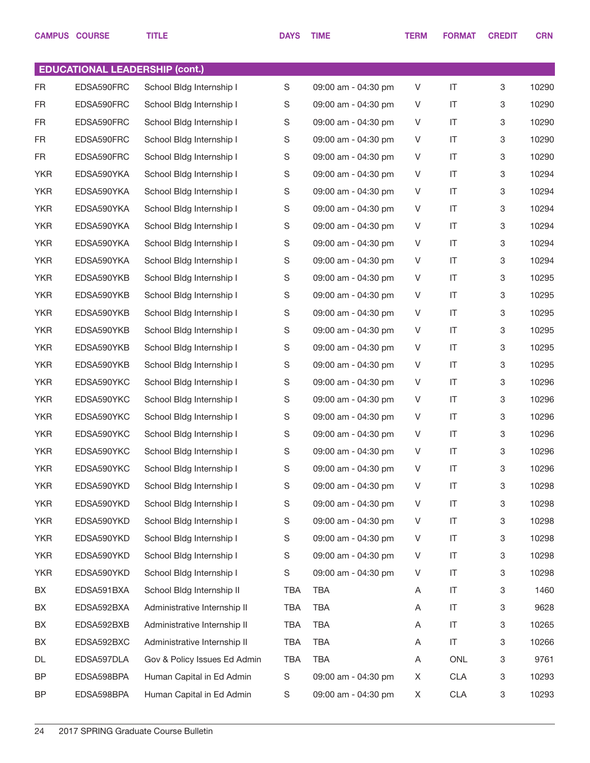| CAMPUS | COURSE | TITLE | DAYS | TIME | TERM | FORMAT | CREDIT | CRN |
|---|---|---|---|---|---|---|---|---|
| **EDUCATIONAL LEADERSHIP (cont.)** | | | | | | | | |
| FR | EDSA590FRC | School Bldg Internship I | S | 09:00 am - 04:30 pm | V | IT | 3 | 10290 |
| FR | EDSA590FRC | School Bldg Internship I | S | 09:00 am - 04:30 pm | V | IT | 3 | 10290 |
| FR | EDSA590FRC | School Bldg Internship I | S | 09:00 am - 04:30 pm | V | IT | 3 | 10290 |
| FR | EDSA590FRC | School Bldg Internship I | S | 09:00 am - 04:30 pm | V | IT | 3 | 10290 |
| FR | EDSA590FRC | School Bldg Internship I | S | 09:00 am - 04:30 pm | V | IT | 3 | 10290 |
| YKR | EDSA590YKA | School Bldg Internship I | S | 09:00 am - 04:30 pm | V | IT | 3 | 10294 |
| YKR | EDSA590YKA | School Bldg Internship I | S | 09:00 am - 04:30 pm | V | IT | 3 | 10294 |
| YKR | EDSA590YKA | School Bldg Internship I | S | 09:00 am - 04:30 pm | V | IT | 3 | 10294 |
| YKR | EDSA590YKA | School Bldg Internship I | S | 09:00 am - 04:30 pm | V | IT | 3 | 10294 |
| YKR | EDSA590YKA | School Bldg Internship I | S | 09:00 am - 04:30 pm | V | IT | 3 | 10294 |
| YKR | EDSA590YKA | School Bldg Internship I | S | 09:00 am - 04:30 pm | V | IT | 3 | 10294 |
| YKR | EDSA590YKB | School Bldg Internship I | S | 09:00 am - 04:30 pm | V | IT | 3 | 10295 |
| YKR | EDSA590YKB | School Bldg Internship I | S | 09:00 am - 04:30 pm | V | IT | 3 | 10295 |
| YKR | EDSA590YKB | School Bldg Internship I | S | 09:00 am - 04:30 pm | V | IT | 3 | 10295 |
| YKR | EDSA590YKB | School Bldg Internship I | S | 09:00 am - 04:30 pm | V | IT | 3 | 10295 |
| YKR | EDSA590YKB | School Bldg Internship I | S | 09:00 am - 04:30 pm | V | IT | 3 | 10295 |
| YKR | EDSA590YKB | School Bldg Internship I | S | 09:00 am - 04:30 pm | V | IT | 3 | 10295 |
| YKR | EDSA590YKC | School Bldg Internship I | S | 09:00 am - 04:30 pm | V | IT | 3 | 10296 |
| YKR | EDSA590YKC | School Bldg Internship I | S | 09:00 am - 04:30 pm | V | IT | 3 | 10296 |
| YKR | EDSA590YKC | School Bldg Internship I | S | 09:00 am - 04:30 pm | V | IT | 3 | 10296 |
| YKR | EDSA590YKC | School Bldg Internship I | S | 09:00 am - 04:30 pm | V | IT | 3 | 10296 |
| YKR | EDSA590YKC | School Bldg Internship I | S | 09:00 am - 04:30 pm | V | IT | 3 | 10296 |
| YKR | EDSA590YKC | School Bldg Internship I | S | 09:00 am - 04:30 pm | V | IT | 3 | 10296 |
| YKR | EDSA590YKD | School Bldg Internship I | S | 09:00 am - 04:30 pm | V | IT | 3 | 10298 |
| YKR | EDSA590YKD | School Bldg Internship I | S | 09:00 am - 04:30 pm | V | IT | 3 | 10298 |
| YKR | EDSA590YKD | School Bldg Internship I | S | 09:00 am - 04:30 pm | V | IT | 3 | 10298 |
| YKR | EDSA590YKD | School Bldg Internship I | S | 09:00 am - 04:30 pm | V | IT | 3 | 10298 |
| YKR | EDSA590YKD | School Bldg Internship I | S | 09:00 am - 04:30 pm | V | IT | 3 | 10298 |
| YKR | EDSA590YKD | School Bldg Internship I | S | 09:00 am - 04:30 pm | V | IT | 3 | 10298 |
| BX | EDSA591BXA | School Bldg Internship II | TBA | TBA | A | IT | 3 | 1460 |
| BX | EDSA592BXA | Administrative Internship II | TBA | TBA | A | IT | 3 | 9628 |
| BX | EDSA592BXB | Administrative Internship II | TBA | TBA | A | IT | 3 | 10265 |
| BX | EDSA592BXC | Administrative Internship II | TBA | TBA | A | IT | 3 | 10266 |
| DL | EDSA597DLA | Gov & Policy Issues Ed Admin | TBA | TBA | A | ONL | 3 | 9761 |
| BP | EDSA598BPA | Human Capital in Ed Admin | S | 09:00 am - 04:30 pm | X | CLA | 3 | 10293 |
| BP | EDSA598BPA | Human Capital in Ed Admin | S | 09:00 am - 04:30 pm | X | CLA | 3 | 10293 |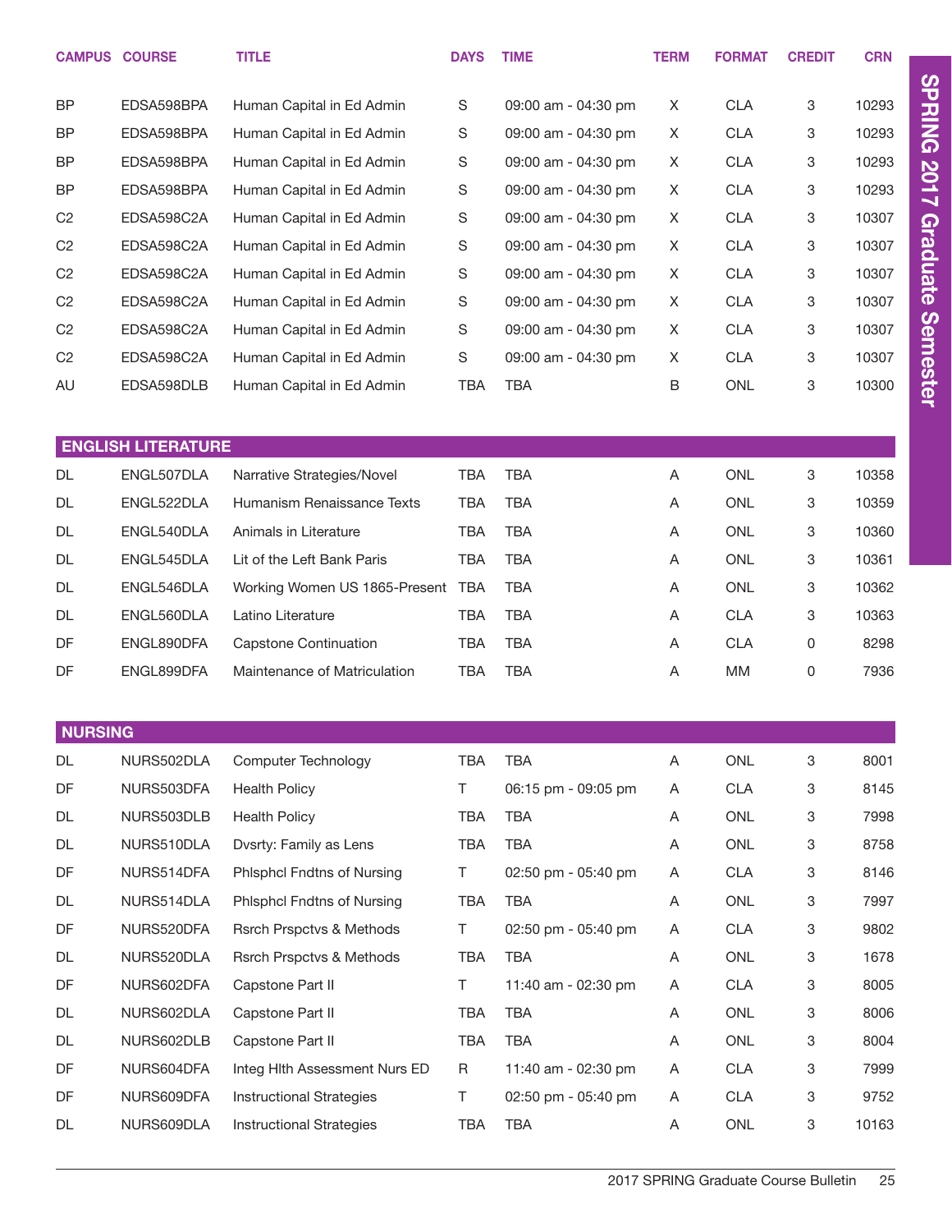| CAMPUS | COURSE | TITLE | DAYS | TIME | TERM | FORMAT | CREDIT | CRN |
|---|---|---|---|---|---|---|---|---|
| BP | EDSA598BPA | Human Capital in Ed Admin | S | 09:00 am - 04:30 pm | X | CLA | 3 | 10293 |
| BP | EDSA598BPA | Human Capital in Ed Admin | S | 09:00 am - 04:30 pm | X | CLA | 3 | 10293 |
| BP | EDSA598BPA | Human Capital in Ed Admin | S | 09:00 am - 04:30 pm | X | CLA | 3 | 10293 |
| BP | EDSA598BPA | Human Capital in Ed Admin | S | 09:00 am - 04:30 pm | X | CLA | 3 | 10293 |
| C2 | EDSA598C2A | Human Capital in Ed Admin | S | 09:00 am - 04:30 pm | X | CLA | 3 | 10307 |
| C2 | EDSA598C2A | Human Capital in Ed Admin | S | 09:00 am - 04:30 pm | X | CLA | 3 | 10307 |
| C2 | EDSA598C2A | Human Capital in Ed Admin | S | 09:00 am - 04:30 pm | X | CLA | 3 | 10307 |
| C2 | EDSA598C2A | Human Capital in Ed Admin | S | 09:00 am - 04:30 pm | X | CLA | 3 | 10307 |
| C2 | EDSA598C2A | Human Capital in Ed Admin | S | 09:00 am - 04:30 pm | X | CLA | 3 | 10307 |
| C2 | EDSA598C2A | Human Capital in Ed Admin | S | 09:00 am - 04:30 pm | X | CLA | 3 | 10307 |
| AU | EDSA598DLB | Human Capital in Ed Admin | TBA | TBA | B | ONL | 3 | 10300 |

## ENGLISH LITERATURE

| CAMPUS | COURSE | TITLE | DAYS | TIME | TERM | FORMAT | CREDIT | CRN |
|---|---|---|---|---|---|---|---|---|
| DL | ENGL507DLA | Narrative Strategies/Novel | TBA | TBA | A | ONL | 3 | 10358 |
| DL | ENGL522DLA | Humanism Renaissance Texts | TBA | TBA | A | ONL | 3 | 10359 |
| DL | ENGL540DLA | Animals in Literature | TBA | TBA | A | ONL | 3 | 10360 |
| DL | ENGL545DLA | Lit of the Left Bank Paris | TBA | TBA | A | ONL | 3 | 10361 |
| DL | ENGL546DLA | Working Women US 1865-Present | TBA | TBA | A | ONL | 3 | 10362 |
| DL | ENGL560DLA | Latino Literature | TBA | TBA | A | CLA | 3 | 10363 |
| DF | ENGL890DFA | Capstone Continuation | TBA | TBA | A | CLA | 0 | 8298 |
| DF | ENGL899DFA | Maintenance of Matriculation | TBA | TBA | A | MM | 0 | 7936 |

## NURSING

| CAMPUS | COURSE | TITLE | DAYS | TIME | TERM | FORMAT | CREDIT | CRN |
|---|---|---|---|---|---|---|---|---|
| DL | NURS502DLA | Computer Technology | TBA | TBA | A | ONL | 3 | 8001 |
| DF | NURS503DFA | Health Policy | T | 06:15 pm - 09:05 pm | A | CLA | 3 | 8145 |
| DL | NURS503DLB | Health Policy | TBA | TBA | A | ONL | 3 | 7998 |
| DL | NURS510DLA | Dvsrty: Family as Lens | TBA | TBA | A | ONL | 3 | 8758 |
| DF | NURS514DFA | Phlsphcl Fndtns of Nursing | T | 02:50 pm - 05:40 pm | A | CLA | 3 | 8146 |
| DL | NURS514DLA | Phlsphcl Fndtns of Nursing | TBA | TBA | A | ONL | 3 | 7997 |
| DF | NURS520DFA | Rsrch Prspctvs & Methods | T | 02:50 pm - 05:40 pm | A | CLA | 3 | 9802 |
| DL | NURS520DLA | Rsrch Prspctvs & Methods | TBA | TBA | A | ONL | 3 | 1678 |
| DF | NURS602DFA | Capstone Part II | T | 11:40 am - 02:30 pm | A | CLA | 3 | 8005 |
| DL | NURS602DLA | Capstone Part II | TBA | TBA | A | ONL | 3 | 8006 |
| DL | NURS602DLB | Capstone Part II | TBA | TBA | A | ONL | 3 | 8004 |
| DF | NURS604DFA | Integ Hlth Assessment Nurs ED | R | 11:40 am - 02:30 pm | A | CLA | 3 | 7999 |
| DF | NURS609DFA | Instructional Strategies | T | 02:50 pm - 05:40 pm | A | CLA | 3 | 9752 |
| DL | NURS609DLA | Instructional Strategies | TBA | TBA | A | ONL | 3 | 10163 |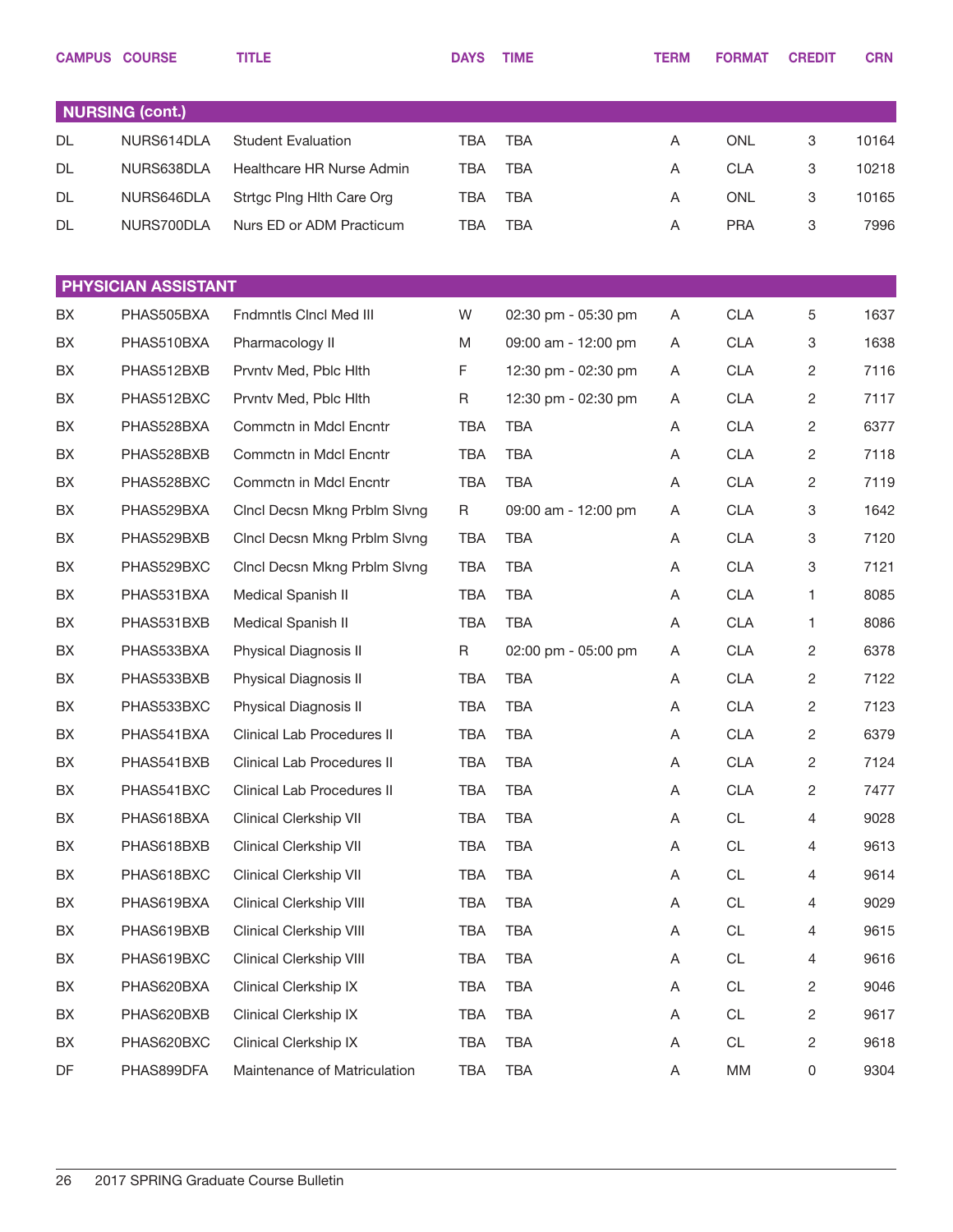| CAMPUS | COURSE | TITLE | DAYS | TIME | TERM | FORMAT | CREDIT | CRN |
|---|---|---|---|---|---|---|---|---|
| **NURSING (cont.)** | | | | | | | | |
| DL | NURS614DLA | Student Evaluation | TBA | TBA | A | ONL | 3 | 10164 |
| DL | NURS638DLA | Healthcare HR Nurse Admin | TBA | TBA | A | CLA | 3 | 10218 |
| DL | NURS646DLA | Strtgc Plng Hlth Care Org | TBA | TBA | A | ONL | 3 | 10165 |
| DL | NURS700DLA | Nurs ED or ADM Practicum | TBA | TBA | A | PRA | 3 | 7996 |
| **PHYSICIAN ASSISTANT** | | | | | | | | |
| BX | PHAS505BXA | Fndmntls Clncl Med III | W | 02:30 pm - 05:30 pm | A | CLA | 5 | 1637 |
| BX | PHAS510BXA | Pharmacology II | M | 09:00 am - 12:00 pm | A | CLA | 3 | 1638 |
| BX | PHAS512BXB | Prvntv Med, Pblc Hlth | F | 12:30 pm - 02:30 pm | A | CLA | 2 | 7116 |
| BX | PHAS512BXC | Prvntv Med, Pblc Hlth | R | 12:30 pm - 02:30 pm | A | CLA | 2 | 7117 |
| BX | PHAS528BXA | Commctn in Mdcl Encntr | TBA | TBA | A | CLA | 2 | 6377 |
| BX | PHAS528BXB | Commctn in Mdcl Encntr | TBA | TBA | A | CLA | 2 | 7118 |
| BX | PHAS528BXC | Commctn in Mdcl Encntr | TBA | TBA | A | CLA | 2 | 7119 |
| BX | PHAS529BXA | Clncl Decsn Mkng Prblm Slvng | R | 09:00 am - 12:00 pm | A | CLA | 3 | 1642 |
| BX | PHAS529BXB | Clncl Decsn Mkng Prblm Slvng | TBA | TBA | A | CLA | 3 | 7120 |
| BX | PHAS529BXC | Clncl Decsn Mkng Prblm Slvng | TBA | TBA | A | CLA | 3 | 7121 |
| BX | PHAS531BXA | Medical Spanish II | TBA | TBA | A | CLA | 1 | 8085 |
| BX | PHAS531BXB | Medical Spanish II | TBA | TBA | A | CLA | 1 | 8086 |
| BX | PHAS533BXA | Physical Diagnosis II | R | 02:00 pm - 05:00 pm | A | CLA | 2 | 6378 |
| BX | PHAS533BXB | Physical Diagnosis II | TBA | TBA | A | CLA | 2 | 7122 |
| BX | PHAS533BXC | Physical Diagnosis II | TBA | TBA | A | CLA | 2 | 7123 |
| BX | PHAS541BXA | Clinical Lab Procedures II | TBA | TBA | A | CLA | 2 | 6379 |
| BX | PHAS541BXB | Clinical Lab Procedures II | TBA | TBA | A | CLA | 2 | 7124 |
| BX | PHAS541BXC | Clinical Lab Procedures II | TBA | TBA | A | CLA | 2 | 7477 |
| BX | PHAS618BXA | Clinical Clerkship VII | TBA | TBA | A | CL | 4 | 9028 |
| BX | PHAS618BXB | Clinical Clerkship VII | TBA | TBA | A | CL | 4 | 9613 |
| BX | PHAS618BXC | Clinical Clerkship VII | TBA | TBA | A | CL | 4 | 9614 |
| BX | PHAS619BXA | Clinical Clerkship VIII | TBA | TBA | A | CL | 4 | 9029 |
| BX | PHAS619BXB | Clinical Clerkship VIII | TBA | TBA | A | CL | 4 | 9615 |
| BX | PHAS619BXC | Clinical Clerkship VIII | TBA | TBA | A | CL | 4 | 9616 |
| BX | PHAS620BXA | Clinical Clerkship IX | TBA | TBA | A | CL | 2 | 9046 |
| BX | PHAS620BXB | Clinical Clerkship IX | TBA | TBA | A | CL | 2 | 9617 |
| BX | PHAS620BXC | Clinical Clerkship IX | TBA | TBA | A | CL | 2 | 9618 |
| DF | PHAS899DFA | Maintenance of Matriculation | TBA | TBA | A | MM | 0 | 9304 |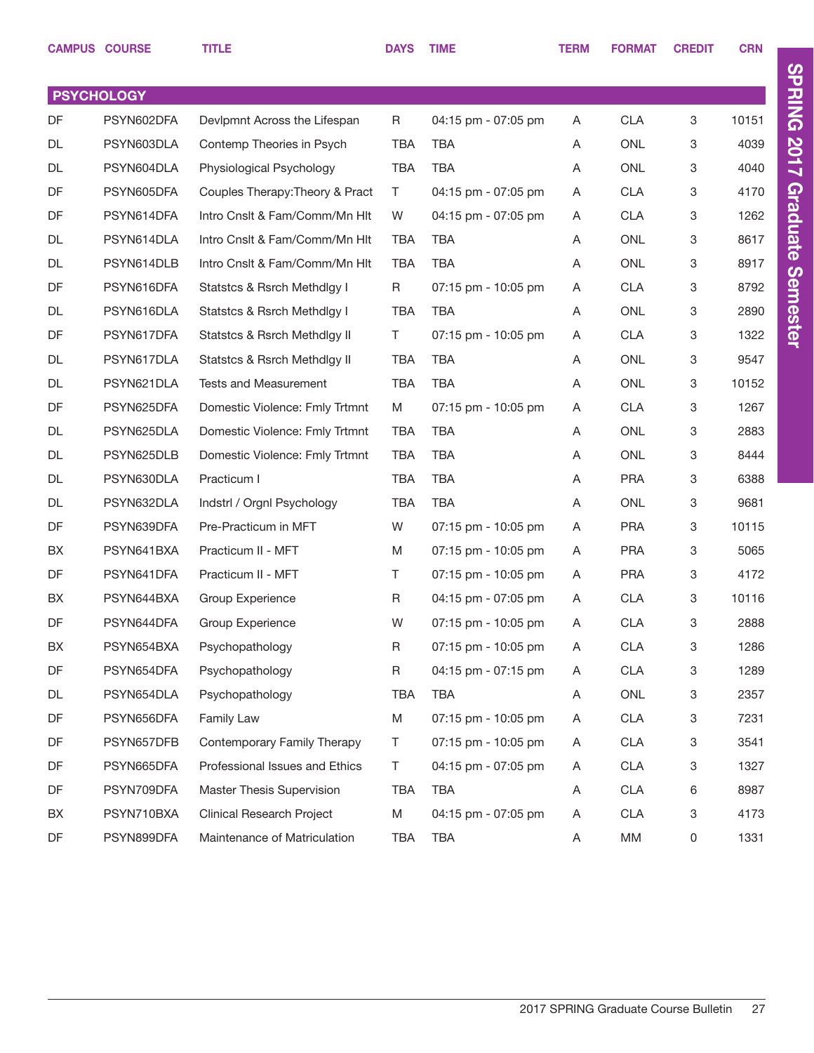## PSYCHOLOGY

| CAMPUS | COURSE | TITLE | DAYS | TIME | TERM | FORMAT | CREDIT | CRN |
|---|---|---|---|---|---|---|---|---|
| DF | PSYN602DFA | Devlpmnt Across the Lifespan | R | 04:15 pm - 07:05 pm | A | CLA | 3 | 10151 |
| DL | PSYN603DLA | Contemp Theories in Psych | TBA | TBA | A | ONL | 3 | 4039 |
| DL | PSYN604DLA | Physiological Psychology | TBA | TBA | A | ONL | 3 | 4040 |
| DF | PSYN605DFA | Couples Therapy:Theory & Pract | T | 04:15 pm - 07:05 pm | A | CLA | 3 | 4170 |
| DF | PSYN614DFA | Intro Cnslt & Fam/Comm/Mn Hlt | W | 04:15 pm - 07:05 pm | A | CLA | 3 | 1262 |
| DL | PSYN614DLA | Intro Cnslt & Fam/Comm/Mn Hlt | TBA | TBA | A | ONL | 3 | 8617 |
| DL | PSYN614DLB | Intro Cnslt & Fam/Comm/Mn Hlt | TBA | TBA | A | ONL | 3 | 8917 |
| DF | PSYN616DFA | Statstcs & Rsrch Methdlgy I | R | 07:15 pm - 10:05 pm | A | CLA | 3 | 8792 |
| DL | PSYN616DLA | Statstcs & Rsrch Methdlgy I | TBA | TBA | A | ONL | 3 | 2890 |
| DF | PSYN617DFA | Statstcs & Rsrch Methdlgy II | T | 07:15 pm - 10:05 pm | A | CLA | 3 | 1322 |
| DL | PSYN617DLA | Statstcs & Rsrch Methdlgy II | TBA | TBA | A | ONL | 3 | 9547 |
| DL | PSYN621DLA | Tests and Measurement | TBA | TBA | A | ONL | 3 | 10152 |
| DF | PSYN625DFA | Domestic Violence: Fmly Trtmnt | M | 07:15 pm - 10:05 pm | A | CLA | 3 | 1267 |
| DL | PSYN625DLA | Domestic Violence: Fmly Trtmnt | TBA | TBA | A | ONL | 3 | 2883 |
| DL | PSYN625DLB | Domestic Violence: Fmly Trtmnt | TBA | TBA | A | ONL | 3 | 8444 |
| DL | PSYN630DLA | Practicum I | TBA | TBA | A | PRA | 3 | 6388 |
| DL | PSYN632DLA | Indstrl / Orgnl Psychology | TBA | TBA | A | ONL | 3 | 9681 |
| DF | PSYN639DFA | Pre-Practicum in MFT | W | 07:15 pm - 10:05 pm | A | PRA | 3 | 10115 |
| BX | PSYN641BXA | Practicum II - MFT | M | 07:15 pm - 10:05 pm | A | PRA | 3 | 5065 |
| DF | PSYN641DFA | Practicum II - MFT | T | 07:15 pm - 10:05 pm | A | PRA | 3 | 4172 |
| BX | PSYN644BXA | Group Experience | R | 04:15 pm - 07:05 pm | A | CLA | 3 | 10116 |
| DF | PSYN644DFA | Group Experience | W | 07:15 pm - 10:05 pm | A | CLA | 3 | 2888 |
| BX | PSYN654BXA | Psychopathology | R | 07:15 pm - 10:05 pm | A | CLA | 3 | 1286 |
| DF | PSYN654DFA | Psychopathology | R | 04:15 pm - 07:15 pm | A | CLA | 3 | 1289 |
| DL | PSYN654DLA | Psychopathology | TBA | TBA | A | ONL | 3 | 2357 |
| DF | PSYN656DFA | Family Law | M | 07:15 pm - 10:05 pm | A | CLA | 3 | 7231 |
| DF | PSYN657DFB | Contemporary Family Therapy | T | 07:15 pm - 10:05 pm | A | CLA | 3 | 3541 |
| DF | PSYN665DFA | Professional Issues and Ethics | T | 04:15 pm - 07:05 pm | A | CLA | 3 | 1327 |
| DF | PSYN709DFA | Master Thesis Supervision | TBA | TBA | A | CLA | 6 | 8987 |
| BX | PSYN710BXA | Clinical Research Project | M | 04:15 pm - 07:05 pm | A | CLA | 3 | 4173 |
| DF | PSYN899DFA | Maintenance of Matriculation | TBA | TBA | A | MM | 0 | 1331 |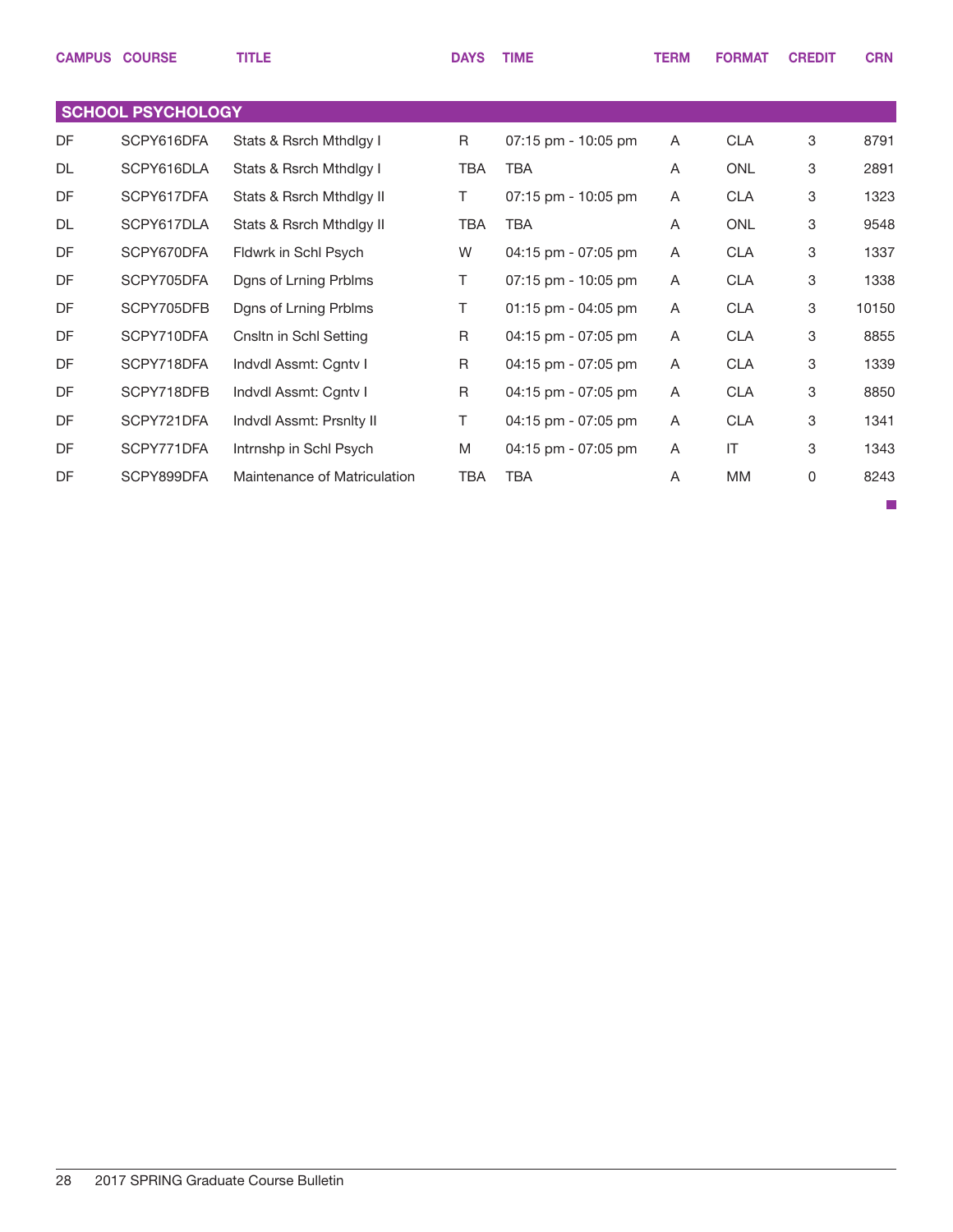## SCHOOL PSYCHOLOGY

| CAMPUS | COURSE | TITLE | DAYS | TIME | TERM | FORMAT | CREDIT | CRN |
|---|---|---|---|---|---|---|---|---|
| DF | SCPY616DFA | Stats & Rsrch Mthdlgy I | R | 07:15 pm - 10:05 pm | A | CLA | 3 | 8791 |
| DL | SCPY616DLA | Stats & Rsrch Mthdlgy I | TBA | TBA | A | ONL | 3 | 2891 |
| DF | SCPY617DFA | Stats & Rsrch Mthdlgy II | T | 07:15 pm - 10:05 pm | A | CLA | 3 | 1323 |
| DL | SCPY617DLA | Stats & Rsrch Mthdlgy II | TBA | TBA | A | ONL | 3 | 9548 |
| DF | SCPY670DFA | Fldwrk in Schl Psych | W | 04:15 pm - 07:05 pm | A | CLA | 3 | 1337 |
| DF | SCPY705DFA | Dgns of Lrning Prblms | T | 07:15 pm - 10:05 pm | A | CLA | 3 | 1338 |
| DF | SCPY705DFB | Dgns of Lrning Prblms | T | 01:15 pm - 04:05 pm | A | CLA | 3 | 10150 |
| DF | SCPY710DFA | Cnsltn in Schl Setting | R | 04:15 pm - 07:05 pm | A | CLA | 3 | 8855 |
| DF | SCPY718DFA | Indvdl Assmt: Cgntv I | R | 04:15 pm - 07:05 pm | A | CLA | 3 | 1339 |
| DF | SCPY718DFB | Indvdl Assmt: Cgntv I | R | 04:15 pm - 07:05 pm | A | CLA | 3 | 8850 |
| DF | SCPY721DFA | Indvdl Assmt: Prsnlty II | T | 04:15 pm - 07:05 pm | A | CLA | 3 | 1341 |
| DF | SCPY771DFA | Intrnshp in Schl Psych | M | 04:15 pm - 07:05 pm | A | IT | 3 | 1343 |
| DF | SCPY899DFA | Maintenance of Matriculation | TBA | TBA | A | MM | 0 | 8243 |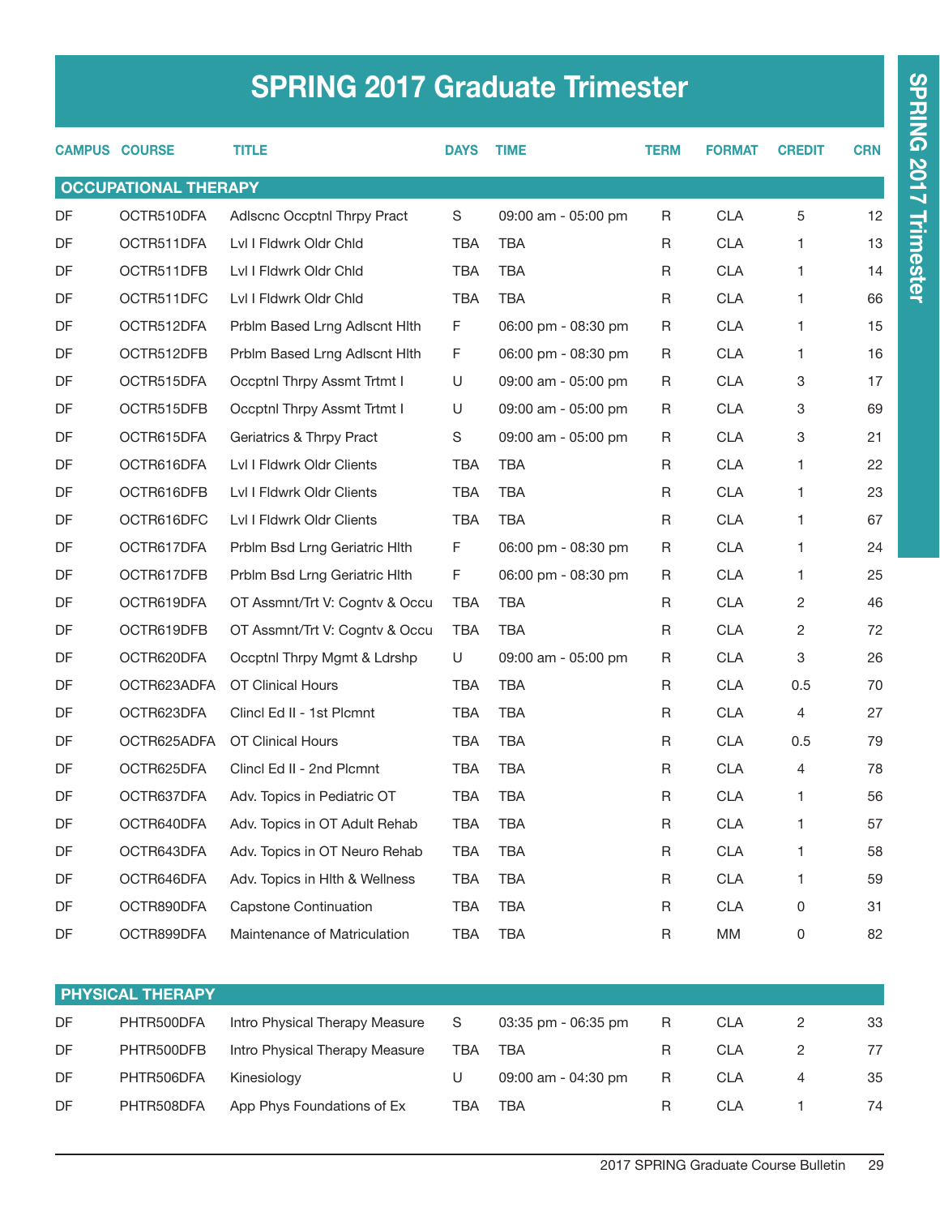# SPRING 2017 Graduate Trimester

| CAMPUS | COURSE | TITLE | DAYS | TIME | TERM | FORMAT | CREDIT | CRN |
|---|---|---|---|---|---|---|---|---|
| **OCCUPATIONAL THERAPY** | | | | | | | | |
| DF | OCTR510DFA | Adlscnc Occptnl Thrpy Pract | S | 09:00 am - 05:00 pm | R | CLA | 5 | 12 |
| DF | OCTR511DFA | Lvl I Fldwrk Oldr Chld | TBA | TBA | R | CLA | 1 | 13 |
| DF | OCTR511DFB | Lvl I Fldwrk Oldr Chld | TBA | TBA | R | CLA | 1 | 14 |
| DF | OCTR511DFC | Lvl I Fldwrk Oldr Chld | TBA | TBA | R | CLA | 1 | 66 |
| DF | OCTR512DFA | Prblm Based Lrng Adlscnt Hlth | F | 06:00 pm - 08:30 pm | R | CLA | 1 | 15 |
| DF | OCTR512DFB | Prblm Based Lrng Adlscnt Hlth | F | 06:00 pm - 08:30 pm | R | CLA | 1 | 16 |
| DF | OCTR515DFA | Occptnl Thrpy Assmt Trtmt I | U | 09:00 am - 05:00 pm | R | CLA | 3 | 17 |
| DF | OCTR515DFB | Occptnl Thrpy Assmt Trtmt I | U | 09:00 am - 05:00 pm | R | CLA | 3 | 69 |
| DF | OCTR615DFA | Geriatrics & Thrpy Pract | S | 09:00 am - 05:00 pm | R | CLA | 3 | 21 |
| DF | OCTR616DFA | Lvl I Fldwrk Oldr Clients | TBA | TBA | R | CLA | 1 | 22 |
| DF | OCTR616DFB | Lvl I Fldwrk Oldr Clients | TBA | TBA | R | CLA | 1 | 23 |
| DF | OCTR616DFC | Lvl I Fldwrk Oldr Clients | TBA | TBA | R | CLA | 1 | 67 |
| DF | OCTR617DFA | Prblm Bsd Lrng Geriatric Hlth | F | 06:00 pm - 08:30 pm | R | CLA | 1 | 24 |
| DF | OCTR617DFB | Prblm Bsd Lrng Geriatric Hlth | F | 06:00 pm - 08:30 pm | R | CLA | 1 | 25 |
| DF | OCTR619DFA | OT Assmnt/Trt V: Cogntv & Occu | TBA | TBA | R | CLA | 2 | 46 |
| DF | OCTR619DFB | OT Assmnt/Trt V: Cogntv & Occu | TBA | TBA | R | CLA | 2 | 72 |
| DF | OCTR620DFA | Occptnl Thrpy Mgmt & Ldrshp | U | 09:00 am - 05:00 pm | R | CLA | 3 | 26 |
| DF | OCTR623ADFA | OT Clinical Hours | TBA | TBA | R | CLA | 0.5 | 70 |
| DF | OCTR623DFA | Clincl Ed II - 1st Plcmnt | TBA | TBA | R | CLA | 4 | 27 |
| DF | OCTR625ADFA | OT Clinical Hours | TBA | TBA | R | CLA | 0.5 | 79 |
| DF | OCTR625DFA | Clincl Ed II - 2nd Plcmnt | TBA | TBA | R | CLA | 4 | 78 |
| DF | OCTR637DFA | Adv. Topics in Pediatric OT | TBA | TBA | R | CLA | 1 | 56 |
| DF | OCTR640DFA | Adv. Topics in OT Adult Rehab | TBA | TBA | R | CLA | 1 | 57 |
| DF | OCTR643DFA | Adv. Topics in OT Neuro Rehab | TBA | TBA | R | CLA | 1 | 58 |
| DF | OCTR646DFA | Adv. Topics in Hlth & Wellness | TBA | TBA | R | CLA | 1 | 59 |
| DF | OCTR890DFA | Capstone Continuation | TBA | TBA | R | CLA | 0 | 31 |
| DF | OCTR899DFA | Maintenance of Matriculation | TBA | TBA | R | MM | 0 | 82 |
| **PHYSICAL THERAPY** | | | | | | | | |
| DF | PHTR500DFA | Intro Physical Therapy Measure | S | 03:35 pm - 06:35 pm | R | CLA | 2 | 33 |
| DF | PHTR500DFB | Intro Physical Therapy Measure | TBA | TBA | R | CLA | 2 | 77 |
| DF | PHTR506DFA | Kinesiology | U | 09:00 am - 04:30 pm | R | CLA | 4 | 35 |
| DF | PHTR508DFA | App Phys Foundations of Ex | TBA | TBA | R | CLA | 1 | 74 |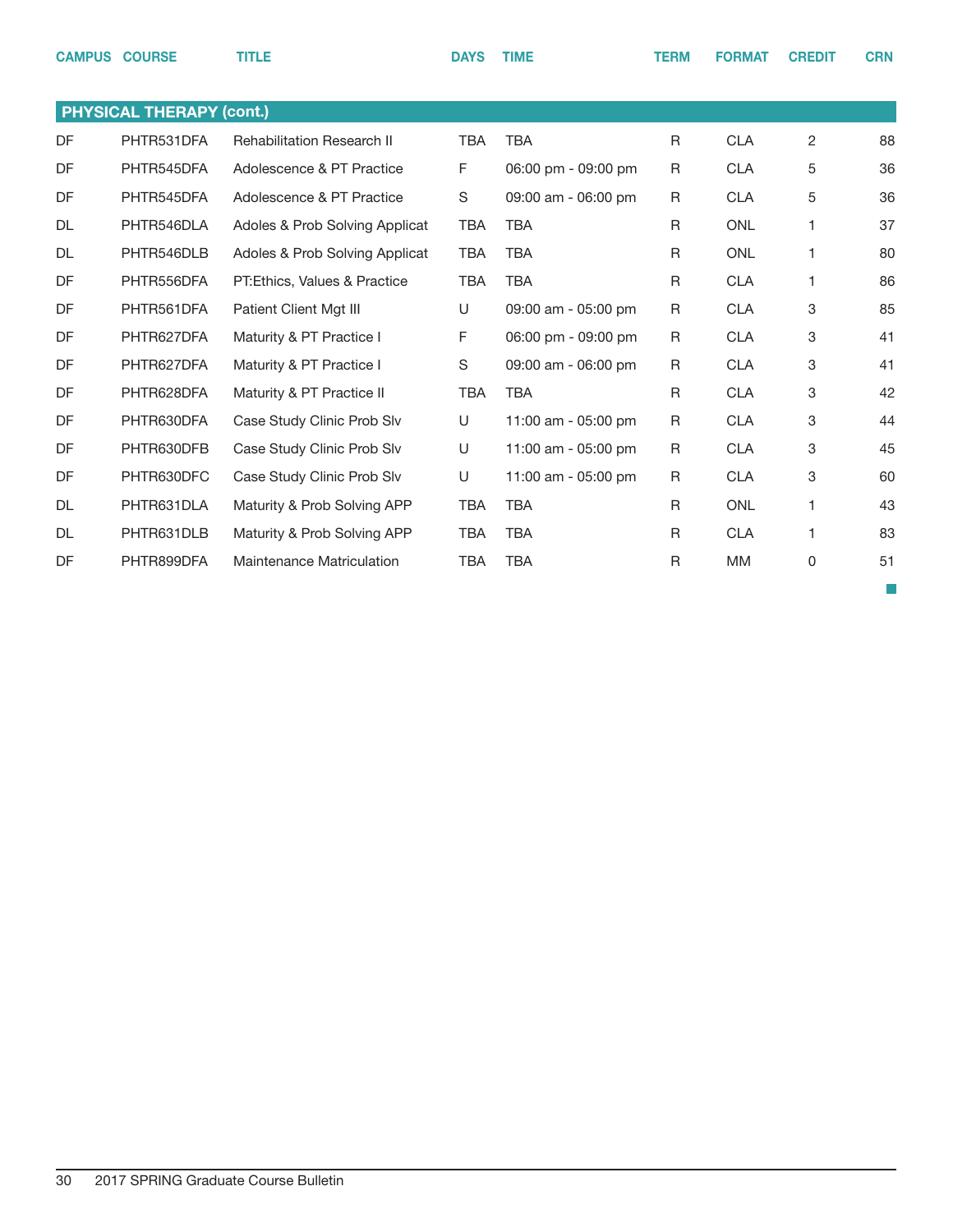| CAMPUS | COURSE | TITLE | DAYS | TIME | TERM | FORMAT | CREDIT | CRN |
|---|---|---|---|---|---|---|---|---|
| **PHYSICAL THERAPY (cont.)** | | | | | | | | |
| DF | PHTR531DFA | Rehabilitation Research II | TBA | TBA | R | CLA | 2 | 88 |
| DF | PHTR545DFA | Adolescence & PT Practice | F | 06:00 pm - 09:00 pm | R | CLA | 5 | 36 |
| DF | PHTR545DFA | Adolescence & PT Practice | S | 09:00 am - 06:00 pm | R | CLA | 5 | 36 |
| DL | PHTR546DLA | Adoles & Prob Solving Applicat | TBA | TBA | R | ONL | 1 | 37 |
| DL | PHTR546DLB | Adoles & Prob Solving Applicat | TBA | TBA | R | ONL | 1 | 80 |
| DF | PHTR556DFA | PT:Ethics, Values & Practice | TBA | TBA | R | CLA | 1 | 86 |
| DF | PHTR561DFA | Patient Client Mgt III | U | 09:00 am - 05:00 pm | R | CLA | 3 | 85 |
| DF | PHTR627DFA | Maturity & PT Practice I | F | 06:00 pm - 09:00 pm | R | CLA | 3 | 41 |
| DF | PHTR627DFA | Maturity & PT Practice I | S | 09:00 am - 06:00 pm | R | CLA | 3 | 41 |
| DF | PHTR628DFA | Maturity & PT Practice II | TBA | TBA | R | CLA | 3 | 42 |
| DF | PHTR630DFA | Case Study Clinic Prob Slv | U | 11:00 am - 05:00 pm | R | CLA | 3 | 44 |
| DF | PHTR630DFB | Case Study Clinic Prob Slv | U | 11:00 am - 05:00 pm | R | CLA | 3 | 45 |
| DF | PHTR630DFC | Case Study Clinic Prob Slv | U | 11:00 am - 05:00 pm | R | CLA | 3 | 60 |
| DL | PHTR631DLA | Maturity & Prob Solving APP | TBA | TBA | R | ONL | 1 | 43 |
| DL | PHTR631DLB | Maturity & Prob Solving APP | TBA | TBA | R | CLA | 1 | 83 |
| DF | PHTR899DFA | Maintenance Matriculation | TBA | TBA | R | MM | 0 | 51 |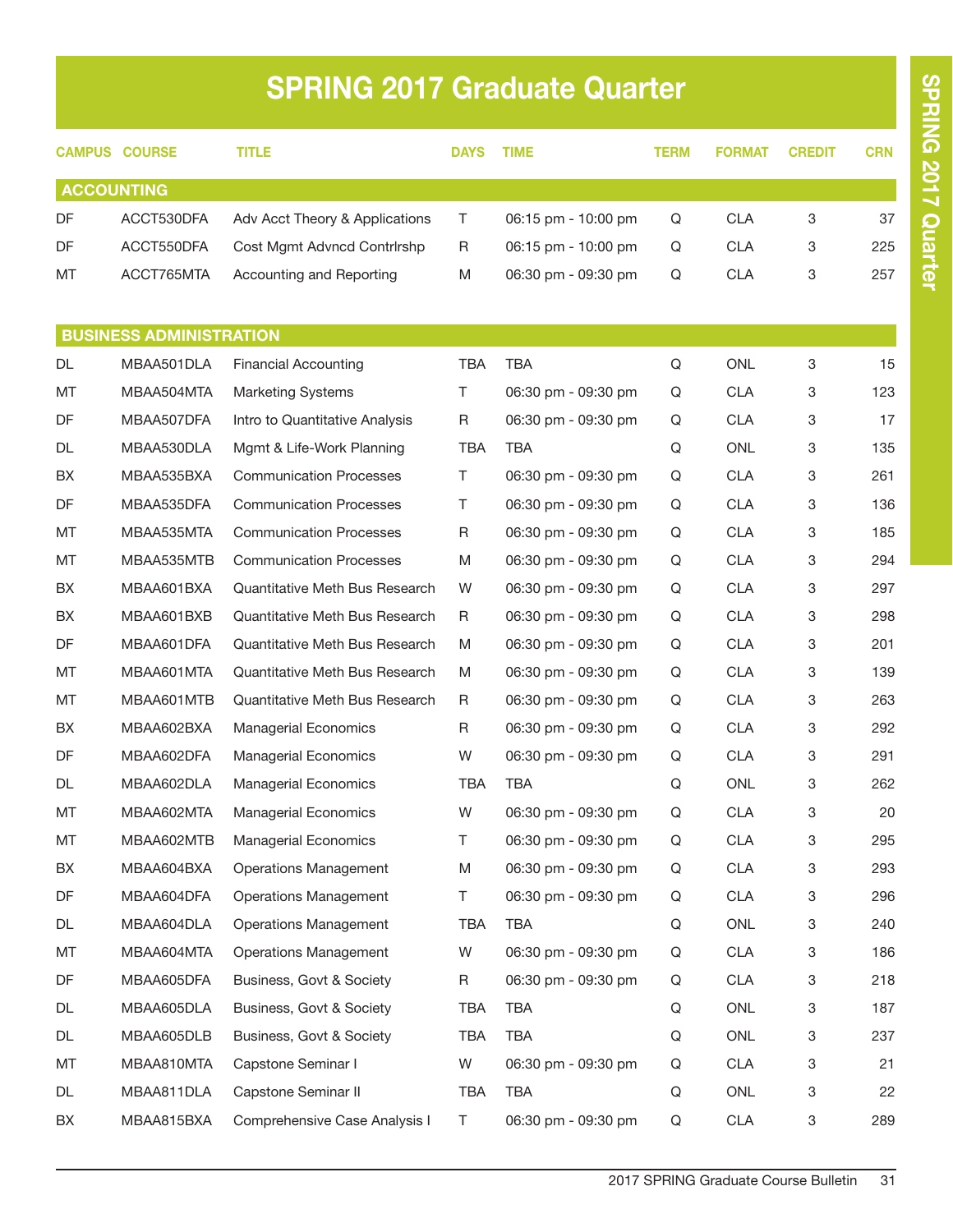# SPRING 2017 Graduate Quarter

| CAMPUS | COURSE | TITLE | DAYS | TIME | TERM | FORMAT | CREDIT | CRN |
|---|---|---|---|---|---|---|---|---|
| **ACCOUNTING** | | | | | | | | |
| DF | ACCT530DFA | Adv Acct Theory & Applications | T | 06:15 pm - 10:00 pm | Q | CLA | 3 | 37 |
| DF | ACCT550DFA | Cost Mgmt Advncd Contrlrshp | R | 06:15 pm - 10:00 pm | Q | CLA | 3 | 225 |
| MT | ACCT765MTA | Accounting and Reporting | M | 06:30 pm - 09:30 pm | Q | CLA | 3 | 257 |
| **BUSINESS ADMINISTRATION** | | | | | | | | |
| DL | MBAA501DLA | Financial Accounting | TBA | TBA | Q | ONL | 3 | 15 |
| MT | MBAA504MTA | Marketing Systems | T | 06:30 pm - 09:30 pm | Q | CLA | 3 | 123 |
| DF | MBAA507DFA | Intro to Quantitative Analysis | R | 06:30 pm - 09:30 pm | Q | CLA | 3 | 17 |
| DL | MBAA530DLA | Mgmt & Life-Work Planning | TBA | TBA | Q | ONL | 3 | 135 |
| BX | MBAA535BXA | Communication Processes | T | 06:30 pm - 09:30 pm | Q | CLA | 3 | 261 |
| DF | MBAA535DFA | Communication Processes | T | 06:30 pm - 09:30 pm | Q | CLA | 3 | 136 |
| MT | MBAA535MTA | Communication Processes | R | 06:30 pm - 09:30 pm | Q | CLA | 3 | 185 |
| MT | MBAA535MTB | Communication Processes | M | 06:30 pm - 09:30 pm | Q | CLA | 3 | 294 |
| BX | MBAA601BXA | Quantitative Meth Bus Research | W | 06:30 pm - 09:30 pm | Q | CLA | 3 | 297 |
| BX | MBAA601BXB | Quantitative Meth Bus Research | R | 06:30 pm - 09:30 pm | Q | CLA | 3 | 298 |
| DF | MBAA601DFA | Quantitative Meth Bus Research | M | 06:30 pm - 09:30 pm | Q | CLA | 3 | 201 |
| MT | MBAA601MTA | Quantitative Meth Bus Research | M | 06:30 pm - 09:30 pm | Q | CLA | 3 | 139 |
| MT | MBAA601MTB | Quantitative Meth Bus Research | R | 06:30 pm - 09:30 pm | Q | CLA | 3 | 263 |
| BX | MBAA602BXA | Managerial Economics | R | 06:30 pm - 09:30 pm | Q | CLA | 3 | 292 |
| DF | MBAA602DFA | Managerial Economics | W | 06:30 pm - 09:30 pm | Q | CLA | 3 | 291 |
| DL | MBAA602DLA | Managerial Economics | TBA | TBA | Q | ONL | 3 | 262 |
| MT | MBAA602MTA | Managerial Economics | W | 06:30 pm - 09:30 pm | Q | CLA | 3 | 20 |
| MT | MBAA602MTB | Managerial Economics | T | 06:30 pm - 09:30 pm | Q | CLA | 3 | 295 |
| BX | MBAA604BXA | Operations Management | M | 06:30 pm - 09:30 pm | Q | CLA | 3 | 293 |
| DF | MBAA604DFA | Operations Management | T | 06:30 pm - 09:30 pm | Q | CLA | 3 | 296 |
| DL | MBAA604DLA | Operations Management | TBA | TBA | Q | ONL | 3 | 240 |
| MT | MBAA604MTA | Operations Management | W | 06:30 pm - 09:30 pm | Q | CLA | 3 | 186 |
| DF | MBAA605DFA | Business, Govt & Society | R | 06:30 pm - 09:30 pm | Q | CLA | 3 | 218 |
| DL | MBAA605DLA | Business, Govt & Society | TBA | TBA | Q | ONL | 3 | 187 |
| DL | MBAA605DLB | Business, Govt & Society | TBA | TBA | Q | ONL | 3 | 237 |
| MT | MBAA810MTA | Capstone Seminar I | W | 06:30 pm - 09:30 pm | Q | CLA | 3 | 21 |
| DL | MBAA811DLA | Capstone Seminar II | TBA | TBA | Q | ONL | 3 | 22 |
| BX | MBAA815BXA | Comprehensive Case Analysis I | T | 06:30 pm - 09:30 pm | Q | CLA | 3 | 289 |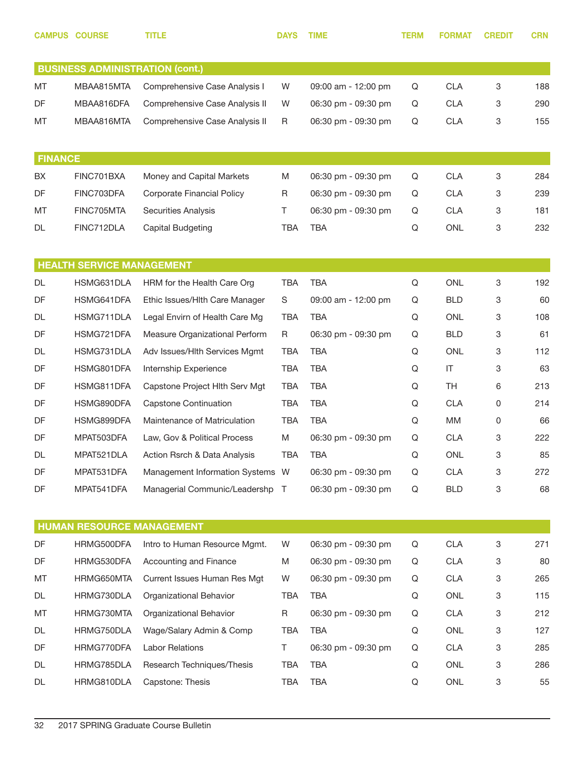| CAMPUS | COURSE | TITLE | DAYS | TIME | TERM | FORMAT | CREDIT | CRN |
|---|---|---|---|---|---|---|---|---|
| **BUSINESS ADMINISTRATION (cont.)** | | | | | | | | |
| MT | MBAA815MTA | Comprehensive Case Analysis I | W | 09:00 am - 12:00 pm | Q | CLA | 3 | 188 |
| DF | MBAA816DFA | Comprehensive Case Analysis II | W | 06:30 pm - 09:30 pm | Q | CLA | 3 | 290 |
| MT | MBAA816MTA | Comprehensive Case Analysis II | R | 06:30 pm - 09:30 pm | Q | CLA | 3 | 155 |
| **FINANCE** | | | | | | | | |
| BX | FINC701BXA | Money and Capital Markets | M | 06:30 pm - 09:30 pm | Q | CLA | 3 | 284 |
| DF | FINC703DFA | Corporate Financial Policy | R | 06:30 pm - 09:30 pm | Q | CLA | 3 | 239 |
| MT | FINC705MTA | Securities Analysis | T | 06:30 pm - 09:30 pm | Q | CLA | 3 | 181 |
| DL | FINC712DLA | Capital Budgeting | TBA | TBA | Q | ONL | 3 | 232 |
| **HEALTH SERVICE MANAGEMENT** | | | | | | | | |
| DL | HSMG631DLA | HRM for the Health Care Org | TBA | TBA | Q | ONL | 3 | 192 |
| DF | HSMG641DFA | Ethic Issues/Hlth Care Manager | S | 09:00 am - 12:00 pm | Q | BLD | 3 | 60 |
| DL | HSMG711DLA | Legal Envirn of Health Care Mg | TBA | TBA | Q | ONL | 3 | 108 |
| DF | HSMG721DFA | Measure Organizational Perform | R | 06:30 pm - 09:30 pm | Q | BLD | 3 | 61 |
| DL | HSMG731DLA | Adv Issues/Hlth Services Mgmt | TBA | TBA | Q | ONL | 3 | 112 |
| DF | HSMG801DFA | Internship Experience | TBA | TBA | Q | IT | 3 | 63 |
| DF | HSMG811DFA | Capstone Project Hlth Serv Mgt | TBA | TBA | Q | TH | 6 | 213 |
| DF | HSMG890DFA | Capstone Continuation | TBA | TBA | Q | CLA | 0 | 214 |
| DF | HSMG899DFA | Maintenance of Matriculation | TBA | TBA | Q | MM | 0 | 66 |
| DF | MPAT503DFA | Law, Gov & Political Process | M | 06:30 pm - 09:30 pm | Q | CLA | 3 | 222 |
| DL | MPAT521DLA | Action Rsrch & Data Analysis | TBA | TBA | Q | ONL | 3 | 85 |
| DF | MPAT531DFA | Management Information Systems | W | 06:30 pm - 09:30 pm | Q | CLA | 3 | 272 |
| DF | MPAT541DFA | Managerial Communic/Leadershp | T | 06:30 pm - 09:30 pm | Q | BLD | 3 | 68 |
| **HUMAN RESOURCE MANAGEMENT** | | | | | | | | |
| DF | HRMG500DFA | Intro to Human Resource Mgmt. | W | 06:30 pm - 09:30 pm | Q | CLA | 3 | 271 |
| DF | HRMG530DFA | Accounting and Finance | M | 06:30 pm - 09:30 pm | Q | CLA | 3 | 80 |
| MT | HRMG650MTA | Current Issues Human Res Mgt | W | 06:30 pm - 09:30 pm | Q | CLA | 3 | 265 |
| DL | HRMG730DLA | Organizational Behavior | TBA | TBA | Q | ONL | 3 | 115 |
| MT | HRMG730MTA | Organizational Behavior | R | 06:30 pm - 09:30 pm | Q | CLA | 3 | 212 |
| DL | HRMG750DLA | Wage/Salary Admin & Comp | TBA | TBA | Q | ONL | 3 | 127 |
| DF | HRMG770DFA | Labor Relations | T | 06:30 pm - 09:30 pm | Q | CLA | 3 | 285 |
| DL | HRMG785DLA | Research Techniques/Thesis | TBA | TBA | Q | ONL | 3 | 286 |
| DL | HRMG810DLA | Capstone: Thesis | TBA | TBA | Q | ONL | 3 | 55 |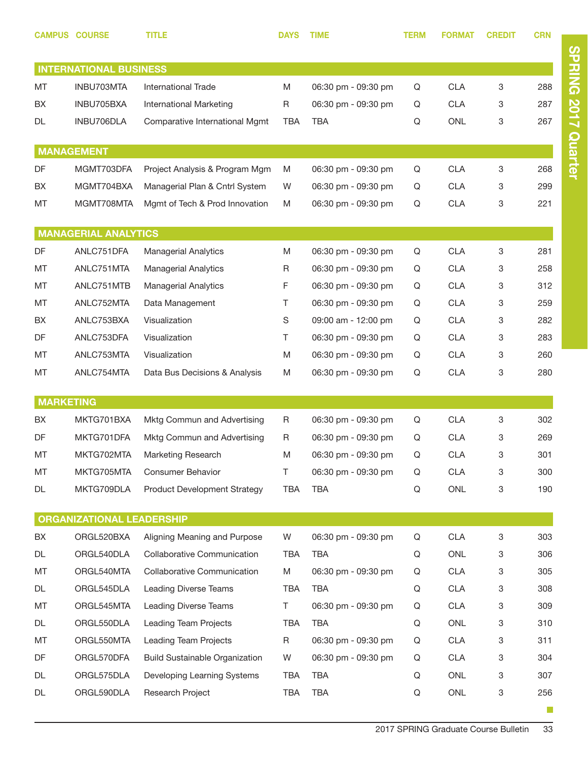| CAMPUS | COURSE | TITLE | DAYS | TIME | TERM | FORMAT | CREDIT | CRN |
|---|---|---|---|---|---|---|---|---|
| **INTERNATIONAL BUSINESS** | | | | | | | | |
| MT | INBU703MTA | International Trade | M | 06:30 pm - 09:30 pm | Q | CLA | 3 | 288 |
| BX | INBU705BXA | International Marketing | R | 06:30 pm - 09:30 pm | Q | CLA | 3 | 287 |
| DL | INBU706DLA | Comparative International Mgmt | TBA | TBA | Q | ONL | 3 | 267 |
| **MANAGEMENT** | | | | | | | | |
| DF | MGMT703DFA | Project Analysis & Program Mgm | M | 06:30 pm - 09:30 pm | Q | CLA | 3 | 268 |
| BX | MGMT704BXA | Managerial Plan & Cntrl System | W | 06:30 pm - 09:30 pm | Q | CLA | 3 | 299 |
| MT | MGMT708MTA | Mgmt of Tech & Prod Innovation | M | 06:30 pm - 09:30 pm | Q | CLA | 3 | 221 |
| **MANAGERIAL ANALYTICS** | | | | | | | | |
| DF | ANLC751DFA | Managerial Analytics | M | 06:30 pm - 09:30 pm | Q | CLA | 3 | 281 |
| MT | ANLC751MTA | Managerial Analytics | R | 06:30 pm - 09:30 pm | Q | CLA | 3 | 258 |
| MT | ANLC751MTB | Managerial Analytics | F | 06:30 pm - 09:30 pm | Q | CLA | 3 | 312 |
| MT | ANLC752MTA | Data Management | T | 06:30 pm - 09:30 pm | Q | CLA | 3 | 259 |
| BX | ANLC753BXA | Visualization | S | 09:00 am - 12:00 pm | Q | CLA | 3 | 282 |
| DF | ANLC753DFA | Visualization | T | 06:30 pm - 09:30 pm | Q | CLA | 3 | 283 |
| MT | ANLC753MTA | Visualization | M | 06:30 pm - 09:30 pm | Q | CLA | 3 | 260 |
| MT | ANLC754MTA | Data Bus Decisions & Analysis | M | 06:30 pm - 09:30 pm | Q | CLA | 3 | 280 |
| **MARKETING** | | | | | | | | |
| BX | MKTG701BXA | Mktg Commun and Advertising | R | 06:30 pm - 09:30 pm | Q | CLA | 3 | 302 |
| DF | MKTG701DFA | Mktg Commun and Advertising | R | 06:30 pm - 09:30 pm | Q | CLA | 3 | 269 |
| MT | MKTG702MTA | Marketing Research | M | 06:30 pm - 09:30 pm | Q | CLA | 3 | 301 |
| MT | MKTG705MTA | Consumer Behavior | T | 06:30 pm - 09:30 pm | Q | CLA | 3 | 300 |
| DL | MKTG709DLA | Product Development Strategy | TBA | TBA | Q | ONL | 3 | 190 |
| **ORGANIZATIONAL LEADERSHIP** | | | | | | | | |
| BX | ORGL520BXA | Aligning Meaning and Purpose | W | 06:30 pm - 09:30 pm | Q | CLA | 3 | 303 |
| DL | ORGL540DLA | Collaborative Communication | TBA | TBA | Q | ONL | 3 | 306 |
| MT | ORGL540MTA | Collaborative Communication | M | 06:30 pm - 09:30 pm | Q | CLA | 3 | 305 |
| DL | ORGL545DLA | Leading Diverse Teams | TBA | TBA | Q | CLA | 3 | 308 |
| MT | ORGL545MTA | Leading Diverse Teams | T | 06:30 pm - 09:30 pm | Q | CLA | 3 | 309 |
| DL | ORGL550DLA | Leading Team Projects | TBA | TBA | Q | ONL | 3 | 310 |
| MT | ORGL550MTA | Leading Team Projects | R | 06:30 pm - 09:30 pm | Q | CLA | 3 | 311 |
| DF | ORGL570DFA | Build Sustainable Organization | W | 06:30 pm - 09:30 pm | Q | CLA | 3 | 304 |
| DL | ORGL575DLA | Developing Learning Systems | TBA | TBA | Q | ONL | 3 | 307 |
| DL | ORGL590DLA | Research Project | TBA | TBA | Q | ONL | 3 | 256 |